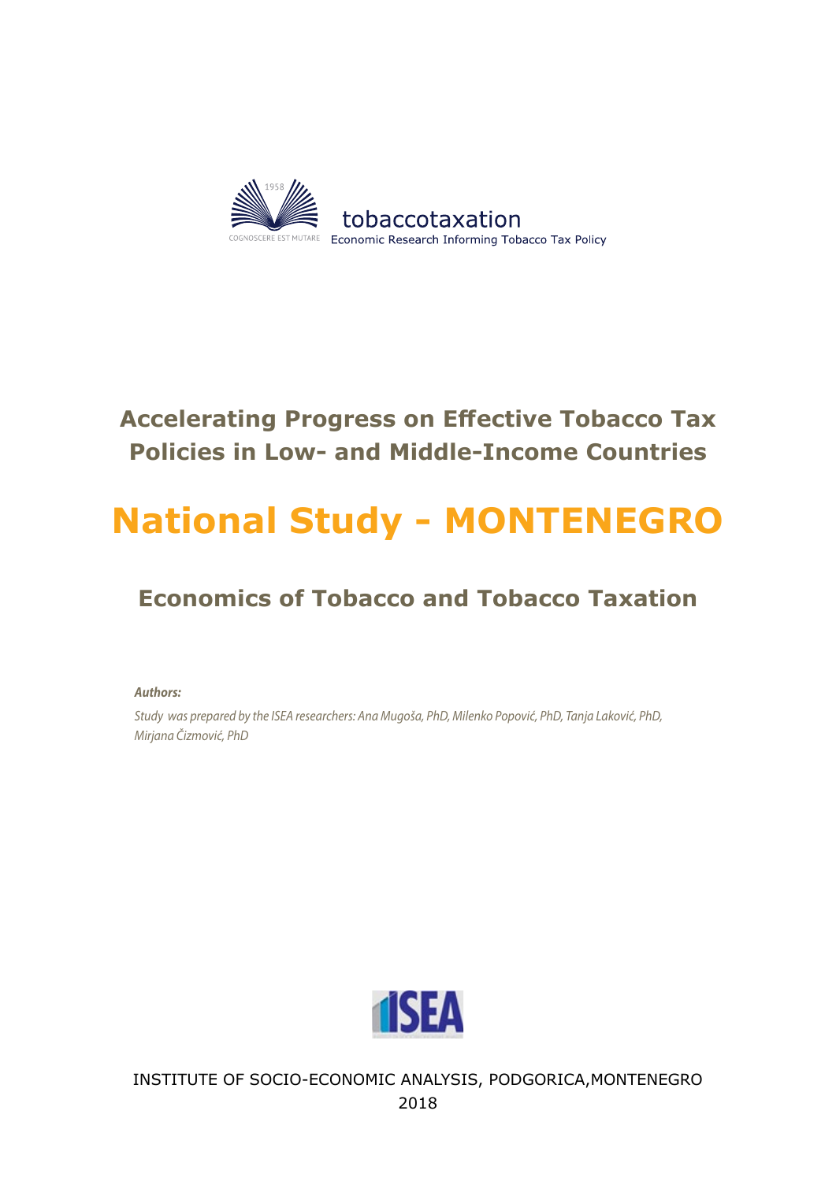1958

COGNOSCERE EST MUTARE

tobaccotaxation

Economic Research Informing Tobacco Tax Policy

## Accelerating Progress on Effective Tobacco Tax Policies in Low- and Middle-Income Countries

# National Study - MONTENEGRO

## Economics of Tobacco and Tobacco Taxation

***Authors:***

*Study was prepared by the ISEA researchers: Ana Mugoša, PhD, Milenko Popović, PhD, Tanja Laković, PhD, Mirjana Čizmović, PhD*

ISEA

INSTITUTE OF SOCIO-ECONOMIC ANALYSIS, PODGORICA,MONTENEGRO

2018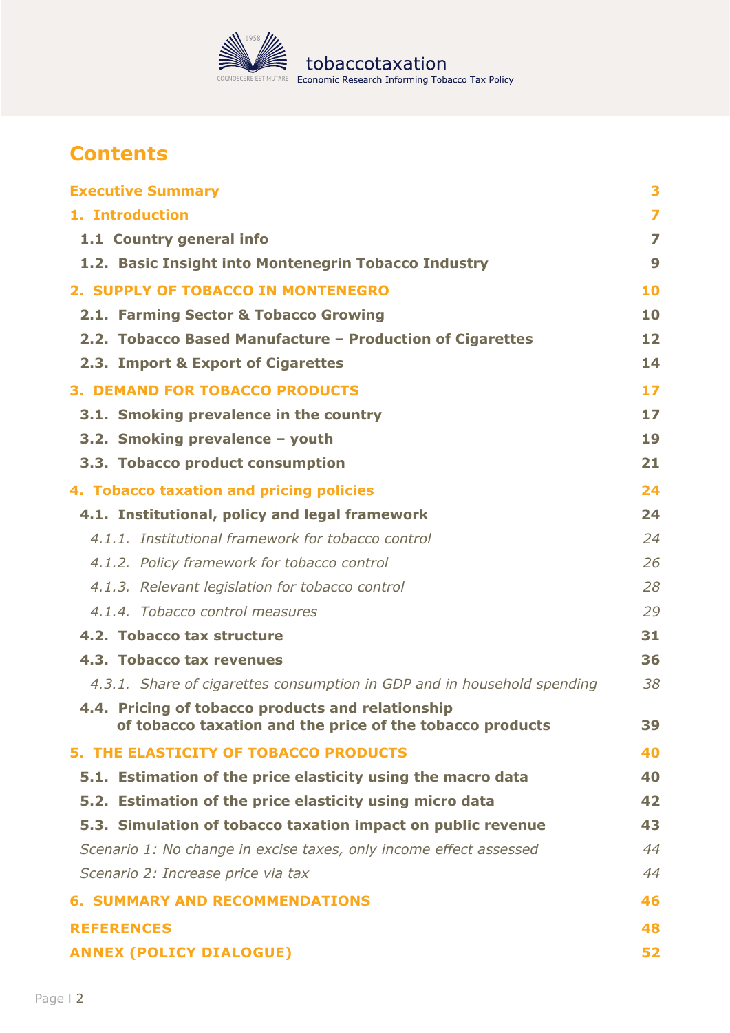# Contents

| | |
|---|---|
| **Executive Summary** | **3** |
| **1. Introduction** | **7** |
| **1.1 Country general info** | **7** |
| **1.2. Basic Insight into Montenegrin Tobacco Industry** | **9** |
| **2. SUPPLY OF TOBACCO IN MONTENEGRO** | **10** |
| **2.1. Farming Sector & Tobacco Growing** | **10** |
| **2.2. Tobacco Based Manufacture – Production of Cigarettes** | **12** |
| **2.3. Import & Export of Cigarettes** | **14** |
| **3. DEMAND FOR TOBACCO PRODUCTS** | **17** |
| **3.1. Smoking prevalence in the country** | **17** |
| **3.2. Smoking prevalence – youth** | **19** |
| **3.3. Tobacco product consumption** | **21** |
| **4. Tobacco taxation and pricing policies** | **24** |
| **4.1. Institutional, policy and legal framework** | **24** |
| *4.1.1. Institutional framework for tobacco control* | *24* |
| *4.1.2. Policy framework for tobacco control* | *26* |
| *4.1.3. Relevant legislation for tobacco control* | *28* |
| *4.1.4. Tobacco control measures* | *29* |
| **4.2. Tobacco tax structure** | **31** |
| **4.3. Tobacco tax revenues** | **36** |
| *4.3.1. Share of cigarettes consumption in GDP and in household spending* | *38* |
| **4.4. Pricing of tobacco products and relationship of tobacco taxation and the price of the tobacco products** | **39** |
| **5. THE ELASTICITY OF TOBACCO PRODUCTS** | **40** |
| **5.1. Estimation of the price elasticity using the macro data** | **40** |
| **5.2. Estimation of the price elasticity using micro data** | **42** |
| **5.3. Simulation of tobacco taxation impact on public revenue** | **43** |
| *Scenario 1: No change in excise taxes, only income effect assessed* | *44* |
| *Scenario 2: Increase price via tax* | *44* |
| **6. SUMMARY AND RECOMMENDATIONS** | **46** |
| **REFERENCES** | **48** |
| **ANNEX (POLICY DIALOGUE)** | **52** |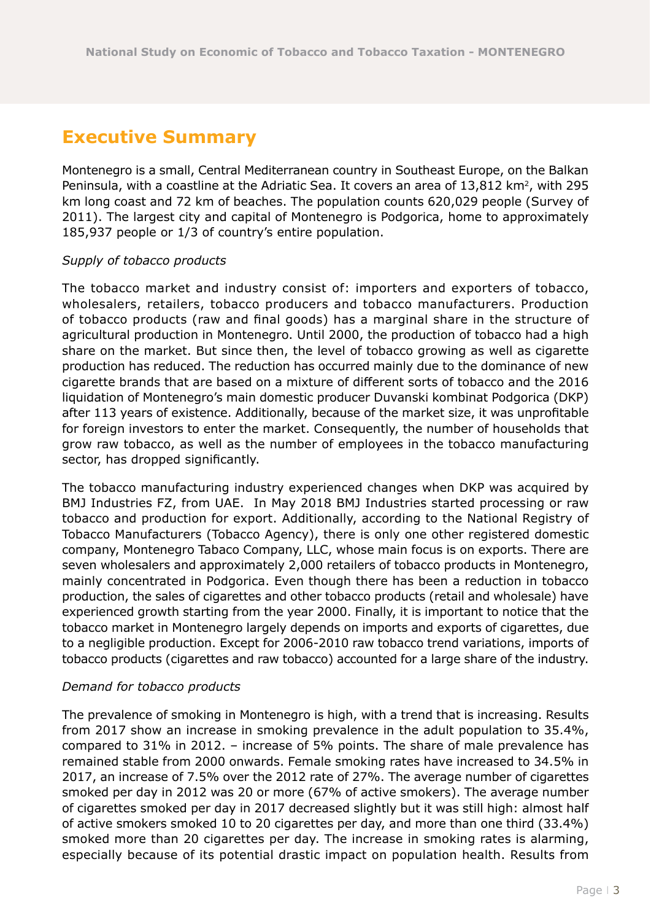# Executive Summary

Montenegro is a small, Central Mediterranean country in Southeast Europe, on the Balkan Peninsula, with a coastline at the Adriatic Sea. It covers an area of 13,812 km$^2$, with 295 km long coast and 72 km of beaches. The population counts 620,029 people (Survey of 2011). The largest city and capital of Montenegro is Podgorica, home to approximately 185,937 people or 1/3 of country's entire population.

*Supply of tobacco products*

The tobacco market and industry consist of: importers and exporters of tobacco, wholesalers, retailers, tobacco producers and tobacco manufacturers. Production of tobacco products (raw and final goods) has a marginal share in the structure of agricultural production in Montenegro. Until 2000, the production of tobacco had a high share on the market. But since then, the level of tobacco growing as well as cigarette production has reduced. The reduction has occurred mainly due to the dominance of new cigarette brands that are based on a mixture of different sorts of tobacco and the 2016 liquidation of Montenegro's main domestic producer Duvanski kombinat Podgorica (DKP) after 113 years of existence. Additionally, because of the market size, it was unprofitable for foreign investors to enter the market. Consequently, the number of households that grow raw tobacco, as well as the number of employees in the tobacco manufacturing sector, has dropped significantly.

The tobacco manufacturing industry experienced changes when DKP was acquired by BMJ Industries FZ, from UAE. In May 2018 BMJ Industries started processing or raw tobacco and production for export. Additionally, according to the National Registry of Tobacco Manufacturers (Tobacco Agency), there is only one other registered domestic company, Montenegro Tabaco Company, LLC, whose main focus is on exports. There are seven wholesalers and approximately 2,000 retailers of tobacco products in Montenegro, mainly concentrated in Podgorica. Even though there has been a reduction in tobacco production, the sales of cigarettes and other tobacco products (retail and wholesale) have experienced growth starting from the year 2000. Finally, it is important to notice that the tobacco market in Montenegro largely depends on imports and exports of cigarettes, due to a negligible production. Except for 2006-2010 raw tobacco trend variations, imports of tobacco products (cigarettes and raw tobacco) accounted for a large share of the industry.

*Demand for tobacco products*

The prevalence of smoking in Montenegro is high, with a trend that is increasing. Results from 2017 show an increase in smoking prevalence in the adult population to 35.4%, compared to 31% in 2012. – increase of 5% points. The share of male prevalence has remained stable from 2000 onwards. Female smoking rates have increased to 34.5% in 2017, an increase of 7.5% over the 2012 rate of 27%. The average number of cigarettes smoked per day in 2012 was 20 or more (67% of active smokers). The average number of cigarettes smoked per day in 2017 decreased slightly but it was still high: almost half of active smokers smoked 10 to 20 cigarettes per day, and more than one third (33.4%) smoked more than 20 cigarettes per day. The increase in smoking rates is alarming, especially because of its potential drastic impact on population health. Results from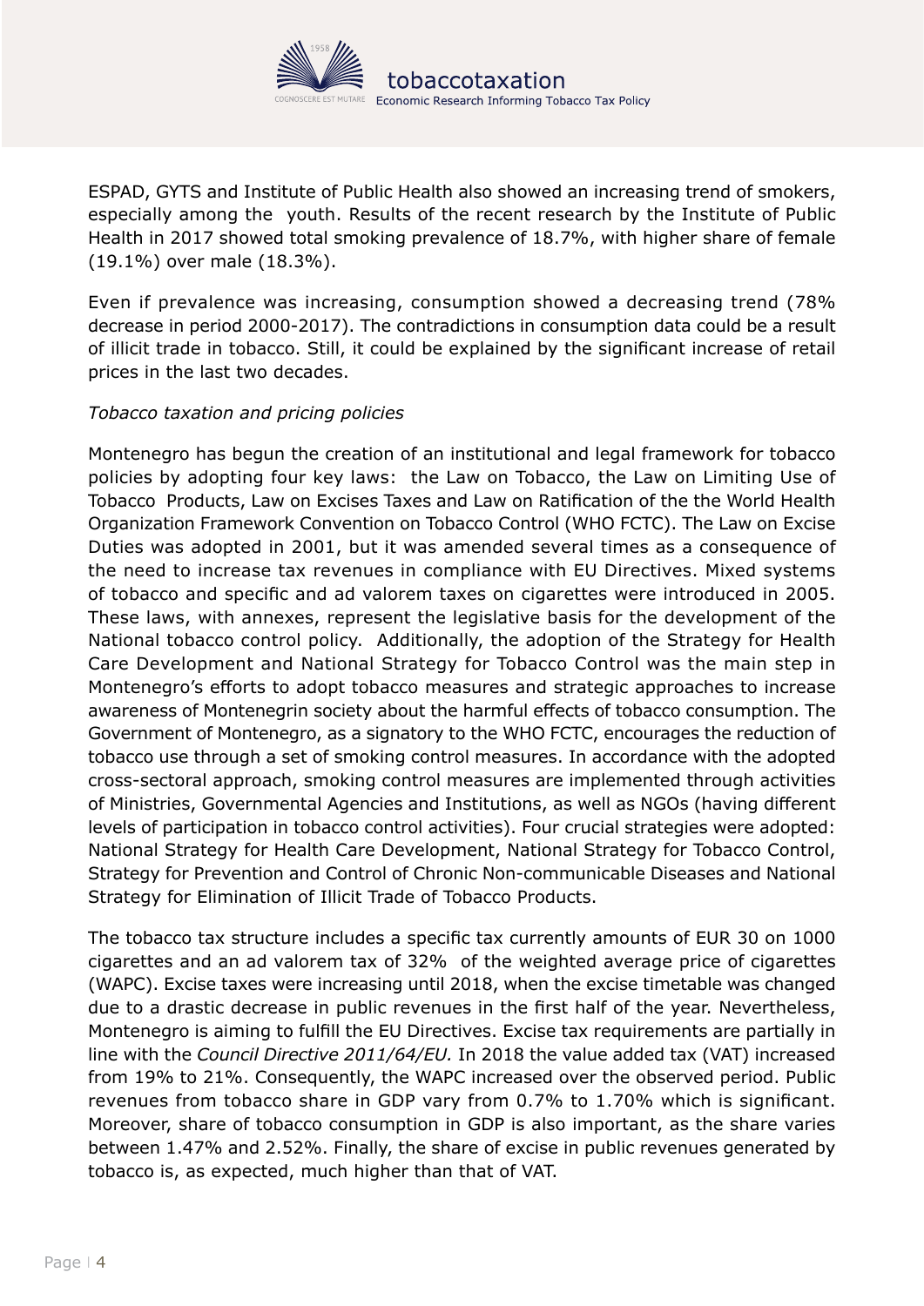ESPAD, GYTS and Institute of Public Health also showed an increasing trend of smokers, especially among the youth. Results of the recent research by the Institute of Public Health in 2017 showed total smoking prevalence of 18.7%, with higher share of female (19.1%) over male (18.3%).

Even if prevalence was increasing, consumption showed a decreasing trend (78% decrease in period 2000-2017). The contradictions in consumption data could be a result of illicit trade in tobacco. Still, it could be explained by the significant increase of retail prices in the last two decades.

*Tobacco taxation and pricing policies*

Montenegro has begun the creation of an institutional and legal framework for tobacco policies by adopting four key laws: the Law on Tobacco, the Law on Limiting Use of Tobacco Products, Law on Excises Taxes and Law on Ratification of the the World Health Organization Framework Convention on Tobacco Control (WHO FCTC). The Law on Excise Duties was adopted in 2001, but it was amended several times as a consequence of the need to increase tax revenues in compliance with EU Directives. Mixed systems of tobacco and specific and ad valorem taxes on cigarettes were introduced in 2005. These laws, with annexes, represent the legislative basis for the development of the National tobacco control policy. Additionally, the adoption of the Strategy for Health Care Development and National Strategy for Tobacco Control was the main step in Montenegro's efforts to adopt tobacco measures and strategic approaches to increase awareness of Montenegrin society about the harmful effects of tobacco consumption. The Government of Montenegro, as a signatory to the WHO FCTC, encourages the reduction of tobacco use through a set of smoking control measures. In accordance with the adopted cross-sectoral approach, smoking control measures are implemented through activities of Ministries, Governmental Agencies and Institutions, as well as NGOs (having different levels of participation in tobacco control activities). Four crucial strategies were adopted: National Strategy for Health Care Development, National Strategy for Tobacco Control, Strategy for Prevention and Control of Chronic Non-communicable Diseases and National Strategy for Elimination of Illicit Trade of Tobacco Products.

The tobacco tax structure includes a specific tax currently amounts of EUR 30 on 1000 cigarettes and an ad valorem tax of 32% of the weighted average price of cigarettes (WAPC). Excise taxes were increasing until 2018, when the excise timetable was changed due to a drastic decrease in public revenues in the first half of the year. Nevertheless, Montenegro is aiming to fulfill the EU Directives. Excise tax requirements are partially in line with the *Council Directive 2011/64/EU.* In 2018 the value added tax (VAT) increased from 19% to 21%. Consequently, the WAPC increased over the observed period. Public revenues from tobacco share in GDP vary from 0.7% to 1.70% which is significant. Moreover, share of tobacco consumption in GDP is also important, as the share varies between 1.47% and 2.52%. Finally, the share of excise in public revenues generated by tobacco is, as expected, much higher than that of VAT.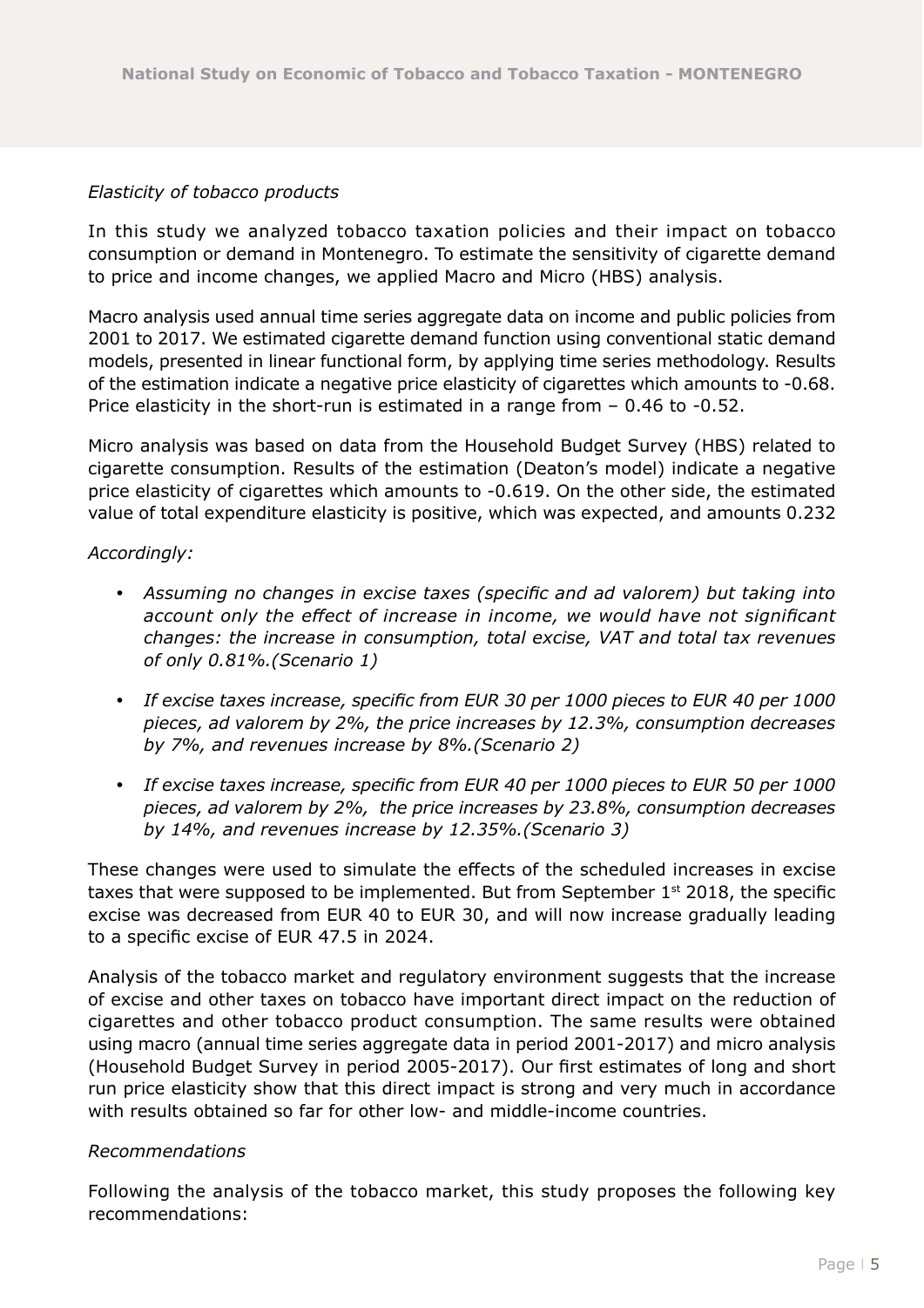*Elasticity of tobacco products*

In this study we analyzed tobacco taxation policies and their impact on tobacco consumption or demand in Montenegro. To estimate the sensitivity of cigarette demand to price and income changes, we applied Macro and Micro (HBS) analysis.

Macro analysis used annual time series aggregate data on income and public policies from 2001 to 2017. We estimated cigarette demand function using conventional static demand models, presented in linear functional form, by applying time series methodology. Results of the estimation indicate a negative price elasticity of cigarettes which amounts to -0.68. Price elasticity in the short-run is estimated in a range from – 0.46 to -0.52.

Micro analysis was based on data from the Household Budget Survey (HBS) related to cigarette consumption. Results of the estimation (Deaton's model) indicate a negative price elasticity of cigarettes which amounts to -0.619. On the other side, the estimated value of total expenditure elasticity is positive, which was expected, and amounts 0.232

*Accordingly:*

- *Assuming no changes in excise taxes (specific and ad valorem) but taking into account only the effect of increase in income, we would have not significant changes: the increase in consumption, total excise, VAT and total tax revenues of only 0.81%.(Scenario 1)*
- *If excise taxes increase, specific from EUR 30 per 1000 pieces to EUR 40 per 1000 pieces, ad valorem by 2%, the price increases by 12.3%, consumption decreases by 7%, and revenues increase by 8%.(Scenario 2)*
- *If excise taxes increase, specific from EUR 40 per 1000 pieces to EUR 50 per 1000 pieces, ad valorem by 2%, the price increases by 23.8%, consumption decreases by 14%, and revenues increase by 12.35%.(Scenario 3)*

These changes were used to simulate the effects of the scheduled increases in excise taxes that were supposed to be implemented. But from September 1st 2018, the specific excise was decreased from EUR 40 to EUR 30, and will now increase gradually leading to a specific excise of EUR 47.5 in 2024.

Analysis of the tobacco market and regulatory environment suggests that the increase of excise and other taxes on tobacco have important direct impact on the reduction of cigarettes and other tobacco product consumption. The same results were obtained using macro (annual time series aggregate data in period 2001-2017) and micro analysis (Household Budget Survey in period 2005-2017). Our first estimates of long and short run price elasticity show that this direct impact is strong and very much in accordance with results obtained so far for other low- and middle-income countries.

*Recommendations*

Following the analysis of the tobacco market, this study proposes the following key recommendations: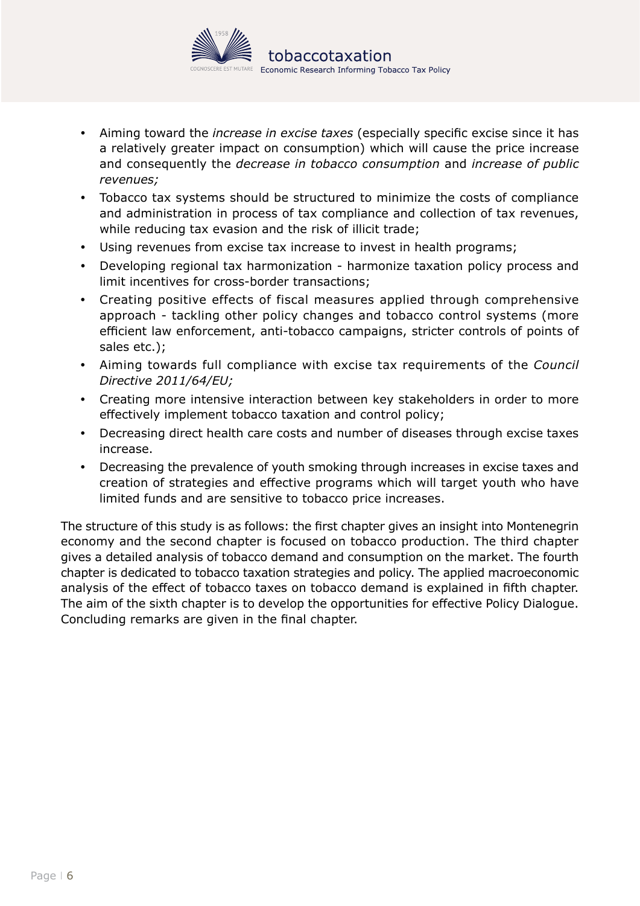- Aiming toward the *increase in excise taxes* (especially specific excise since it has a relatively greater impact on consumption) which will cause the price increase and consequently the *decrease in tobacco consumption* and *increase of public revenues;*
- Tobacco tax systems should be structured to minimize the costs of compliance and administration in process of tax compliance and collection of tax revenues, while reducing tax evasion and the risk of illicit trade;
- Using revenues from excise tax increase to invest in health programs;
- Developing regional tax harmonization - harmonize taxation policy process and limit incentives for cross-border transactions;
- Creating positive effects of fiscal measures applied through comprehensive approach - tackling other policy changes and tobacco control systems (more efficient law enforcement, anti-tobacco campaigns, stricter controls of points of sales etc.);
- Aiming towards full compliance with excise tax requirements of the *Council Directive 2011/64/EU;*
- Creating more intensive interaction between key stakeholders in order to more effectively implement tobacco taxation and control policy;
- Decreasing direct health care costs and number of diseases through excise taxes increase.
- Decreasing the prevalence of youth smoking through increases in excise taxes and creation of strategies and effective programs which will target youth who have limited funds and are sensitive to tobacco price increases.

The structure of this study is as follows: the first chapter gives an insight into Montenegrin economy and the second chapter is focused on tobacco production. The third chapter gives a detailed analysis of tobacco demand and consumption on the market. The fourth chapter is dedicated to tobacco taxation strategies and policy. The applied macroeconomic analysis of the effect of tobacco taxes on tobacco demand is explained in fifth chapter. The aim of the sixth chapter is to develop the opportunities for effective Policy Dialogue. Concluding remarks are given in the final chapter.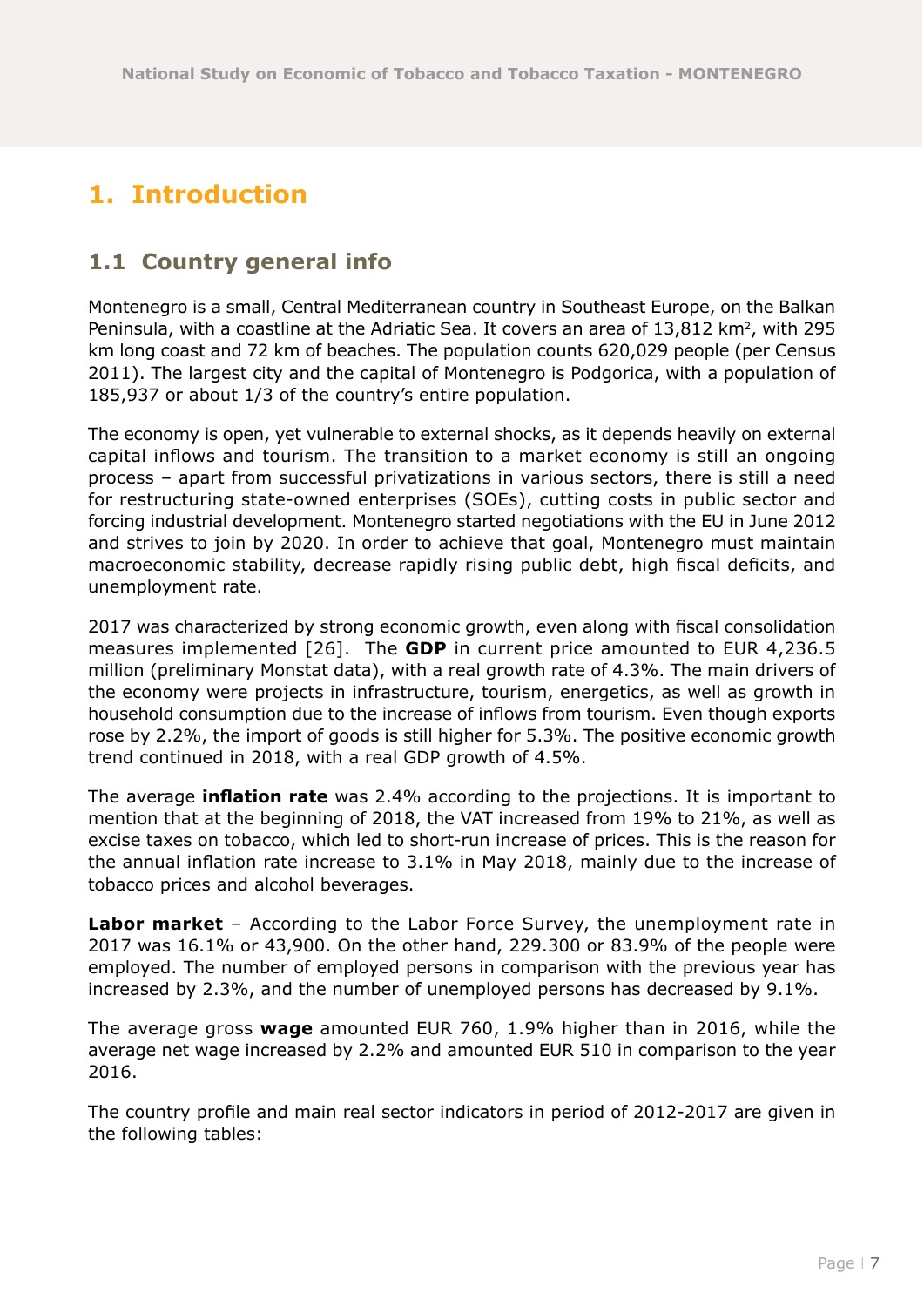# 1. Introduction

## 1.1 Country general info

Montenegro is a small, Central Mediterranean country in Southeast Europe, on the Balkan Peninsula, with a coastline at the Adriatic Sea. It covers an area of 13,812 km$^2$, with 295 km long coast and 72 km of beaches. The population counts 620,029 people (per Census 2011). The largest city and the capital of Montenegro is Podgorica, with a population of 185,937 or about 1/3 of the country's entire population.

The economy is open, yet vulnerable to external shocks, as it depends heavily on external capital inflows and tourism. The transition to a market economy is still an ongoing process – apart from successful privatizations in various sectors, there is still a need for restructuring state-owned enterprises (SOEs), cutting costs in public sector and forcing industrial development. Montenegro started negotiations with the EU in June 2012 and strives to join by 2020. In order to achieve that goal, Montenegro must maintain macroeconomic stability, decrease rapidly rising public debt, high fiscal deficits, and unemployment rate.

2017 was characterized by strong economic growth, even along with fiscal consolidation measures implemented [26]. The **GDP** in current price amounted to EUR 4,236.5 million (preliminary Monstat data), with a real growth rate of 4.3%. The main drivers of the economy were projects in infrastructure, tourism, energetics, as well as growth in household consumption due to the increase of inflows from tourism. Even though exports rose by 2.2%, the import of goods is still higher for 5.3%. The positive economic growth trend continued in 2018, with a real GDP growth of 4.5%.

The average **inflation rate** was 2.4% according to the projections. It is important to mention that at the beginning of 2018, the VAT increased from 19% to 21%, as well as excise taxes on tobacco, which led to short-run increase of prices. This is the reason for the annual inflation rate increase to 3.1% in May 2018, mainly due to the increase of tobacco prices and alcohol beverages.

**Labor market** – According to the Labor Force Survey, the unemployment rate in 2017 was 16.1% or 43,900. On the other hand, 229.300 or 83.9% of the people were employed. The number of employed persons in comparison with the previous year has increased by 2.3%, and the number of unemployed persons has decreased by 9.1%.

The average gross **wage** amounted EUR 760, 1.9% higher than in 2016, while the average net wage increased by 2.2% and amounted EUR 510 in comparison to the year 2016.

The country profile and main real sector indicators in period of 2012-2017 are given in the following tables: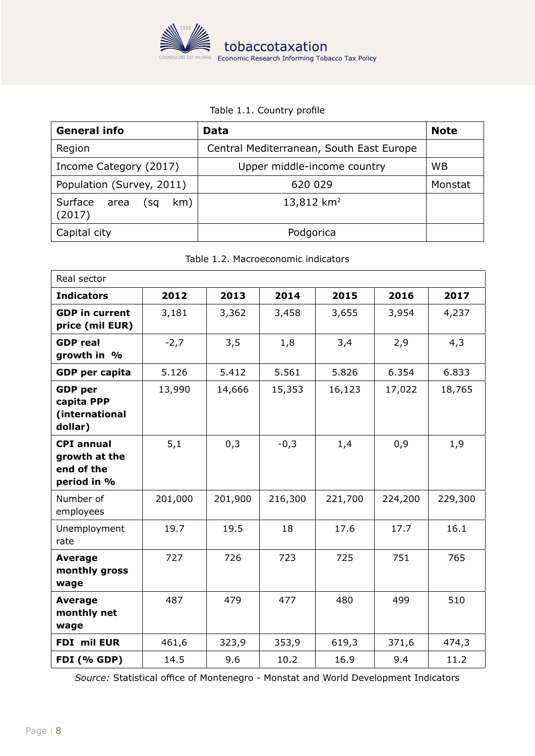Table 1.1. Country profile

| General info | Data | Note |
|---|---|---|
| Region | Central Mediterranean, South East Europe | |
| Income Category (2017) | Upper middle-income country | WB |
| Population (Survey, 2011) | 620 029 | Monstat |
| Surface area (sq km) (2017) | 13,812 km[2] | |
| Capital city | Podgorica | |

Table 1.2. Macroeconomic indicators

| Real sector | | | | | | |
|---|---|---|---|---|---|---|
| **Indicators** | **2012** | **2013** | **2014** | **2015** | **2016** | **2017** |
| **GDP in current price (mil EUR)** | 3,181 | 3,362 | 3,458 | 3,655 | 3,954 | 4,237 |
| **GDP real growth in %** | -2,7 | 3,5 | 1,8 | 3,4 | 2,9 | 4,3 |
| **GDP per capita** | 5.126 | 5.412 | 5.561 | 5.826 | 6.354 | 6.833 |
| **GDP per capita PPP (international dollar)** | 13,990 | 14,666 | 15,353 | 16,123 | 17,022 | 18,765 |
| **CPI annual growth at the end of the period in %** | 5,1 | 0,3 | -0,3 | 1,4 | 0,9 | 1,9 |
| Number of employees | 201,000 | 201,900 | 216,300 | 221,700 | 224,200 | 229,300 |
| Unemployment rate | 19.7 | 19.5 | 18 | 17.6 | 17.7 | 16.1 |
| **Average monthly gross wage** | 727 | 726 | 723 | 725 | 751 | 765 |
| **Average monthly net wage** | 487 | 479 | 477 | 480 | 499 | 510 |
| **FDI mil EUR** | 461,6 | 323,9 | 353,9 | 619,3 | 371,6 | 474,3 |
| **FDI (% GDP)** | 14.5 | 9.6 | 10.2 | 16.9 | 9.4 | 11.2 |

*Source:* Statistical office of Montenegro - Monstat and World Development Indicators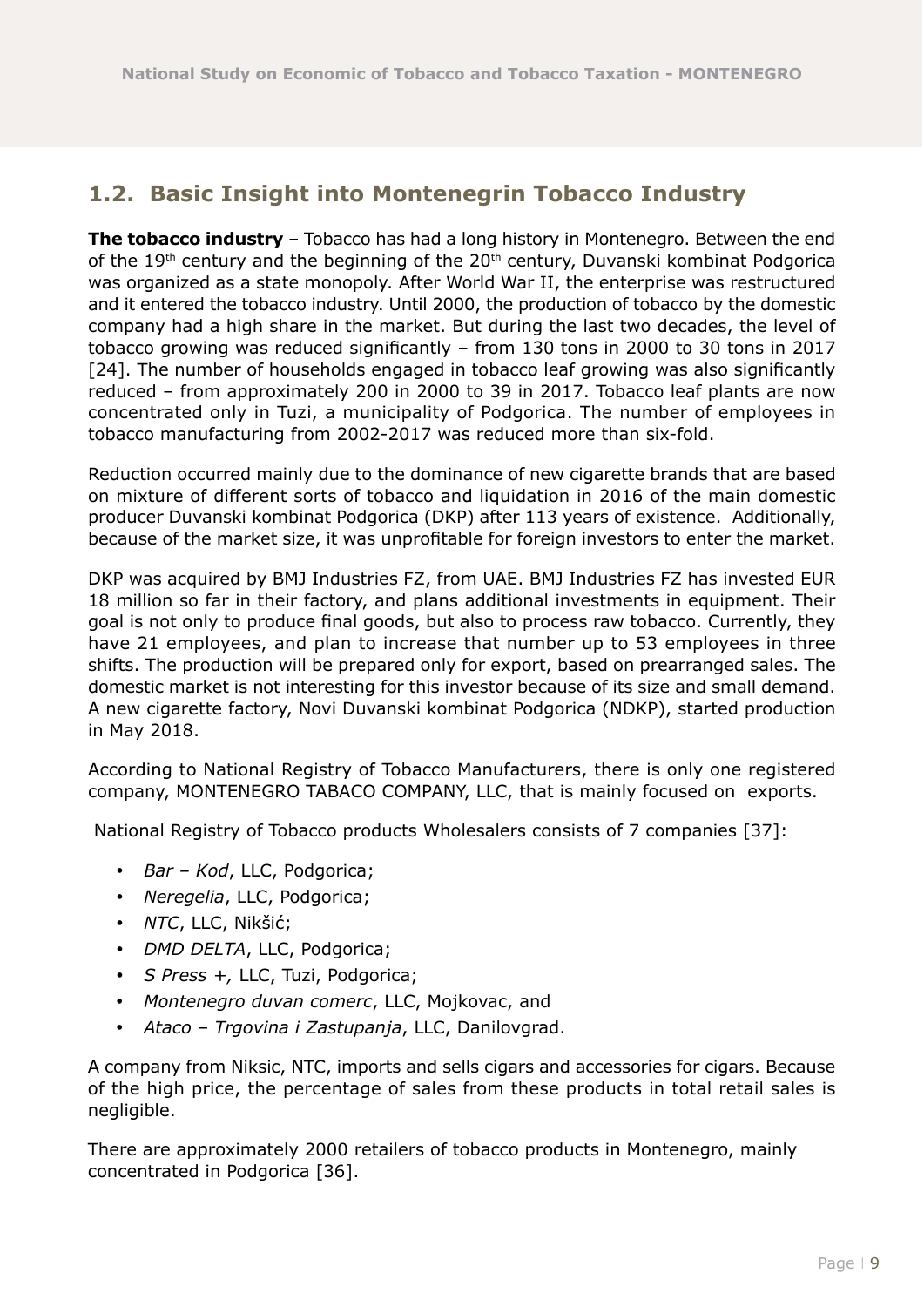## 1.2. Basic Insight into Montenegrin Tobacco Industry

**The tobacco industry** – Tobacco has had a long history in Montenegro. Between the end of the 19th century and the beginning of the 20th century, Duvanski kombinat Podgorica was organized as a state monopoly. After World War II, the enterprise was restructured and it entered the tobacco industry. Until 2000, the production of tobacco by the domestic company had a high share in the market. But during the last two decades, the level of tobacco growing was reduced significantly – from 130 tons in 2000 to 30 tons in 2017 [24]. The number of households engaged in tobacco leaf growing was also significantly reduced – from approximately 200 in 2000 to 39 in 2017. Tobacco leaf plants are now concentrated only in Tuzi, a municipality of Podgorica. The number of employees in tobacco manufacturing from 2002-2017 was reduced more than six-fold.

Reduction occurred mainly due to the dominance of new cigarette brands that are based on mixture of different sorts of tobacco and liquidation in 2016 of the main domestic producer Duvanski kombinat Podgorica (DKP) after 113 years of existence. Additionally, because of the market size, it was unprofitable for foreign investors to enter the market.

DKP was acquired by BMJ Industries FZ, from UAE. BMJ Industries FZ has invested EUR 18 million so far in their factory, and plans additional investments in equipment. Their goal is not only to produce final goods, but also to process raw tobacco. Currently, they have 21 employees, and plan to increase that number up to 53 employees in three shifts. The production will be prepared only for export, based on prearranged sales. The domestic market is not interesting for this investor because of its size and small demand. A new cigarette factory, Novi Duvanski kombinat Podgorica (NDKP), started production in May 2018.

According to National Registry of Tobacco Manufacturers, there is only one registered company, MONTENEGRO TABACO COMPANY, LLC, that is mainly focused on exports.

National Registry of Tobacco products Wholesalers consists of 7 companies [37]:

- *Bar – Kod*, LLC, Podgorica;
- *Neregelia*, LLC, Podgorica;
- *NTC*, LLC, Nikšić;
- *DMD DELTA*, LLC, Podgorica;
- *S Press +,* LLC, Tuzi, Podgorica;
- *Montenegro duvan comerc*, LLC, Mojkovac, and
- *Ataco – Trgovina i Zastupanja*, LLC, Danilovgrad.

A company from Niksic, NTC, imports and sells cigars and accessories for cigars. Because of the high price, the percentage of sales from these products in total retail sales is negligible.

There are approximately 2000 retailers of tobacco products in Montenegro, mainly concentrated in Podgorica [36].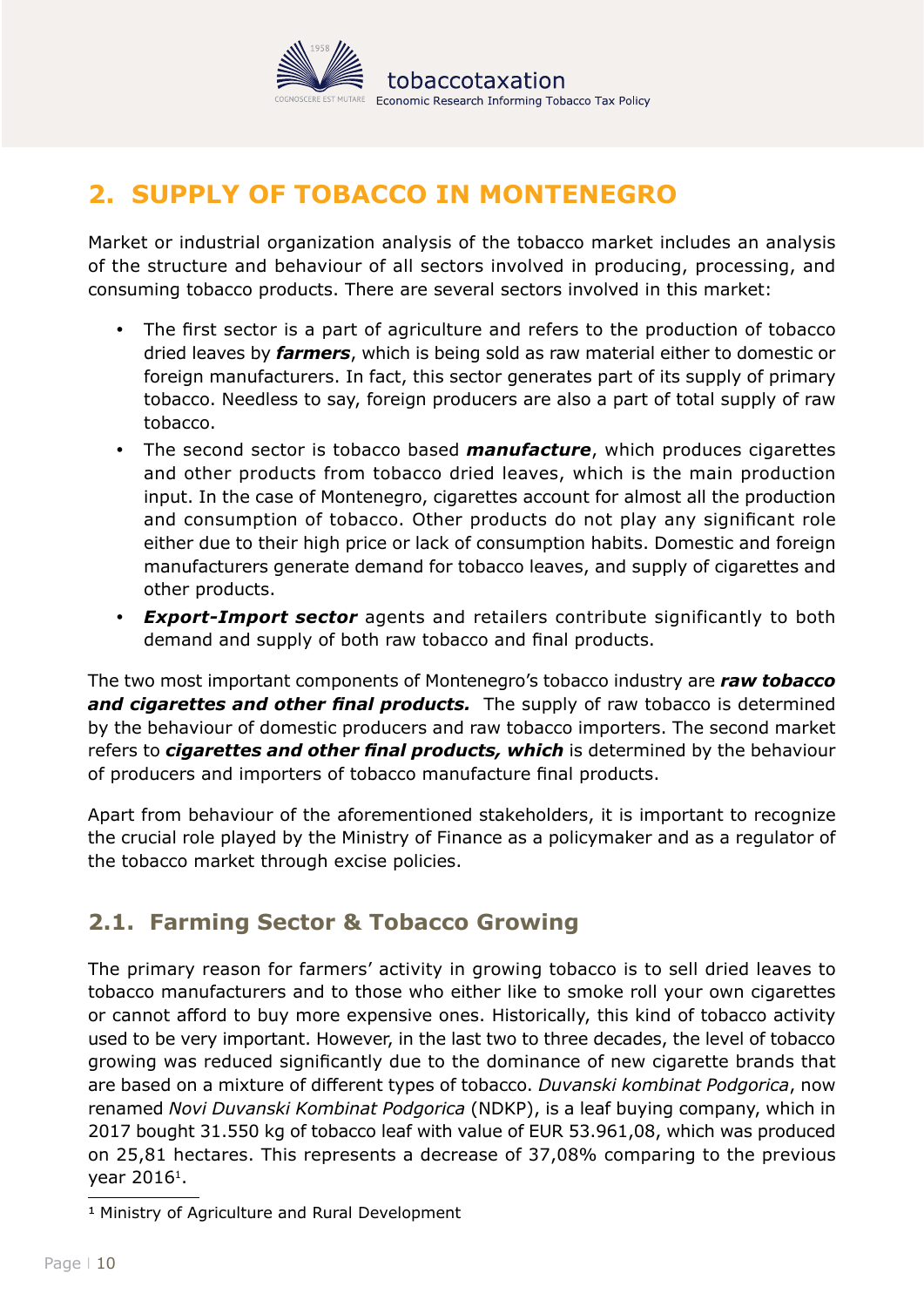## 2. SUPPLY OF TOBACCO IN MONTENEGRO

Market or industrial organization analysis of the tobacco market includes an analysis of the structure and behaviour of all sectors involved in producing, processing, and consuming tobacco products. There are several sectors involved in this market:

- The first sector is a part of agriculture and refers to the production of tobacco dried leaves by ***farmers***, which is being sold as raw material either to domestic or foreign manufacturers. In fact, this sector generates part of its supply of primary tobacco. Needless to say, foreign producers are also a part of total supply of raw tobacco.
- The second sector is tobacco based ***manufacture***, which produces cigarettes and other products from tobacco dried leaves, which is the main production input. In the case of Montenegro, cigarettes account for almost all the production and consumption of tobacco. Other products do not play any significant role either due to their high price or lack of consumption habits. Domestic and foreign manufacturers generate demand for tobacco leaves, and supply of cigarettes and other products.
- ***Export-Import sector*** agents and retailers contribute significantly to both demand and supply of both raw tobacco and final products.

The two most important components of Montenegro's tobacco industry are ***raw tobacco and cigarettes and other final products.*** The supply of raw tobacco is determined by the behaviour of domestic producers and raw tobacco importers. The second market refers to ***cigarettes and other final products, which*** is determined by the behaviour of producers and importers of tobacco manufacture final products.

Apart from behaviour of the aforementioned stakeholders, it is important to recognize the crucial role played by the Ministry of Finance as a policymaker and as a regulator of the tobacco market through excise policies.

### 2.1. Farming Sector & Tobacco Growing

The primary reason for farmers' activity in growing tobacco is to sell dried leaves to tobacco manufacturers and to those who either like to smoke roll your own cigarettes or cannot afford to buy more expensive ones. Historically, this kind of tobacco activity used to be very important. However, in the last two to three decades, the level of tobacco growing was reduced significantly due to the dominance of new cigarette brands that are based on a mixture of different types of tobacco. *Duvanski kombinat Podgorica*, now renamed *Novi Duvanski Kombinat Podgorica* (NDKP), is a leaf buying company, which in 2017 bought 31.550 kg of tobacco leaf with value of EUR 53.961,08, which was produced on 25,81 hectares. This represents a decrease of 37,08% comparing to the previous year 2016[1].

[1] Ministry of Agriculture and Rural Development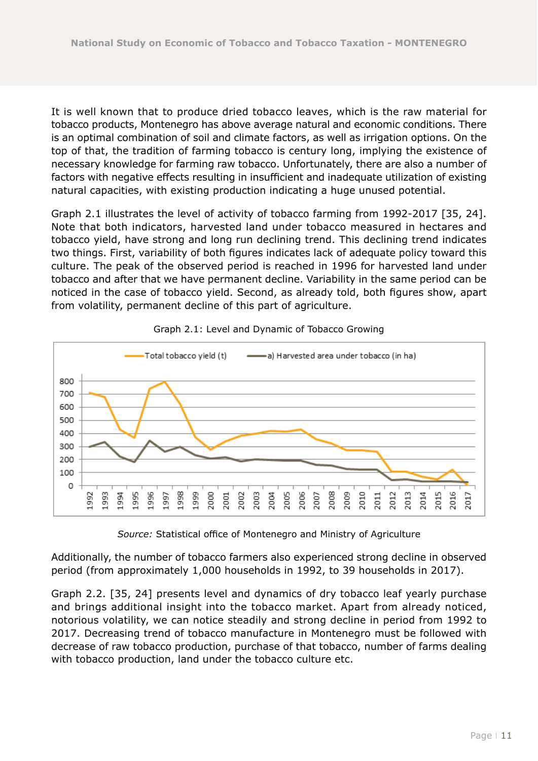It is well known that to produce dried tobacco leaves, which is the raw material for tobacco products, Montenegro has above average natural and economic conditions. There is an optimal combination of soil and climate factors, as well as irrigation options. On the top of that, the tradition of farming tobacco is century long, implying the existence of necessary knowledge for farming raw tobacco. Unfortunately, there are also a number of factors with negative effects resulting in insufficient and inadequate utilization of existing natural capacities, with existing production indicating a huge unused potential.

Graph 2.1 illustrates the level of activity of tobacco farming from 1992-2017 [35, 24]. Note that both indicators, harvested land under tobacco measured in hectares and tobacco yield, have strong and long run declining trend. This declining trend indicates two things. First, variability of both figures indicates lack of adequate policy toward this culture. The peak of the observed period is reached in 1996 for harvested land under tobacco and after that we have permanent decline. Variability in the same period can be noticed in the case of tobacco yield. Second, as already told, both figures show, apart from volatility, permanent decline of this part of agriculture.

Graph 2.1: Level and Dynamic of Tobacco Growing

*Source:* Statistical office of Montenegro and Ministry of Agriculture

Additionally, the number of tobacco farmers also experienced strong decline in observed period (from approximately 1,000 households in 1992, to 39 households in 2017).

Graph 2.2. [35, 24] presents level and dynamics of dry tobacco leaf yearly purchase and brings additional insight into the tobacco market. Apart from already noticed, notorious volatility, we can notice steadily and strong decline in period from 1992 to 2017. Decreasing trend of tobacco manufacture in Montenegro must be followed with decrease of raw tobacco production, purchase of that tobacco, number of farms dealing with tobacco production, land under the tobacco culture etc.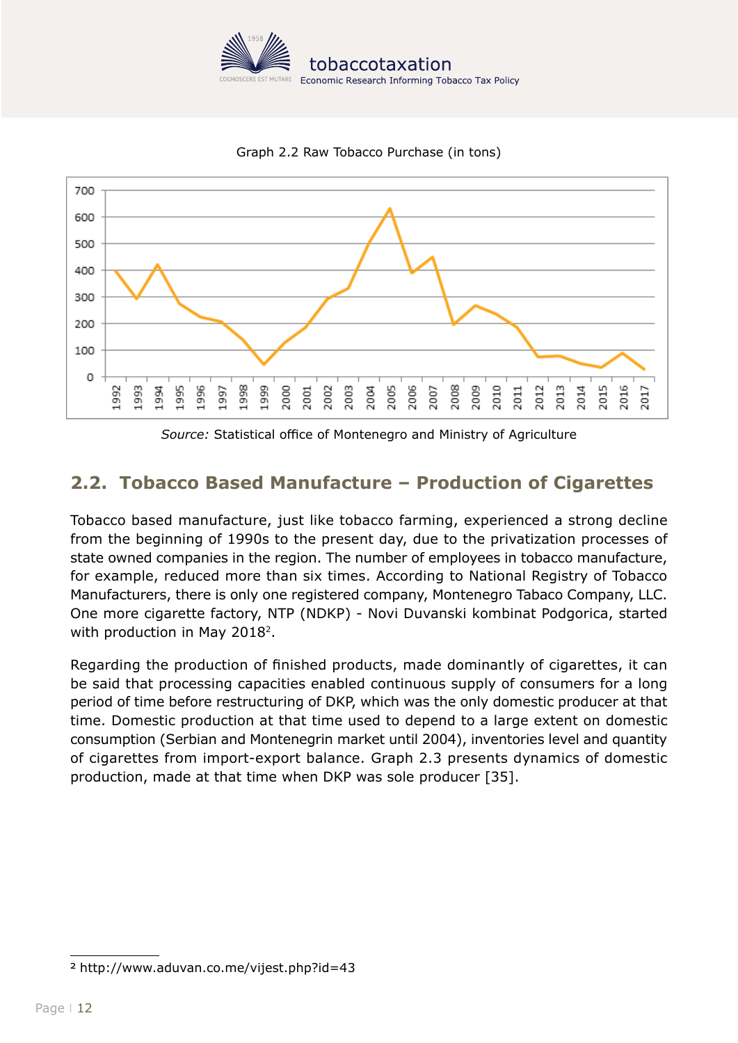Graph 2.2 Raw Tobacco Purchase (in tons)

*Source:* Statistical office of Montenegro and Ministry of Agriculture

## 2.2. Tobacco Based Manufacture – Production of Cigarettes

Tobacco based manufacture, just like tobacco farming, experienced a strong decline from the beginning of 1990s to the present day, due to the privatization processes of state owned companies in the region. The number of employees in tobacco manufacture, for example, reduced more than six times. According to National Registry of Tobacco Manufacturers, there is only one registered company, Montenegro Tabaco Company, LLC. One more cigarette factory, NTP (NDKP) - Novi Duvanski kombinat Podgorica, started with production in May 2018[2].

Regarding the production of finished products, made dominantly of cigarettes, it can be said that processing capacities enabled continuous supply of consumers for a long period of time before restructuring of DKP, which was the only domestic producer at that time. Domestic production at that time used to depend to a large extent on domestic consumption (Serbian and Montenegrin market until 2004), inventories level and quantity of cigarettes from import-export balance. Graph 2.3 presents dynamics of domestic production, made at that time when DKP was sole producer [35].

[2] http://www.aduvan.co.me/vijest.php?id=43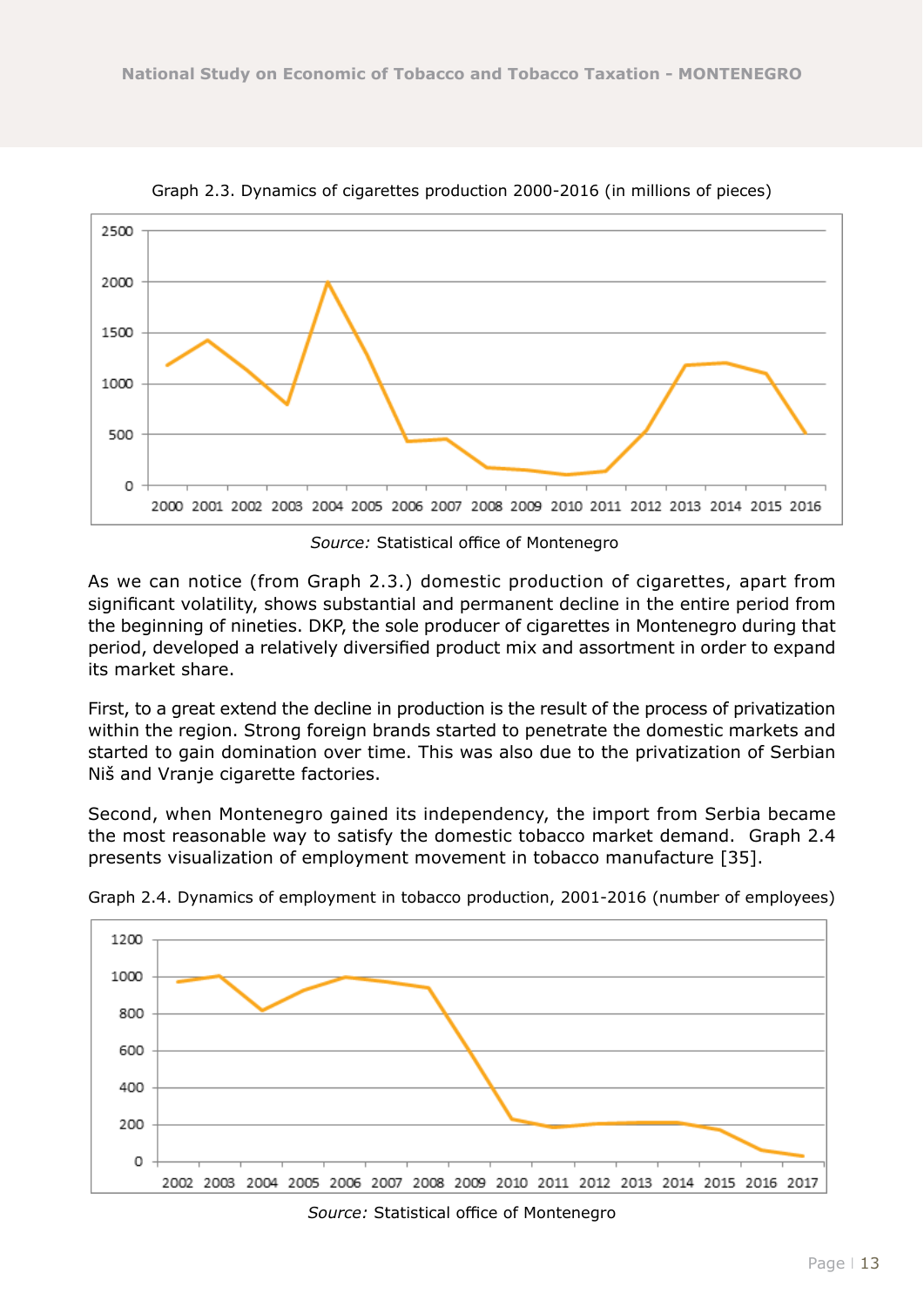Graph 2.3. Dynamics of cigarettes production 2000-2016 (in millions of pieces)

*Source:* Statistical office of Montenegro

As we can notice (from Graph 2.3.) domestic production of cigarettes, apart from significant volatility, shows substantial and permanent decline in the entire period from the beginning of nineties. DKP, the sole producer of cigarettes in Montenegro during that period, developed a relatively diversified product mix and assortment in order to expand its market share.

First, to a great extend the decline in production is the result of the process of privatization within the region. Strong foreign brands started to penetrate the domestic markets and started to gain domination over time. This was also due to the privatization of Serbian Niš and Vranje cigarette factories.

Second, when Montenegro gained its independency, the import from Serbia became the most reasonable way to satisfy the domestic tobacco market demand. Graph 2.4 presents visualization of employment movement in tobacco manufacture [35].

Graph 2.4. Dynamics of employment in tobacco production, 2001-2016 (number of employees)

*Source:* Statistical office of Montenegro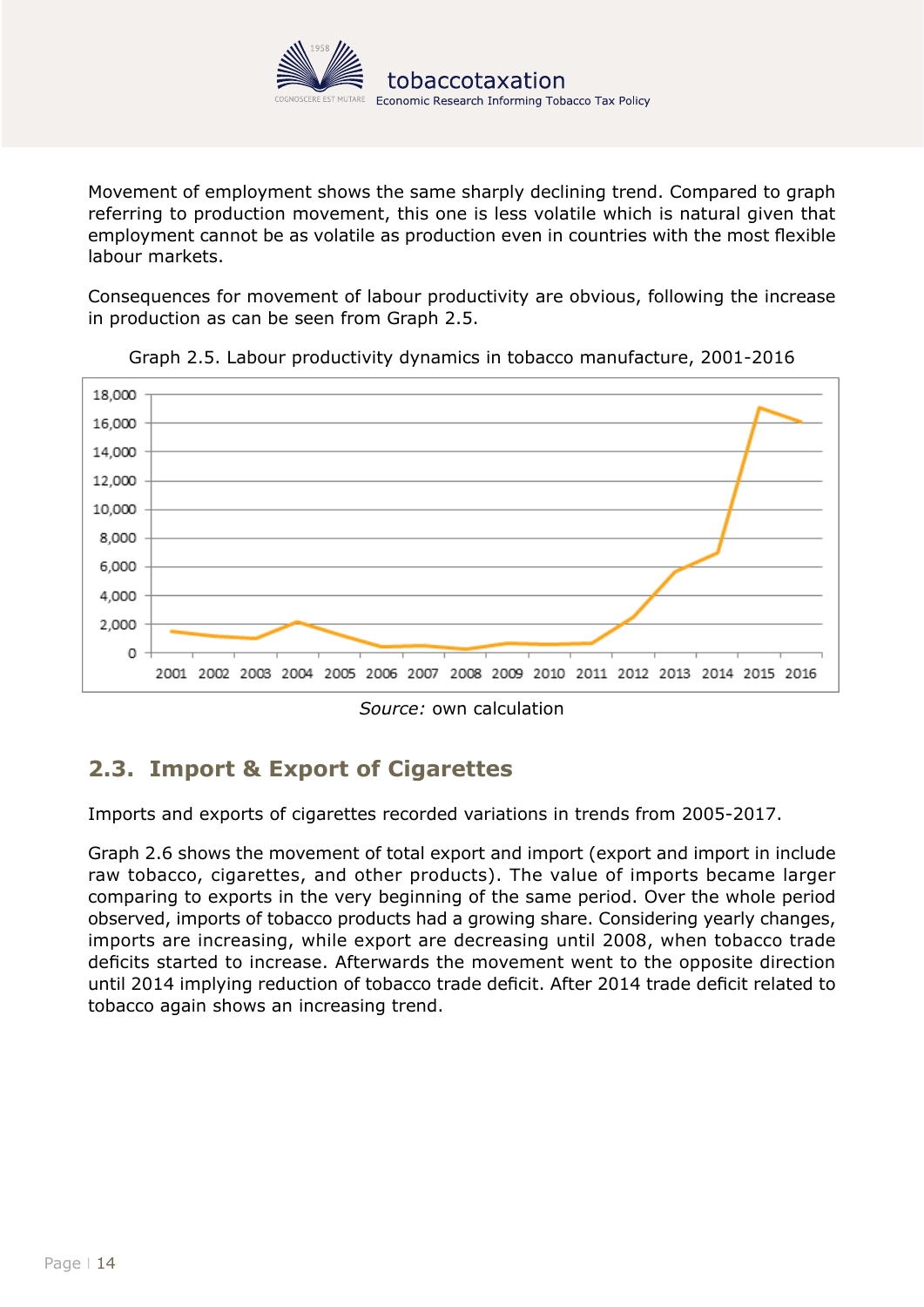Movement of employment shows the same sharply declining trend. Compared to graph referring to production movement, this one is less volatile which is natural given that employment cannot be as volatile as production even in countries with the most flexible labour markets.

Consequences for movement of labour productivity are obvious, following the increase in production as can be seen from Graph 2.5.

Graph 2.5. Labour productivity dynamics in tobacco manufacture, 2001-2016

*Source:* own calculation

## 2.3. Import & Export of Cigarettes

Imports and exports of cigarettes recorded variations in trends from 2005-2017.

Graph 2.6 shows the movement of total export and import (export and import in include raw tobacco, cigarettes, and other products). The value of imports became larger comparing to exports in the very beginning of the same period. Over the whole period observed, imports of tobacco products had a growing share. Considering yearly changes, imports are increasing, while export are decreasing until 2008, when tobacco trade deficits started to increase. Afterwards the movement went to the opposite direction until 2014 implying reduction of tobacco trade deficit. After 2014 trade deficit related to tobacco again shows an increasing trend.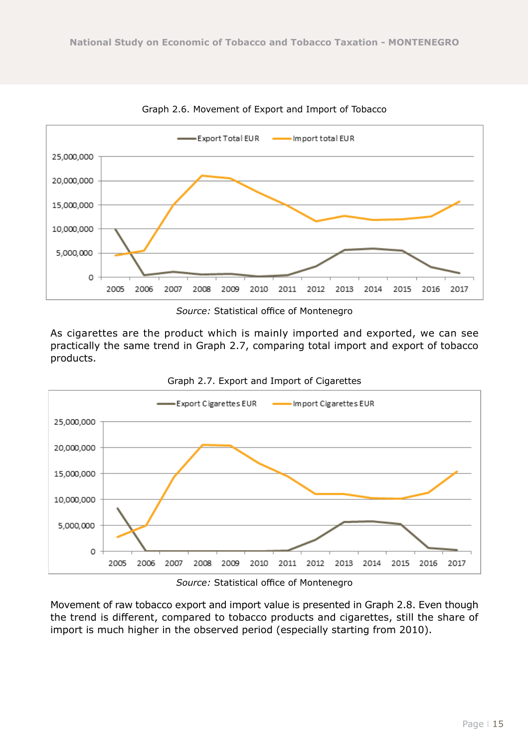Graph 2.6. Movement of Export and Import of Tobacco

*Source:* Statistical office of Montenegro

As cigarettes are the product which is mainly imported and exported, we can see practically the same trend in Graph 2.7, comparing total import and export of tobacco products.

Graph 2.7. Export and Import of Cigarettes

*Source:* Statistical office of Montenegro

Movement of raw tobacco export and import value is presented in Graph 2.8. Even though the trend is different, compared to tobacco products and cigarettes, still the share of import is much higher in the observed period (especially starting from 2010).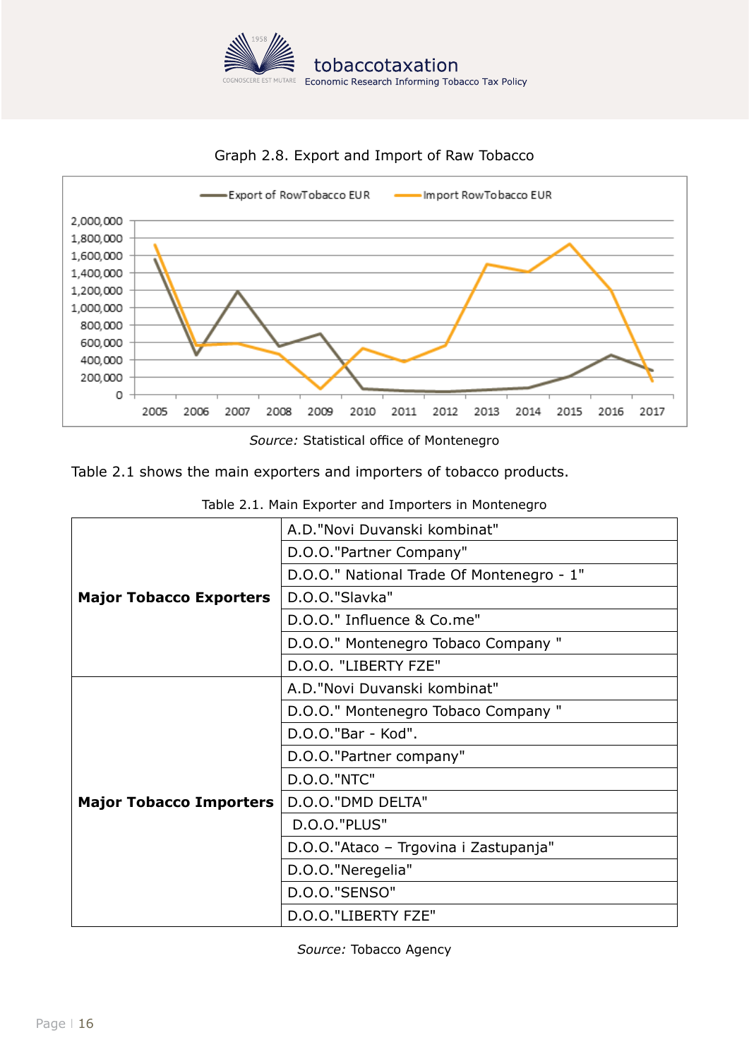Graph 2.8. Export and Import of Raw Tobacco

*Source:* Statistical office of Montenegro

Table 2.1 shows the main exporters and importers of tobacco products.

Table 2.1. Main Exporter and Importers in Montenegro

| | |
|---|---|
| **Major Tobacco Exporters** | A.D."Novi Duvanski kombinat" |
| | D.O.O."Partner Company" |
| | D.O.O." National Trade Of Montenegro - 1" |
| | D.O.O."Slavka" |
| | D.O.O." Influence & Co.me" |
| | D.O.O." Montenegro Tobaco Company " |
| | D.O.O. "LIBERTY FZE" |
| **Major Tobacco Importers** | A.D."Novi Duvanski kombinat" |
| | D.O.O." Montenegro Tobaco Company " |
| | D.O.O."Bar - Kod". |
| | D.O.O."Partner company" |
| | D.O.O."NTC" |
| | D.O.O."DMD DELTA" |
| | D.O.O."PLUS" |
| | D.O.O."Ataco – Trgovina i Zastupanja" |
| | D.O.O."Neregelia" |
| | D.O.O."SENSO" |
| | D.O.O."LIBERTY FZE" |

*Source:* Tobacco Agency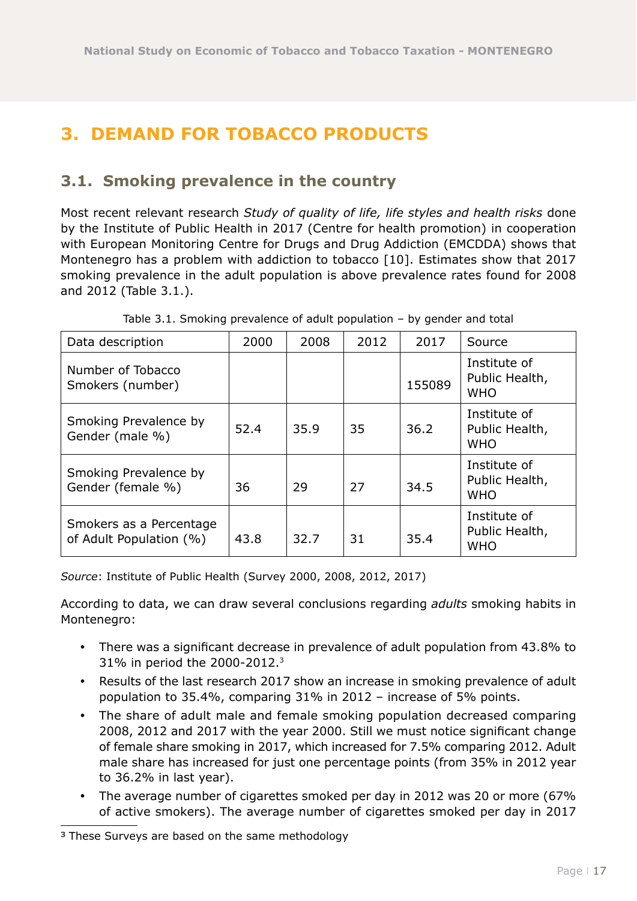# 3. DEMAND FOR TOBACCO PRODUCTS

## 3.1. Smoking prevalence in the country

Most recent relevant research *Study of quality of life, life styles and health risks* done by the Institute of Public Health in 2017 (Centre for health promotion) in cooperation with European Monitoring Centre for Drugs and Drug Addiction (EMCDDA) shows that Montenegro has a problem with addiction to tobacco [10]. Estimates show that 2017 smoking prevalence in the adult population is above prevalence rates found for 2008 and 2012 (Table 3.1.).

Table 3.1. Smoking prevalence of adult population – by gender and total

| Data description | 2000 | 2008 | 2012 | 2017 | Source |
|---|---|---|---|---|---|
| Number of Tobacco Smokers (number) | | | | 155089 | Institute of Public Health, WHO |
| Smoking Prevalence by Gender (male %) | 52.4 | 35.9 | 35 | 36.2 | Institute of Public Health, WHO |
| Smoking Prevalence by Gender (female %) | 36 | 29 | 27 | 34.5 | Institute of Public Health, WHO |
| Smokers as a Percentage of Adult Population (%) | 43.8 | 32.7 | 31 | 35.4 | Institute of Public Health, WHO |

*Source*: Institute of Public Health (Survey 2000, 2008, 2012, 2017)

According to data, we can draw several conclusions regarding *adults* smoking habits in Montenegro:

- There was a significant decrease in prevalence of adult population from 43.8% to 31% in period the 2000-2012.[3]
- Results of the last research 2017 show an increase in smoking prevalence of adult population to 35.4%, comparing 31% in 2012 – increase of 5% points.
- The share of adult male and female smoking population decreased comparing 2008, 2012 and 2017 with the year 2000. Still we must notice significant change of female share smoking in 2017, which increased for 7.5% comparing 2012. Adult male share has increased for just one percentage points (from 35% in 2012 year to 36.2% in last year).
- The average number of cigarettes smoked per day in 2012 was 20 or more (67% of active smokers). The average number of cigarettes smoked per day in 2017

[3] These Surveys are based on the same methodology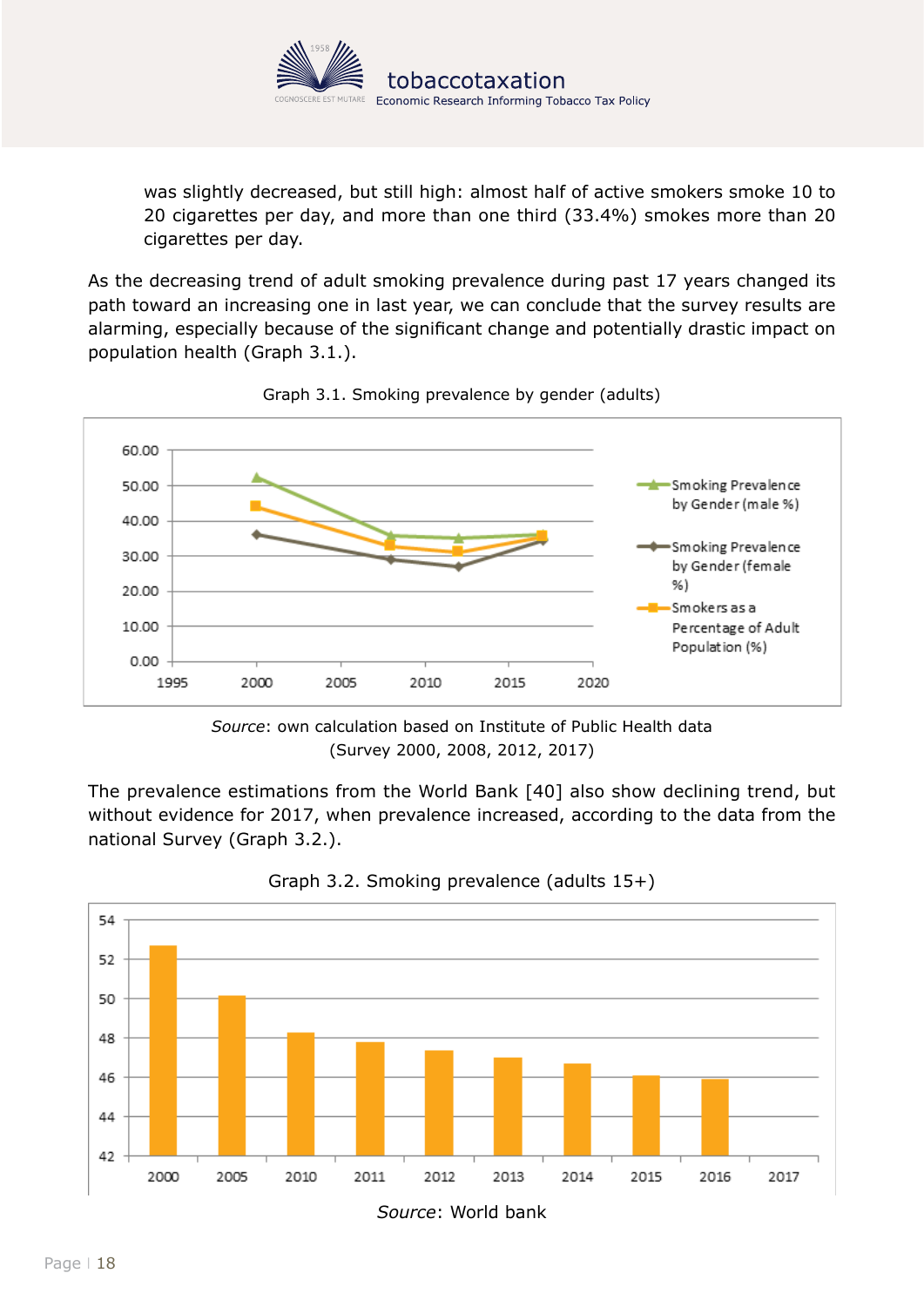was slightly decreased, but still high: almost half of active smokers smoke 10 to 20 cigarettes per day, and more than one third (33.4%) smokes more than 20 cigarettes per day.

As the decreasing trend of adult smoking prevalence during past 17 years changed its path toward an increasing one in last year, we can conclude that the survey results are alarming, especially because of the significant change and potentially drastic impact on population health (Graph 3.1.).

Graph 3.1. Smoking prevalence by gender (adults)

*Source*: own calculation based on Institute of Public Health data (Survey 2000, 2008, 2012, 2017)

The prevalence estimations from the World Bank [40] also show declining trend, but without evidence for 2017, when prevalence increased, according to the data from the national Survey (Graph 3.2.).

Graph 3.2. Smoking prevalence (adults 15+)

*Source*: World bank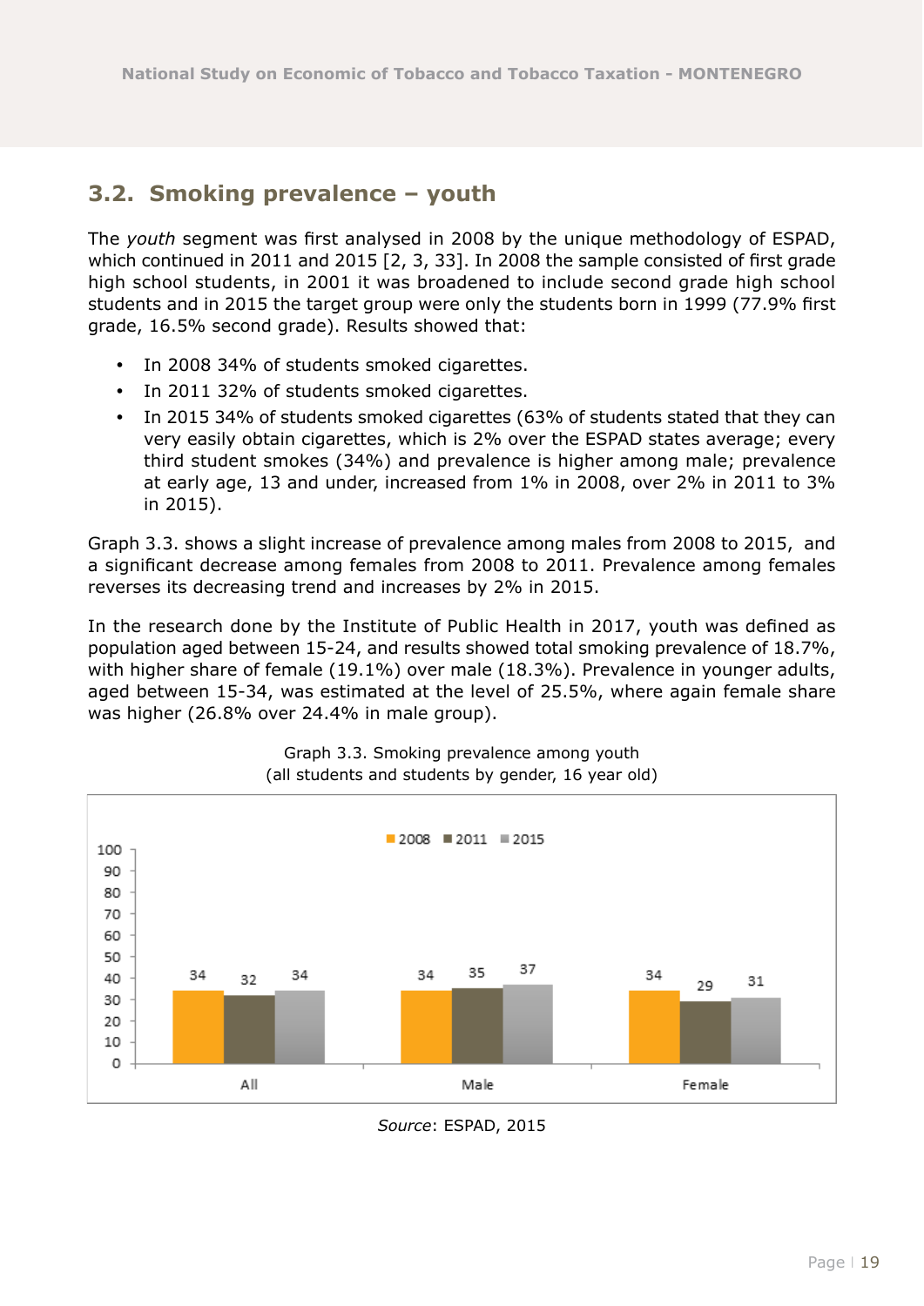## 3.2. Smoking prevalence – youth

The *youth* segment was first analysed in 2008 by the unique methodology of ESPAD, which continued in 2011 and 2015 [2, 3, 33]. In 2008 the sample consisted of first grade high school students, in 2001 it was broadened to include second grade high school students and in 2015 the target group were only the students born in 1999 (77.9% first grade, 16.5% second grade). Results showed that:

- In 2008 34% of students smoked cigarettes.
- In 2011 32% of students smoked cigarettes.
- In 2015 34% of students smoked cigarettes (63% of students stated that they can very easily obtain cigarettes, which is 2% over the ESPAD states average; every third student smokes (34%) and prevalence is higher among male; prevalence at early age, 13 and under, increased from 1% in 2008, over 2% in 2011 to 3% in 2015).

Graph 3.3. shows a slight increase of prevalence among males from 2008 to 2015, and a significant decrease among females from 2008 to 2011. Prevalence among females reverses its decreasing trend and increases by 2% in 2015.

In the research done by the Institute of Public Health in 2017, youth was defined as population aged between 15-24, and results showed total smoking prevalence of 18.7%, with higher share of female (19.1%) over male (18.3%). Prevalence in younger adults, aged between 15-34, was estimated at the level of 25.5%, where again female share was higher (26.8% over 24.4% in male group).

Graph 3.3. Smoking prevalence among youth (all students and students by gender, 16 year old)

| | 2008 | 2011 | 2015 |
|---|---|---|---|
| All | 34 | 32 | 34 |
| Male | 34 | 35 | 37 |
| Female | 34 | 29 | 31 |

*Source*: ESPAD, 2015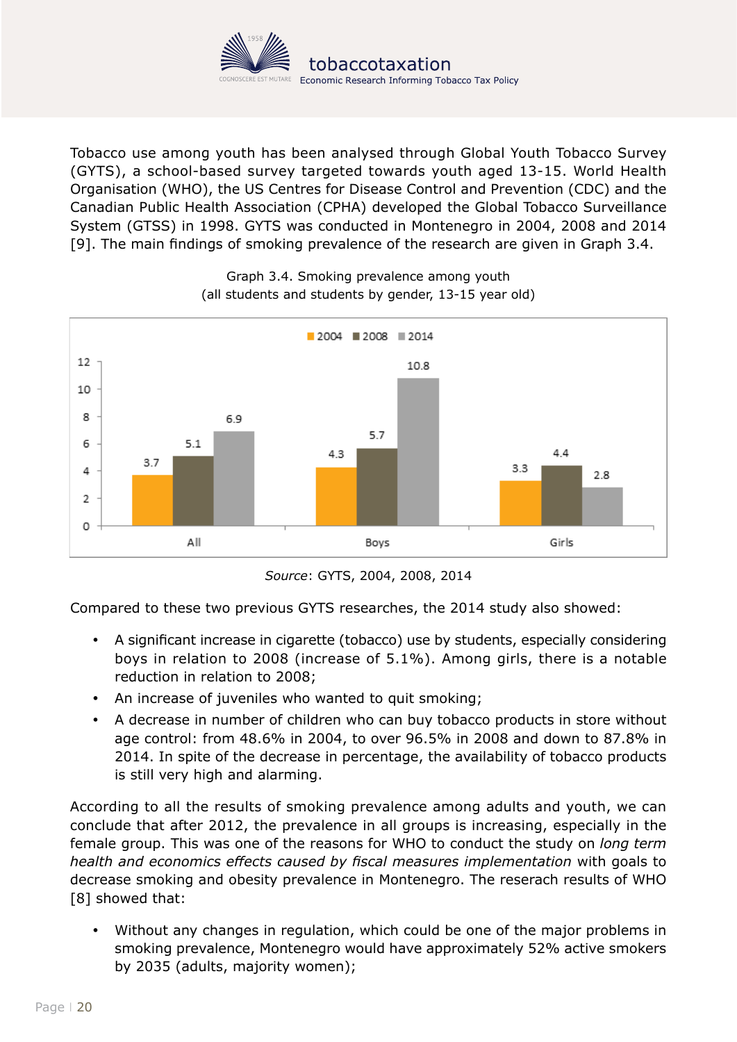Tobacco use among youth has been analysed through Global Youth Tobacco Survey (GYTS), a school-based survey targeted towards youth aged 13-15. World Health Organisation (WHO), the US Centres for Disease Control and Prevention (CDC) and the Canadian Public Health Association (CPHA) developed the Global Tobacco Surveillance System (GTSS) in 1998. GYTS was conducted in Montenegro in 2004, 2008 and 2014 [9]. The main findings of smoking prevalence of the research are given in Graph 3.4.

Graph 3.4. Smoking prevalence among youth
(all students and students by gender, 13-15 year old)

| | 2004 | 2008 | 2014 |
|---|---|---|---|
| All | 3.7 | 5.1 | 6.9 |
| Boys | 4.3 | 5.7 | 10.8 |
| Girls | 3.3 | 4.4 | 2.8 |

*Source*: GYTS, 2004, 2008, 2014

Compared to these two previous GYTS researches, the 2014 study also showed:

- A significant increase in cigarette (tobacco) use by students, especially considering boys in relation to 2008 (increase of 5.1%). Among girls, there is a notable reduction in relation to 2008;
- An increase of juveniles who wanted to quit smoking;
- A decrease in number of children who can buy tobacco products in store without age control: from 48.6% in 2004, to over 96.5% in 2008 and down to 87.8% in 2014. In spite of the decrease in percentage, the availability of tobacco products is still very high and alarming.

According to all the results of smoking prevalence among adults and youth, we can conclude that after 2012, the prevalence in all groups is increasing, especially in the female group. This was one of the reasons for WHO to conduct the study on *long term health and economics effects caused by fiscal measures implementation* with goals to decrease smoking and obesity prevalence in Montenegro. The reserach results of WHO [8] showed that:

- Without any changes in regulation, which could be one of the major problems in smoking prevalence, Montenegro would have approximately 52% active smokers by 2035 (adults, majority women);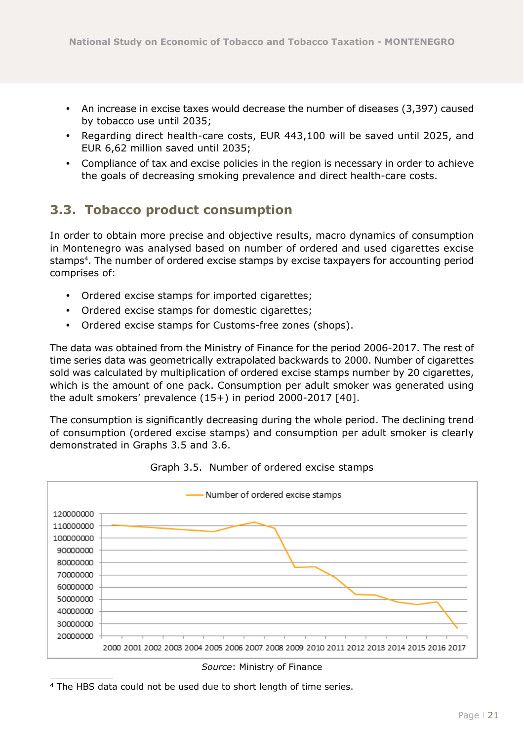- An increase in excise taxes would decrease the number of diseases (3,397) caused by tobacco use until 2035;
- Regarding direct health-care costs, EUR 443,100 will be saved until 2025, and EUR 6,62 million saved until 2035;
- Compliance of tax and excise policies in the region is necessary in order to achieve the goals of decreasing smoking prevalence and direct health-care costs.

## 3.3. Tobacco product consumption

In order to obtain more precise and objective results, macro dynamics of consumption in Montenegro was analysed based on number of ordered and used cigarettes excise stamps[4]. The number of ordered excise stamps by excise taxpayers for accounting period comprises of:

- Ordered excise stamps for imported cigarettes;
- Ordered excise stamps for domestic cigarettes;
- Ordered excise stamps for Customs-free zones (shops).

The data was obtained from the Ministry of Finance for the period 2006-2017. The rest of time series data was geometrically extrapolated backwards to 2000. Number of cigarettes sold was calculated by multiplication of ordered excise stamps number by 20 cigarettes, which is the amount of one pack. Consumption per adult smoker was generated using the adult smokers' prevalence (15+) in period 2000-2017 [40].

The consumption is significantly decreasing during the whole period. The declining trend of consumption (ordered excise stamps) and consumption per adult smoker is clearly demonstrated in Graphs 3.5 and 3.6.

Graph 3.5. Number of ordered excise stamps

*Source*: Ministry of Finance

[4] The HBS data could not be used due to short length of time series.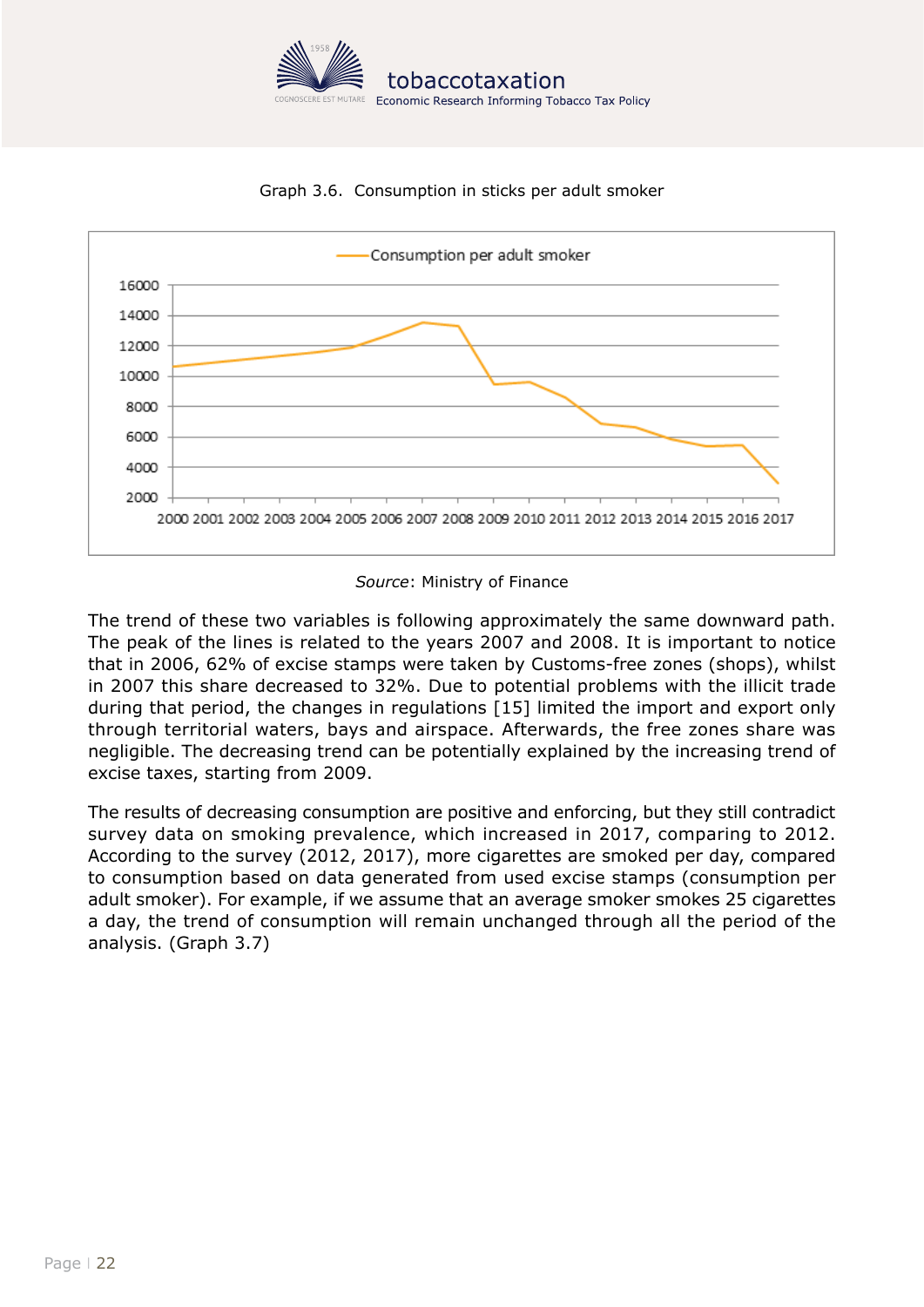Graph 3.6. Consumption in sticks per adult smoker

Source: Ministry of Finance

The trend of these two variables is following approximately the same downward path. The peak of the lines is related to the years 2007 and 2008. It is important to notice that in 2006, 62% of excise stamps were taken by Customs-free zones (shops), whilst in 2007 this share decreased to 32%. Due to potential problems with the illicit trade during that period, the changes in regulations [15] limited the import and export only through territorial waters, bays and airspace. Afterwards, the free zones share was negligible. The decreasing trend can be potentially explained by the increasing trend of excise taxes, starting from 2009.

The results of decreasing consumption are positive and enforcing, but they still contradict survey data on smoking prevalence, which increased in 2017, comparing to 2012. According to the survey (2012, 2017), more cigarettes are smoked per day, compared to consumption based on data generated from used excise stamps (consumption per adult smoker). For example, if we assume that an average smoker smokes 25 cigarettes a day, the trend of consumption will remain unchanged through all the period of the analysis. (Graph 3.7)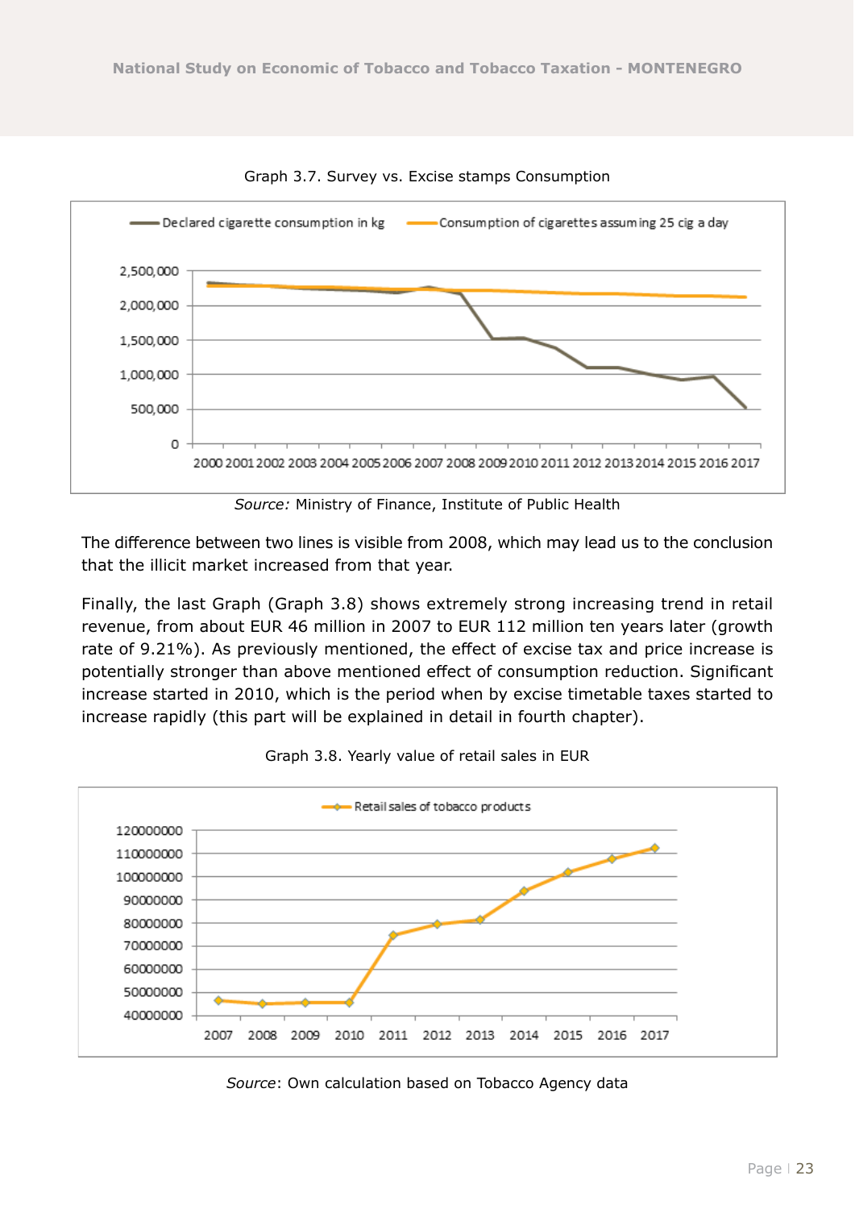Graph 3.7. Survey vs. Excise stamps Consumption

*Source:* Ministry of Finance, Institute of Public Health

The difference between two lines is visible from 2008, which may lead us to the conclusion that the illicit market increased from that year.

Finally, the last Graph (Graph 3.8) shows extremely strong increasing trend in retail revenue, from about EUR 46 million in 2007 to EUR 112 million ten years later (growth rate of 9.21%). As previously mentioned, the effect of excise tax and price increase is potentially stronger than above mentioned effect of consumption reduction. Significant increase started in 2010, which is the period when by excise timetable taxes started to increase rapidly (this part will be explained in detail in fourth chapter).

Graph 3.8. Yearly value of retail sales in EUR

*Source*: Own calculation based on Tobacco Agency data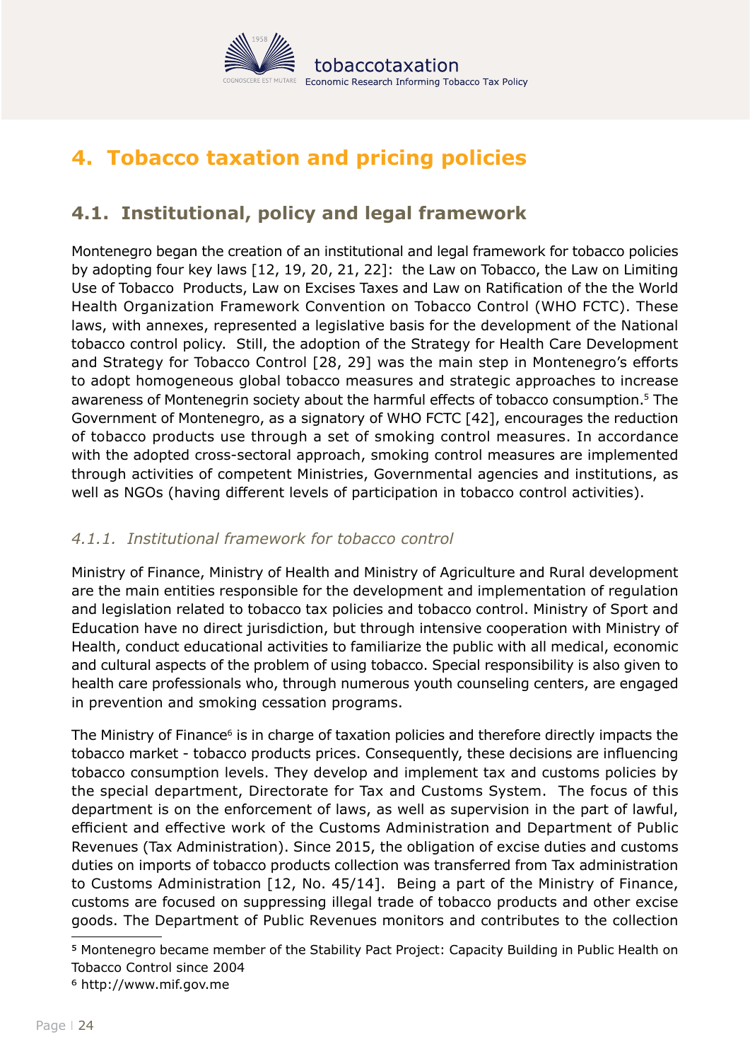# 4. Tobacco taxation and pricing policies

## 4.1. Institutional, policy and legal framework

Montenegro began the creation of an institutional and legal framework for tobacco policies by adopting four key laws [12, 19, 20, 21, 22]: the Law on Tobacco, the Law on Limiting Use of Tobacco Products, Law on Excises Taxes and Law on Ratification of the the World Health Organization Framework Convention on Tobacco Control (WHO FCTC). These laws, with annexes, represented a legislative basis for the development of the National tobacco control policy. Still, the adoption of the Strategy for Health Care Development and Strategy for Tobacco Control [28, 29] was the main step in Montenegro's efforts to adopt homogeneous global tobacco measures and strategic approaches to increase awareness of Montenegrin society about the harmful effects of tobacco consumption.[5] The Government of Montenegro, as a signatory of WHO FCTC [42], encourages the reduction of tobacco products use through a set of smoking control measures. In accordance with the adopted cross-sectoral approach, smoking control measures are implemented through activities of competent Ministries, Governmental agencies and institutions, as well as NGOs (having different levels of participation in tobacco control activities).

### *4.1.1. Institutional framework for tobacco control*

Ministry of Finance, Ministry of Health and Ministry of Agriculture and Rural development are the main entities responsible for the development and implementation of regulation and legislation related to tobacco tax policies and tobacco control. Ministry of Sport and Education have no direct jurisdiction, but through intensive cooperation with Ministry of Health, conduct educational activities to familiarize the public with all medical, economic and cultural aspects of the problem of using tobacco. Special responsibility is also given to health care professionals who, through numerous youth counseling centers, are engaged in prevention and smoking cessation programs.

The Ministry of Finance[6] is in charge of taxation policies and therefore directly impacts the tobacco market - tobacco products prices. Consequently, these decisions are influencing tobacco consumption levels. They develop and implement tax and customs policies by the special department, Directorate for Tax and Customs System. The focus of this department is on the enforcement of laws, as well as supervision in the part of lawful, efficient and effective work of the Customs Administration and Department of Public Revenues (Tax Administration). Since 2015, the obligation of excise duties and customs duties on imports of tobacco products collection was transferred from Tax administration to Customs Administration [12, No. 45/14]. Being a part of the Ministry of Finance, customs are focused on suppressing illegal trade of tobacco products and other excise goods. The Department of Public Revenues monitors and contributes to the collection

---

[5] Montenegro became member of the Stability Pact Project: Capacity Building in Public Health on Tobacco Control since 2004

[6] http://www.mif.gov.me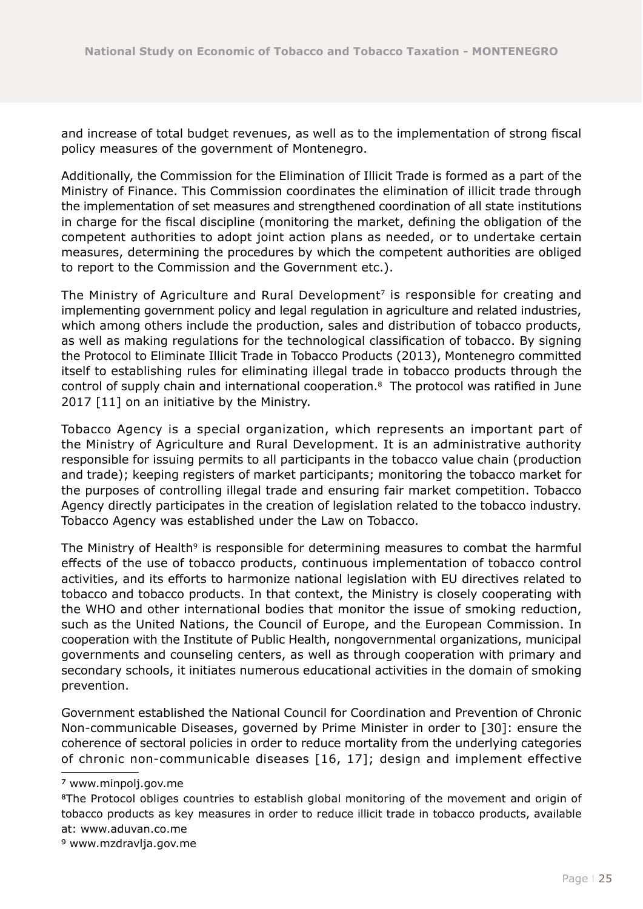and increase of total budget revenues, as well as to the implementation of strong fiscal policy measures of the government of Montenegro.

Additionally, the Commission for the Elimination of Illicit Trade is formed as a part of the Ministry of Finance. This Commission coordinates the elimination of illicit trade through the implementation of set measures and strengthened coordination of all state institutions in charge for the fiscal discipline (monitoring the market, defining the obligation of the competent authorities to adopt joint action plans as needed, or to undertake certain measures, determining the procedures by which the competent authorities are obliged to report to the Commission and the Government etc.).

The Ministry of Agriculture and Rural Development[7] is responsible for creating and implementing government policy and legal regulation in agriculture and related industries, which among others include the production, sales and distribution of tobacco products, as well as making regulations for the technological classification of tobacco. By signing the Protocol to Eliminate Illicit Trade in Tobacco Products (2013), Montenegro committed itself to establishing rules for eliminating illegal trade in tobacco products through the control of supply chain and international cooperation.[8] The protocol was ratified in June 2017 [11] on an initiative by the Ministry.

Tobacco Agency is a special organization, which represents an important part of the Ministry of Agriculture and Rural Development. It is an administrative authority responsible for issuing permits to all participants in the tobacco value chain (production and trade); keeping registers of market participants; monitoring the tobacco market for the purposes of controlling illegal trade and ensuring fair market competition. Tobacco Agency directly participates in the creation of legislation related to the tobacco industry. Tobacco Agency was established under the Law on Tobacco.

The Ministry of Health[9] is responsible for determining measures to combat the harmful effects of the use of tobacco products, continuous implementation of tobacco control activities, and its efforts to harmonize national legislation with EU directives related to tobacco and tobacco products. In that context, the Ministry is closely cooperating with the WHO and other international bodies that monitor the issue of smoking reduction, such as the United Nations, the Council of Europe, and the European Commission. In cooperation with the Institute of Public Health, nongovernmental organizations, municipal governments and counseling centers, as well as through cooperation with primary and secondary schools, it initiates numerous educational activities in the domain of smoking prevention.

Government established the National Council for Coordination and Prevention of Chronic Non-communicable Diseases, governed by Prime Minister in order to [30]: ensure the coherence of sectoral policies in order to reduce mortality from the underlying categories of chronic non-communicable diseases [16, 17]; design and implement effective

---

[7] www.minpolj.gov.me

[8] The Protocol obliges countries to establish global monitoring of the movement and origin of tobacco products as key measures in order to reduce illicit trade in tobacco products, available at: www.aduvan.co.me

[9] www.mzdravlja.gov.me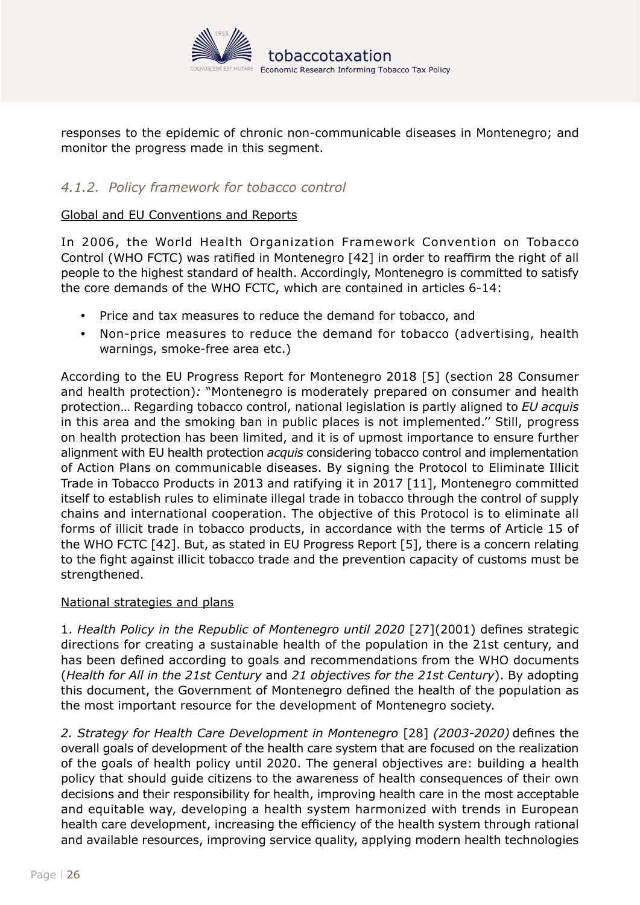responses to the epidemic of chronic non-communicable diseases in Montenegro; and monitor the progress made in this segment.

### *4.1.2. Policy framework for tobacco control*

Global and EU Conventions and Reports

In 2006, the World Health Organization Framework Convention on Tobacco Control (WHO FCTC) was ratified in Montenegro [42] in order to reaffirm the right of all people to the highest standard of health. Accordingly, Montenegro is committed to satisfy the core demands of the WHO FCTC, which are contained in articles 6-14:

- Price and tax measures to reduce the demand for tobacco, and
- Non-price measures to reduce the demand for tobacco (advertising, health warnings, smoke-free area etc.)

According to the EU Progress Report for Montenegro 2018 [5] (section 28 Consumer and health protection)*:* "Montenegro is moderately prepared on consumer and health protection… Regarding tobacco control, national legislation is partly aligned to *EU acquis* in this area and the smoking ban in public places is not implemented.'' Still, progress on health protection has been limited, and it is of upmost importance to ensure further alignment with EU health protection *acquis* considering tobacco control and implementation of Action Plans on communicable diseases. By signing the Protocol to Eliminate Illicit Trade in Tobacco Products in 2013 and ratifying it in 2017 [11], Montenegro committed itself to establish rules to eliminate illegal trade in tobacco through the control of supply chains and international cooperation. The objective of this Protocol is to eliminate all forms of illicit trade in tobacco products, in accordance with the terms of Article 15 of the WHO FCTC [42]. But, as stated in EU Progress Report [5], there is a concern relating to the fight against illicit tobacco trade and the prevention capacity of customs must be strengthened.

National strategies and plans

1. *Health Policy in the Republic of Montenegro until 2020* [27](2001) defines strategic directions for creating a sustainable health of the population in the 21st century, and has been defined according to goals and recommendations from the WHO documents (*Health for All in the 21st Century* and *21 objectives for the 21st Century*). By adopting this document, the Government of Montenegro defined the health of the population as the most important resource for the development of Montenegro society.

*2. Strategy for Health Care Development in Montenegro* [28] *(2003-2020)* defines the overall goals of development of the health care system that are focused on the realization of the goals of health policy until 2020. The general objectives are: building a health policy that should guide citizens to the awareness of health consequences of their own decisions and their responsibility for health, improving health care in the most acceptable and equitable way, developing a health system harmonized with trends in European health care development, increasing the efficiency of the health system through rational and available resources, improving service quality, applying modern health technologies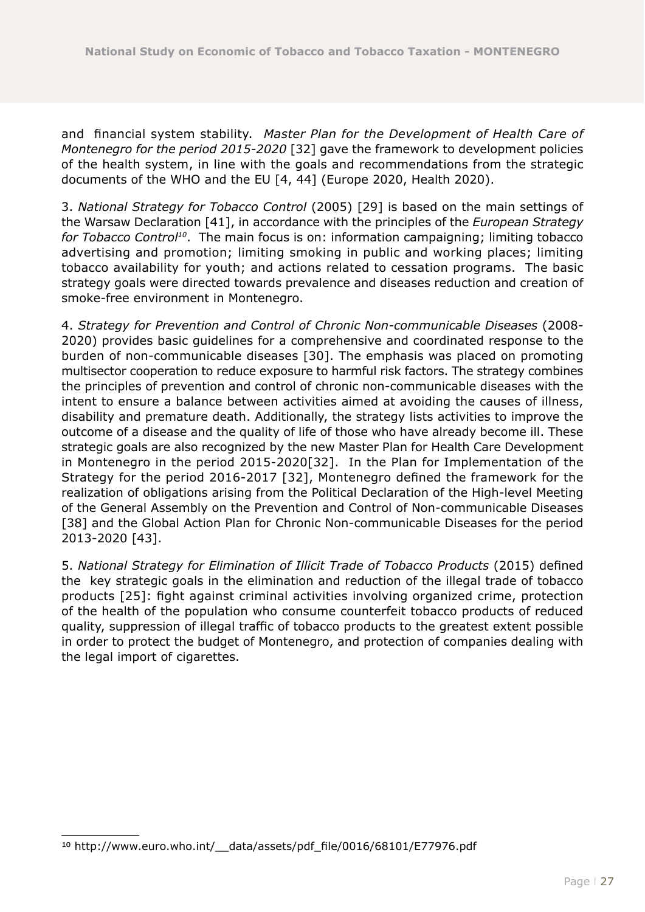and financial system stability. *Master Plan for the Development of Health Care of Montenegro for the period 2015-2020* [32] gave the framework to development policies of the health system, in line with the goals and recommendations from the strategic documents of the WHO and the EU [4, 44] (Europe 2020, Health 2020).

3. *National Strategy for Tobacco Control* (2005) [29] is based on the main settings of the Warsaw Declaration [41], in accordance with the principles of the *European Strategy for Tobacco Control*[10]. The main focus is on: information campaigning; limiting tobacco advertising and promotion; limiting smoking in public and working places; limiting tobacco availability for youth; and actions related to cessation programs. The basic strategy goals were directed towards prevalence and diseases reduction and creation of smoke-free environment in Montenegro.

4. *Strategy for Prevention and Control of Chronic Non-communicable Diseases* (2008-2020) provides basic guidelines for a comprehensive and coordinated response to the burden of non-communicable diseases [30]. The emphasis was placed on promoting multisector cooperation to reduce exposure to harmful risk factors. The strategy combines the principles of prevention and control of chronic non-communicable diseases with the intent to ensure a balance between activities aimed at avoiding the causes of illness, disability and premature death. Additionally, the strategy lists activities to improve the outcome of a disease and the quality of life of those who have already become ill. These strategic goals are also recognized by the new Master Plan for Health Care Development in Montenegro in the period 2015-2020[32]. In the Plan for Implementation of the Strategy for the period 2016-2017 [32], Montenegro defined the framework for the realization of obligations arising from the Political Declaration of the High-level Meeting of the General Assembly on the Prevention and Control of Non-communicable Diseases [38] and the Global Action Plan for Chronic Non-communicable Diseases for the period 2013-2020 [43].

5. *National Strategy for Elimination of Illicit Trade of Tobacco Products* (2015) defined the key strategic goals in the elimination and reduction of the illegal trade of tobacco products [25]: fight against criminal activities involving organized crime, protection of the health of the population who consume counterfeit tobacco products of reduced quality, suppression of illegal traffic of tobacco products to the greatest extent possible in order to protect the budget of Montenegro, and protection of companies dealing with the legal import of cigarettes.

---

[10] http://www.euro.who.int/__data/assets/pdf_file/0016/68101/E77976.pdf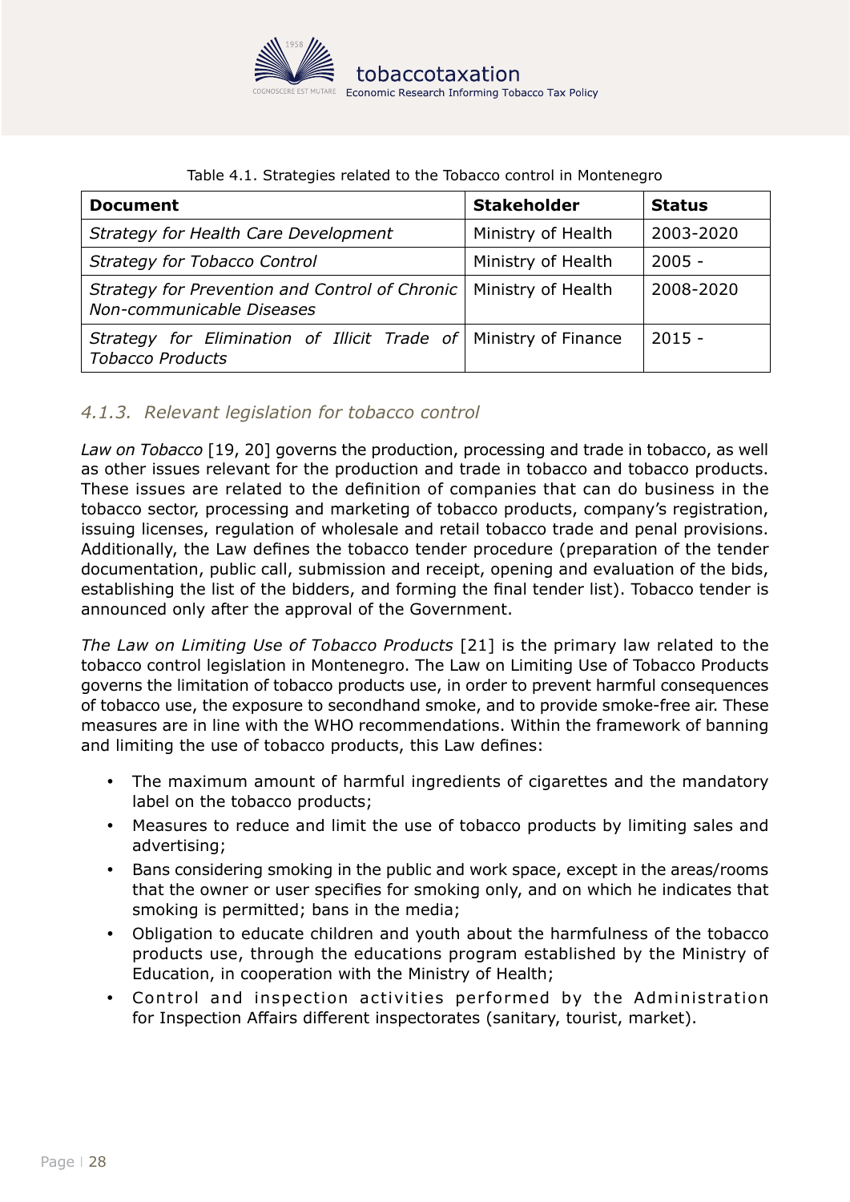Table 4.1. Strategies related to the Tobacco control in Montenegro

| Document | Stakeholder | Status |
|---|---|---|
| *Strategy for Health Care Development* | Ministry of Health | 2003-2020 |
| *Strategy for Tobacco Control* | Ministry of Health | 2005 - |
| *Strategy for Prevention and Control of Chronic Non-communicable Diseases* | Ministry of Health | 2008-2020 |
| *Strategy for Elimination of Illicit Trade of Tobacco Products* | Ministry of Finance | 2015 - |

### *4.1.3. Relevant legislation for tobacco control*

*Law on Tobacco* [19, 20] governs the production, processing and trade in tobacco, as well as other issues relevant for the production and trade in tobacco and tobacco products. These issues are related to the definition of companies that can do business in the tobacco sector, processing and marketing of tobacco products, company's registration, issuing licenses, regulation of wholesale and retail tobacco trade and penal provisions. Additionally, the Law defines the tobacco tender procedure (preparation of the tender documentation, public call, submission and receipt, opening and evaluation of the bids, establishing the list of the bidders, and forming the final tender list). Tobacco tender is announced only after the approval of the Government.

*The Law on Limiting Use of Tobacco Products* [21] is the primary law related to the tobacco control legislation in Montenegro. The Law on Limiting Use of Tobacco Products governs the limitation of tobacco products use, in order to prevent harmful consequences of tobacco use, the exposure to secondhand smoke, and to provide smoke-free air. These measures are in line with the WHO recommendations. Within the framework of banning and limiting the use of tobacco products, this Law defines:

- The maximum amount of harmful ingredients of cigarettes and the mandatory label on the tobacco products;
- Measures to reduce and limit the use of tobacco products by limiting sales and advertising;
- Bans considering smoking in the public and work space, except in the areas/rooms that the owner or user specifies for smoking only, and on which he indicates that smoking is permitted; bans in the media;
- Obligation to educate children and youth about the harmfulness of the tobacco products use, through the educations program established by the Ministry of Education, in cooperation with the Ministry of Health;
- Control and inspection activities performed by the Administration for Inspection Affairs different inspectorates (sanitary, tourist, market).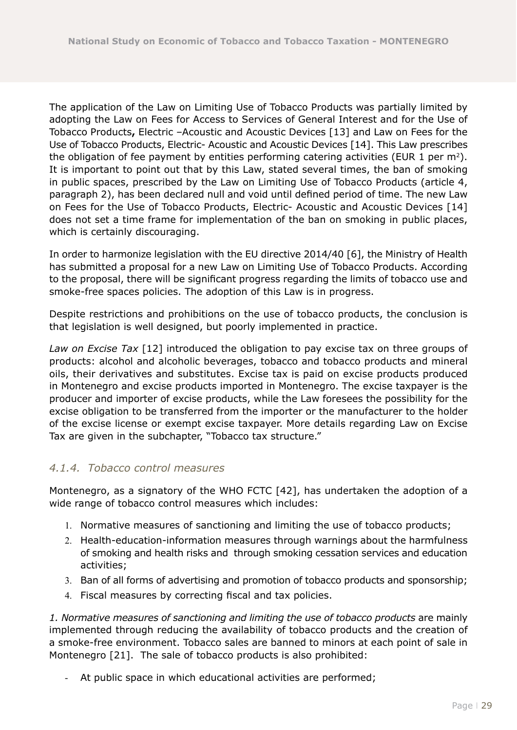The application of the Law on Limiting Use of Tobacco Products was partially limited by adopting the Law on Fees for Access to Services of General Interest and for the Use of Tobacco Products**,** Electric –Acoustic and Acoustic Devices [13] and Law on Fees for the Use of Tobacco Products, Electric- Acoustic and Acoustic Devices [14]. This Law prescribes the obligation of fee payment by entities performing catering activities (EUR 1 per $m^2$). It is important to point out that by this Law, stated several times, the ban of smoking in public spaces, prescribed by the Law on Limiting Use of Tobacco Products (article 4, paragraph 2), has been declared null and void until defined period of time. The new Law on Fees for the Use of Tobacco Products, Electric- Acoustic and Acoustic Devices [14] does not set a time frame for implementation of the ban on smoking in public places, which is certainly discouraging.

In order to harmonize legislation with the EU directive 2014/40 [6], the Ministry of Health has submitted a proposal for a new Law on Limiting Use of Tobacco Products. According to the proposal, there will be significant progress regarding the limits of tobacco use and smoke-free spaces policies. The adoption of this Law is in progress.

Despite restrictions and prohibitions on the use of tobacco products, the conclusion is that legislation is well designed, but poorly implemented in practice.

*Law on Excise Tax* [12] introduced the obligation to pay excise tax on three groups of products: alcohol and alcoholic beverages, tobacco and tobacco products and mineral oils, their derivatives and substitutes. Excise tax is paid on excise products produced in Montenegro and excise products imported in Montenegro. The excise taxpayer is the producer and importer of excise products, while the Law foresees the possibility for the excise obligation to be transferred from the importer or the manufacturer to the holder of the excise license or exempt excise taxpayer. More details regarding Law on Excise Tax are given in the subchapter, "Tobacco tax structure."

### *4.1.4. Tobacco control measures*

Montenegro, as a signatory of the WHO FCTC [42], has undertaken the adoption of a wide range of tobacco control measures which includes:

1. Normative measures of sanctioning and limiting the use of tobacco products;
2. Health-education-information measures through warnings about the harmfulness of smoking and health risks and through smoking cessation services and education activities;
3. Ban of all forms of advertising and promotion of tobacco products and sponsorship;
4. Fiscal measures by correcting fiscal and tax policies.

*1. Normative measures of sanctioning and limiting the use of tobacco products* are mainly implemented through reducing the availability of tobacco products and the creation of a smoke-free environment. Tobacco sales are banned to minors at each point of sale in Montenegro [21]. The sale of tobacco products is also prohibited:

- At public space in which educational activities are performed;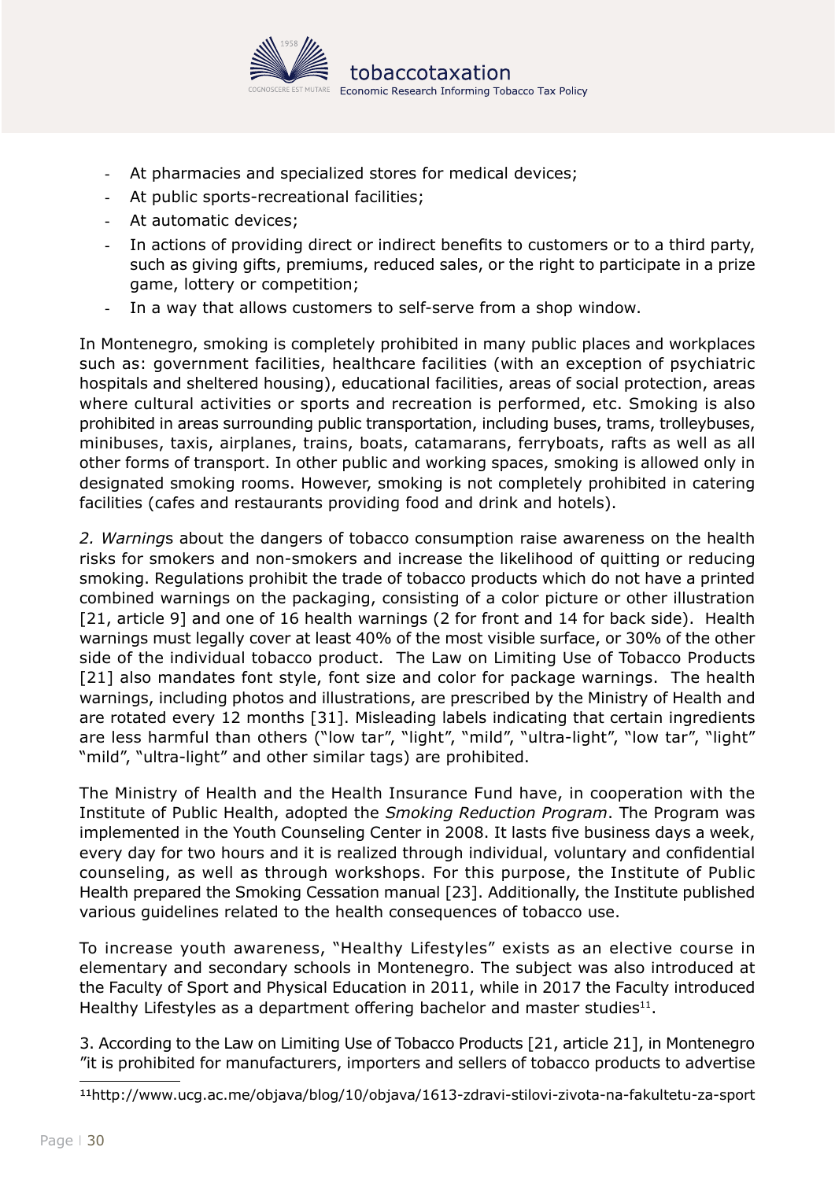- At pharmacies and specialized stores for medical devices;
- At public sports-recreational facilities;
- At automatic devices;
- In actions of providing direct or indirect benefits to customers or to a third party, such as giving gifts, premiums, reduced sales, or the right to participate in a prize game, lottery or competition;
- In a way that allows customers to self-serve from a shop window.

In Montenegro, smoking is completely prohibited in many public places and workplaces such as: government facilities, healthcare facilities (with an exception of psychiatric hospitals and sheltered housing), educational facilities, areas of social protection, areas where cultural activities or sports and recreation is performed, etc. Smoking is also prohibited in areas surrounding public transportation, including buses, trams, trolleybuses, minibuses, taxis, airplanes, trains, boats, catamarans, ferryboats, rafts as well as all other forms of transport. In other public and working spaces, smoking is allowed only in designated smoking rooms. However, smoking is not completely prohibited in catering facilities (cafes and restaurants providing food and drink and hotels).

*2. Warning*s about the dangers of tobacco consumption raise awareness on the health risks for smokers and non-smokers and increase the likelihood of quitting or reducing smoking. Regulations prohibit the trade of tobacco products which do not have a printed combined warnings on the packaging, consisting of a color picture or other illustration [21, article 9] and one of 16 health warnings (2 for front and 14 for back side). Health warnings must legally cover at least 40% of the most visible surface, or 30% of the other side of the individual tobacco product. The Law on Limiting Use of Tobacco Products [21] also mandates font style, font size and color for package warnings. The health warnings, including photos and illustrations, are prescribed by the Ministry of Health and are rotated every 12 months [31]. Misleading labels indicating that certain ingredients are less harmful than others ("low tar", "light", "mild", "ultra-light", "low tar", "light" "mild", "ultra-light" and other similar tags) are prohibited.

The Ministry of Health and the Health Insurance Fund have, in cooperation with the Institute of Public Health, adopted the *Smoking Reduction Program*. The Program was implemented in the Youth Counseling Center in 2008. It lasts five business days a week, every day for two hours and it is realized through individual, voluntary and confidential counseling, as well as through workshops. For this purpose, the Institute of Public Health prepared the Smoking Cessation manual [23]. Additionally, the Institute published various guidelines related to the health consequences of tobacco use.

To increase youth awareness, "Healthy Lifestyles" exists as an elective course in elementary and secondary schools in Montenegro. The subject was also introduced at the Faculty of Sport and Physical Education in 2011, while in 2017 the Faculty introduced Healthy Lifestyles as a department offering bachelor and master studies[11].

3. According to the Law on Limiting Use of Tobacco Products [21, article 21], in Montenegro "it is prohibited for manufacturers, importers and sellers of tobacco products to advertise

[11] http://www.ucg.ac.me/objava/blog/10/objava/1613-zdravi-stilovi-zivota-na-fakultetu-za-sport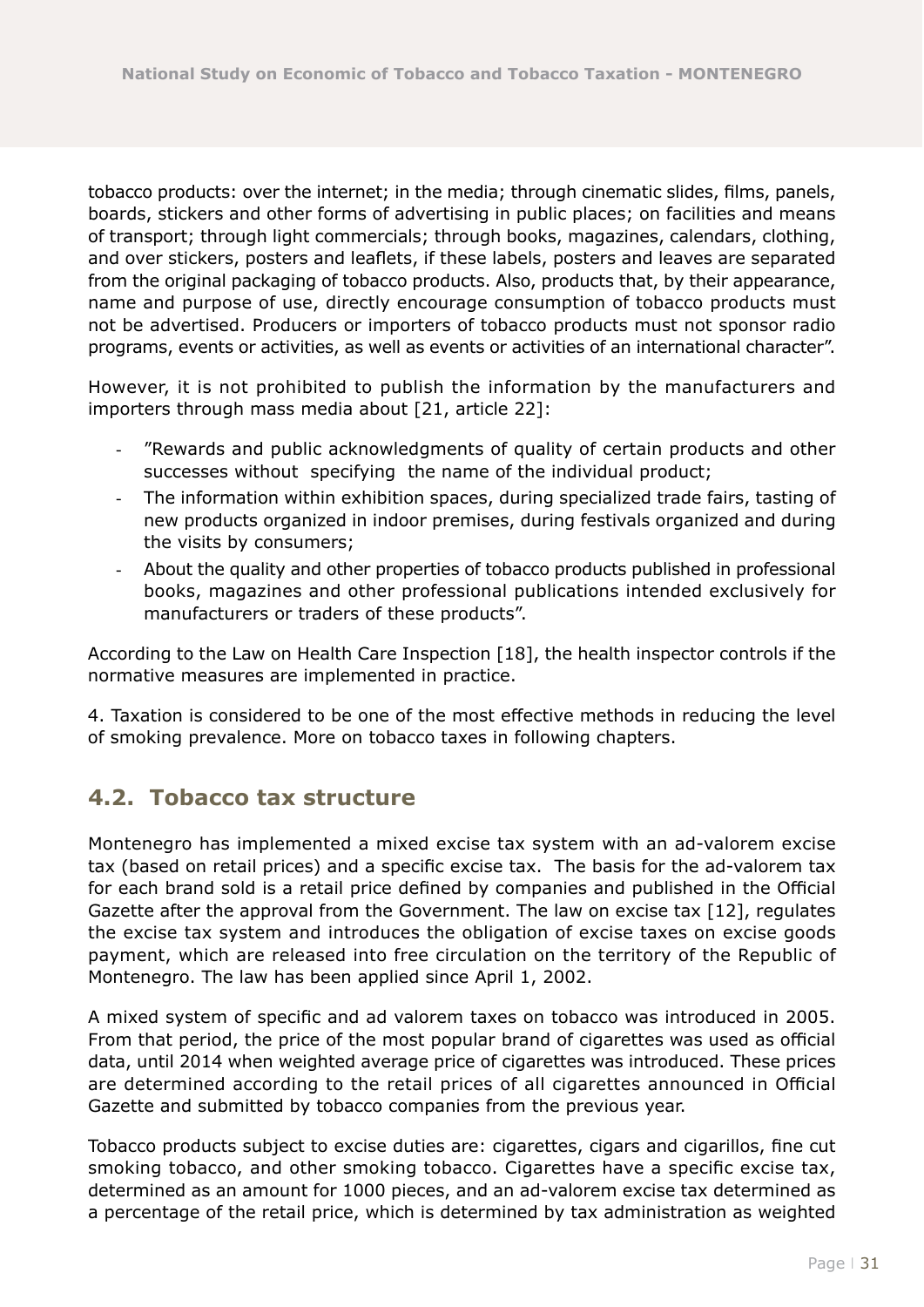tobacco products: over the internet; in the media; through cinematic slides, films, panels, boards, stickers and other forms of advertising in public places; on facilities and means of transport; through light commercials; through books, magazines, calendars, clothing, and over stickers, posters and leaflets, if these labels, posters and leaves are separated from the original packaging of tobacco products. Also, products that, by their appearance, name and purpose of use, directly encourage consumption of tobacco products must not be advertised. Producers or importers of tobacco products must not sponsor radio programs, events or activities, as well as events or activities of an international character".

However, it is not prohibited to publish the information by the manufacturers and importers through mass media about [21, article 22]:

- "Rewards and public acknowledgments of quality of certain products and other successes without specifying the name of the individual product;
- The information within exhibition spaces, during specialized trade fairs, tasting of new products organized in indoor premises, during festivals organized and during the visits by consumers;
- About the quality and other properties of tobacco products published in professional books, magazines and other professional publications intended exclusively for manufacturers or traders of these products".

According to the Law on Health Care Inspection [18], the health inspector controls if the normative measures are implemented in practice.

4. Taxation is considered to be one of the most effective methods in reducing the level of smoking prevalence. More on tobacco taxes in following chapters.

## 4.2. Tobacco tax structure

Montenegro has implemented a mixed excise tax system with an ad-valorem excise tax (based on retail prices) and a specific excise tax. The basis for the ad-valorem tax for each brand sold is a retail price defined by companies and published in the Official Gazette after the approval from the Government. The law on excise tax [12], regulates the excise tax system and introduces the obligation of excise taxes on excise goods payment, which are released into free circulation on the territory of the Republic of Montenegro. The law has been applied since April 1, 2002.

A mixed system of specific and ad valorem taxes on tobacco was introduced in 2005. From that period, the price of the most popular brand of cigarettes was used as official data, until 2014 when weighted average price of cigarettes was introduced. These prices are determined according to the retail prices of all cigarettes announced in Official Gazette and submitted by tobacco companies from the previous year.

Tobacco products subject to excise duties are: cigarettes, cigars and cigarillos, fine cut smoking tobacco, and other smoking tobacco. Cigarettes have a specific excise tax, determined as an amount for 1000 pieces, and an ad-valorem excise tax determined as a percentage of the retail price, which is determined by tax administration as weighted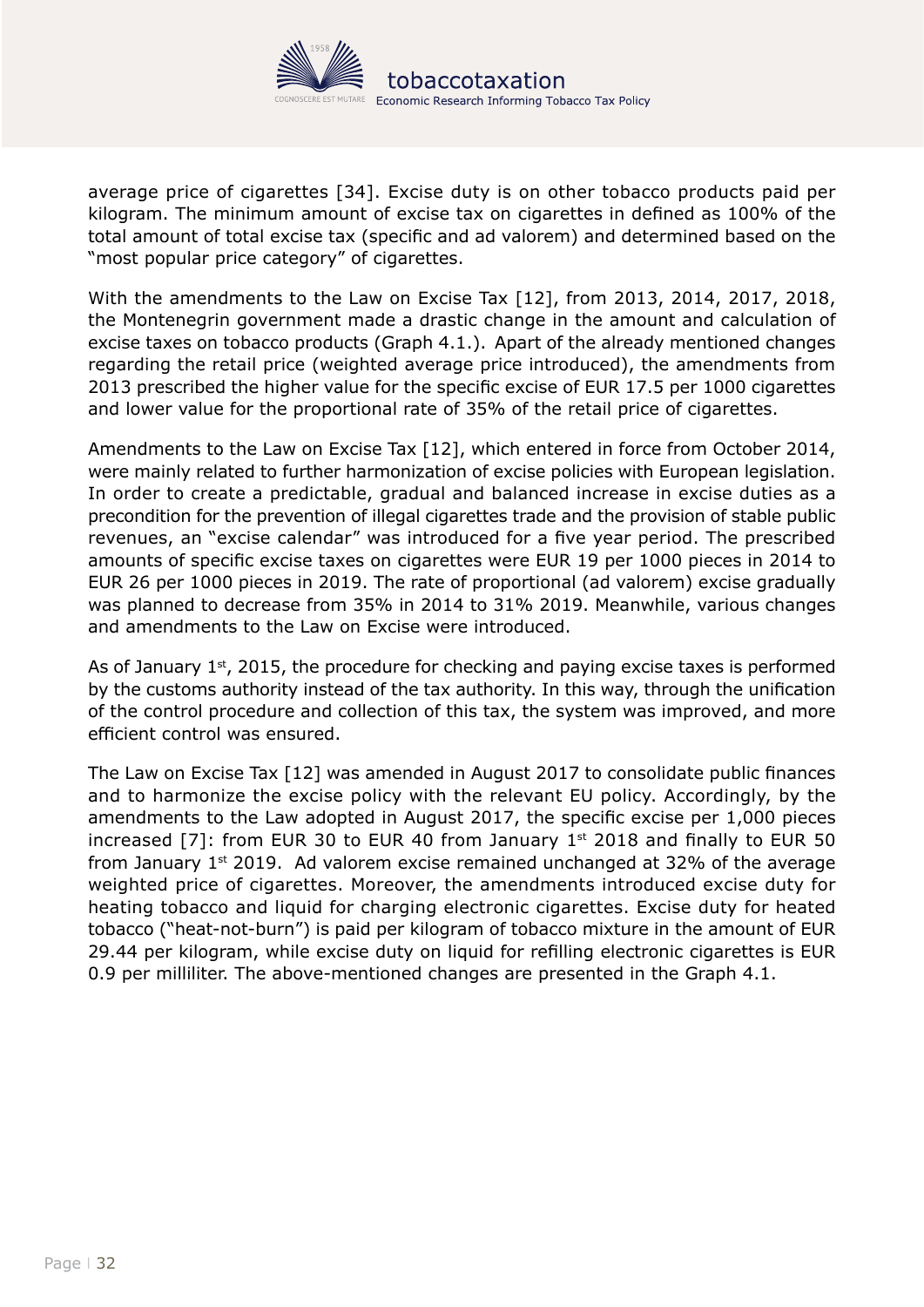average price of cigarettes [34]. Excise duty is on other tobacco products paid per kilogram. The minimum amount of excise tax on cigarettes in defined as 100% of the total amount of total excise tax (specific and ad valorem) and determined based on the "most popular price category" of cigarettes.

With the amendments to the Law on Excise Tax [12], from 2013, 2014, 2017, 2018, the Montenegrin government made a drastic change in the amount and calculation of excise taxes on tobacco products (Graph 4.1.). Apart of the already mentioned changes regarding the retail price (weighted average price introduced), the amendments from 2013 prescribed the higher value for the specific excise of EUR 17.5 per 1000 cigarettes and lower value for the proportional rate of 35% of the retail price of cigarettes.

Amendments to the Law on Excise Tax [12], which entered in force from October 2014, were mainly related to further harmonization of excise policies with European legislation. In order to create a predictable, gradual and balanced increase in excise duties as a precondition for the prevention of illegal cigarettes trade and the provision of stable public revenues, an "excise calendar" was introduced for a five year period. The prescribed amounts of specific excise taxes on cigarettes were EUR 19 per 1000 pieces in 2014 to EUR 26 per 1000 pieces in 2019. The rate of proportional (ad valorem) excise gradually was planned to decrease from 35% in 2014 to 31% 2019. Meanwhile, various changes and amendments to the Law on Excise were introduced.

As of January 1st, 2015, the procedure for checking and paying excise taxes is performed by the customs authority instead of the tax authority. In this way, through the unification of the control procedure and collection of this tax, the system was improved, and more efficient control was ensured.

The Law on Excise Tax [12] was amended in August 2017 to consolidate public finances and to harmonize the excise policy with the relevant EU policy. Accordingly, by the amendments to the Law adopted in August 2017, the specific excise per 1,000 pieces increased [7]: from EUR 30 to EUR 40 from January 1st 2018 and finally to EUR 50 from January 1st 2019. Ad valorem excise remained unchanged at 32% of the average weighted price of cigarettes. Moreover, the amendments introduced excise duty for heating tobacco and liquid for charging electronic cigarettes. Excise duty for heated tobacco ("heat-not-burn") is paid per kilogram of tobacco mixture in the amount of EUR 29.44 per kilogram, while excise duty on liquid for refilling electronic cigarettes is EUR 0.9 per milliliter. The above-mentioned changes are presented in the Graph 4.1.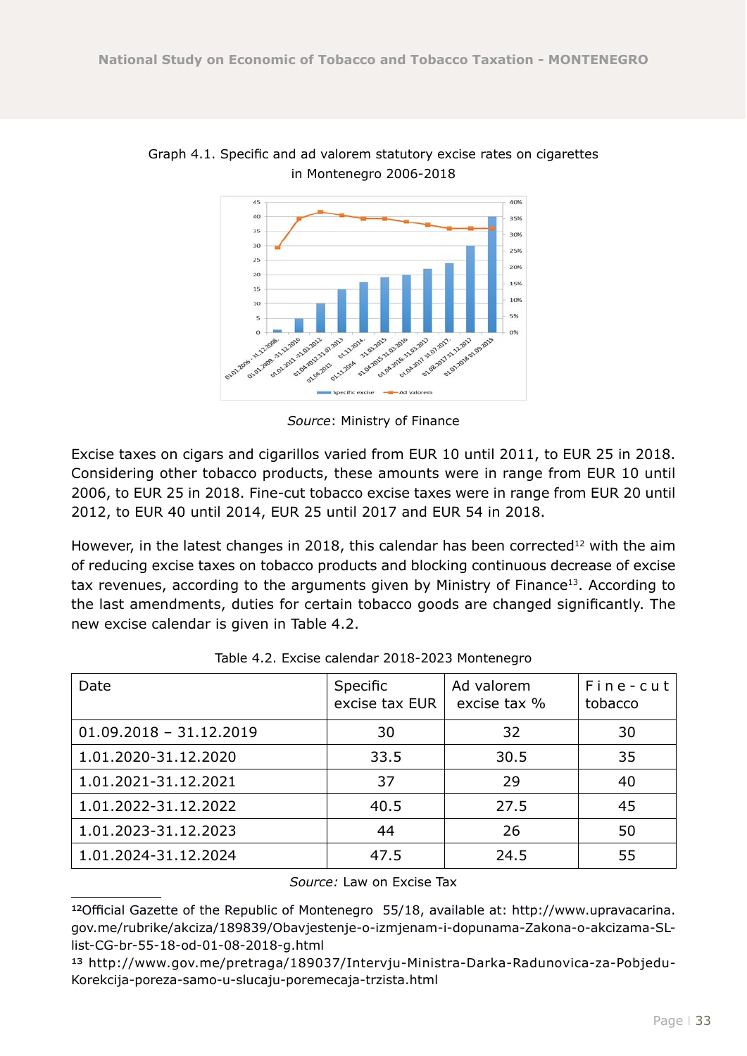Graph 4.1. Specific and ad valorem statutory excise rates on cigarettes in Montenegro 2006-2018

*Source*: Ministry of Finance

Excise taxes on cigars and cigarillos varied from EUR 10 until 2011, to EUR 25 in 2018. Considering other tobacco products, these amounts were in range from EUR 10 until 2006, to EUR 25 in 2018. Fine-cut tobacco excise taxes were in range from EUR 20 until 2012, to EUR 40 until 2014, EUR 25 until 2017 and EUR 54 in 2018.

However, in the latest changes in 2018, this calendar has been corrected[12] with the aim of reducing excise taxes on tobacco products and blocking continuous decrease of excise tax revenues, according to the arguments given by Ministry of Finance[13]. According to the last amendments, duties for certain tobacco goods are changed significantly. The new excise calendar is given in Table 4.2.

Table 4.2. Excise calendar 2018-2023 Montenegro

| Date | Specific excise tax EUR | Ad valorem excise tax % | Fine-cut tobacco |
|---|---|---|---|
| 01.09.2018 – 31.12.2019 | 30 | 32 | 30 |
| 1.01.2020-31.12.2020 | 33.5 | 30.5 | 35 |
| 1.01.2021-31.12.2021 | 37 | 29 | 40 |
| 1.01.2022-31.12.2022 | 40.5 | 27.5 | 45 |
| 1.01.2023-31.12.2023 | 44 | 26 | 50 |
| 1.01.2024-31.12.2024 | 47.5 | 24.5 | 55 |

*Source:* Law on Excise Tax

[12]Official Gazette of the Republic of Montenegro 55/18, available at: http://www.upravacarina.gov.me/rubrike/akciza/189839/Obavjestenje-o-izmjenam-i-dopunama-Zakona-o-akcizama-SL-list-CG-br-55-18-od-01-08-2018-g.html

[13] http://www.gov.me/pretraga/189037/Intervju-Ministra-Darka-Radunovica-za-Pobjedu-Korekcija-poreza-samo-u-slucaju-poremecaja-trzista.html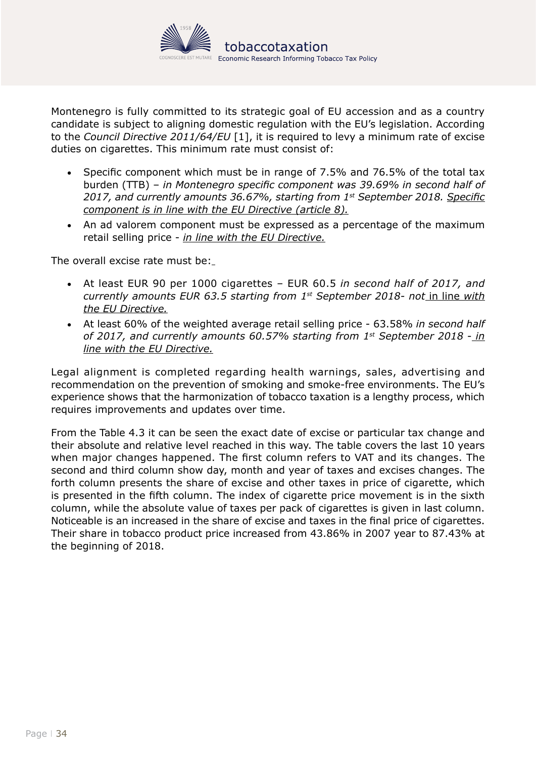Montenegro is fully committed to its strategic goal of EU accession and as a country candidate is subject to aligning domestic regulation with the EU's legislation. According to the *Council Directive 2011/64/EU* [1], it is required to levy a minimum rate of excise duties on cigarettes. This minimum rate must consist of:

- Specific component which must be in range of 7.5% and 76.5% of the total tax burden (TTB) – *in Montenegro specific component was 39.69% in second half of 2017, and currently amounts 36.67%, starting from 1st September 2018. Specific component is in line with the EU Directive (article 8).*
- An ad valorem component must be expressed as a percentage of the maximum retail selling price - *in line with the EU Directive.*

The overall excise rate must be:

- At least EUR 90 per 1000 cigarettes – EUR 60.5 *in second half of 2017, and currently amounts EUR 63.5 starting from 1st September 2018- not* in line *with the EU Directive.*
- At least 60% of the weighted average retail selling price - 63.58% *in second half of 2017, and currently amounts 60.57% starting from 1st September 2018 - in line with the EU Directive.*

Legal alignment is completed regarding health warnings, sales, advertising and recommendation on the prevention of smoking and smoke-free environments. The EU's experience shows that the harmonization of tobacco taxation is a lengthy process, which requires improvements and updates over time.

From the Table 4.3 it can be seen the exact date of excise or particular tax change and their absolute and relative level reached in this way. The table covers the last 10 years when major changes happened. The first column refers to VAT and its changes. The second and third column show day, month and year of taxes and excises changes. The forth column presents the share of excise and other taxes in price of cigarette, which is presented in the fifth column. The index of cigarette price movement is in the sixth column, while the absolute value of taxes per pack of cigarettes is given in last column. Noticeable is an increased in the share of excise and taxes in the final price of cigarettes. Their share in tobacco product price increased from 43.86% in 2007 year to 87.43% at the beginning of 2018.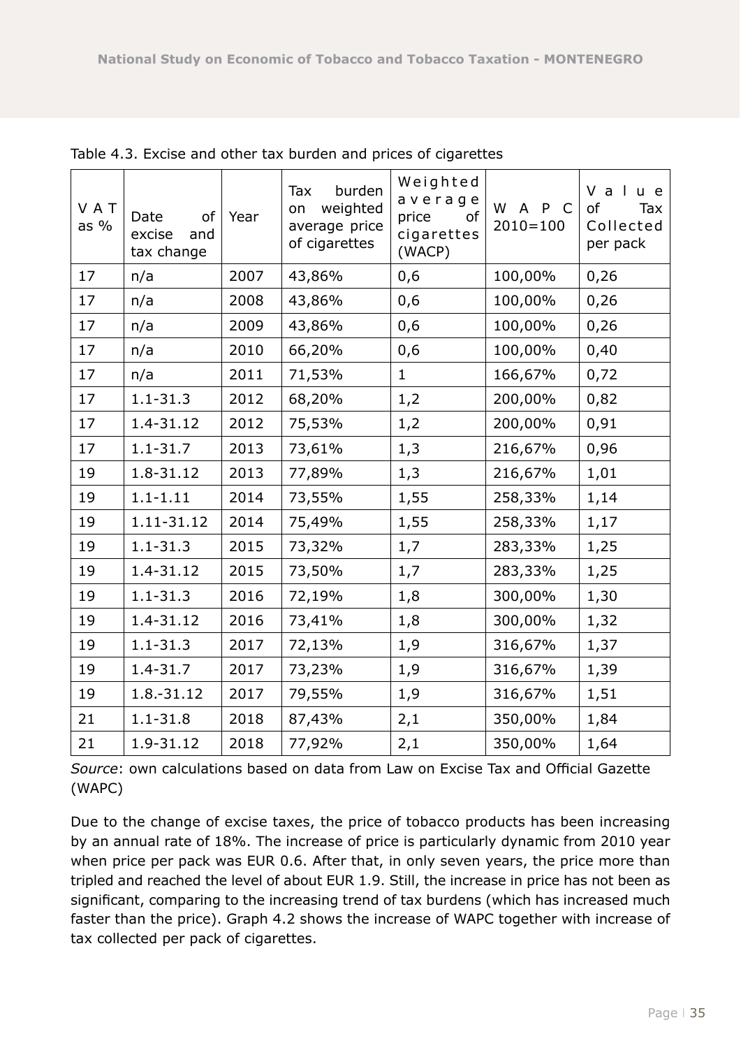Table 4.3. Excise and other tax burden and prices of cigarettes

| VAT as % | Date of excise and tax change | Year | Tax burden on weighted average price of cigarettes | Weighted average price of cigarettes (WACP) | WAPC 2010=100 | Value of Tax Collected per pack |
|---|---|---|---|---|---|---|
| 17 | n/a | 2007 | 43,86% | 0,6 | 100,00% | 0,26 |
| 17 | n/a | 2008 | 43,86% | 0,6 | 100,00% | 0,26 |
| 17 | n/a | 2009 | 43,86% | 0,6 | 100,00% | 0,26 |
| 17 | n/a | 2010 | 66,20% | 0,6 | 100,00% | 0,40 |
| 17 | n/a | 2011 | 71,53% | 1 | 166,67% | 0,72 |
| 17 | 1.1-31.3 | 2012 | 68,20% | 1,2 | 200,00% | 0,82 |
| 17 | 1.4-31.12 | 2012 | 75,53% | 1,2 | 200,00% | 0,91 |
| 17 | 1.1-31.7 | 2013 | 73,61% | 1,3 | 216,67% | 0,96 |
| 19 | 1.8-31.12 | 2013 | 77,89% | 1,3 | 216,67% | 1,01 |
| 19 | 1.1-1.11 | 2014 | 73,55% | 1,55 | 258,33% | 1,14 |
| 19 | 1.11-31.12 | 2014 | 75,49% | 1,55 | 258,33% | 1,17 |
| 19 | 1.1-31.3 | 2015 | 73,32% | 1,7 | 283,33% | 1,25 |
| 19 | 1.4-31.12 | 2015 | 73,50% | 1,7 | 283,33% | 1,25 |
| 19 | 1.1-31.3 | 2016 | 72,19% | 1,8 | 300,00% | 1,30 |
| 19 | 1.4-31.12 | 2016 | 73,41% | 1,8 | 300,00% | 1,32 |
| 19 | 1.1-31.3 | 2017 | 72,13% | 1,9 | 316,67% | 1,37 |
| 19 | 1.4-31.7 | 2017 | 73,23% | 1,9 | 316,67% | 1,39 |
| 19 | 1.8.-31.12 | 2017 | 79,55% | 1,9 | 316,67% | 1,51 |
| 21 | 1.1-31.8 | 2018 | 87,43% | 2,1 | 350,00% | 1,84 |
| 21 | 1.9-31.12 | 2018 | 77,92% | 2,1 | 350,00% | 1,64 |

*Source*: own calculations based on data from Law on Excise Tax and Official Gazette (WAPC)

Due to the change of excise taxes, the price of tobacco products has been increasing by an annual rate of 18%. The increase of price is particularly dynamic from 2010 year when price per pack was EUR 0.6. After that, in only seven years, the price more than tripled and reached the level of about EUR 1.9. Still, the increase in price has not been as significant, comparing to the increasing trend of tax burdens (which has increased much faster than the price). Graph 4.2 shows the increase of WAPC together with increase of tax collected per pack of cigarettes.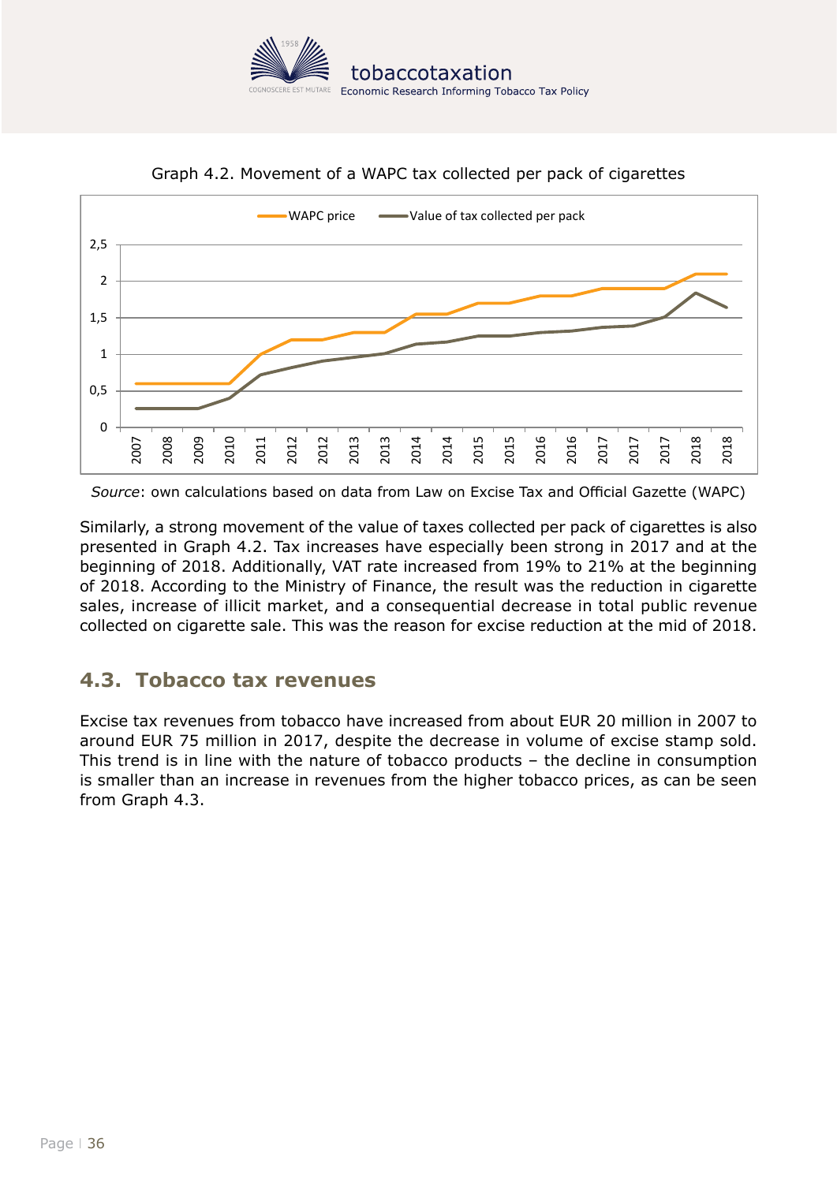Graph 4.2. Movement of a WAPC tax collected per pack of cigarettes

*Source*: own calculations based on data from Law on Excise Tax and Official Gazette (WAPC)

Similarly, a strong movement of the value of taxes collected per pack of cigarettes is also presented in Graph 4.2. Tax increases have especially been strong in 2017 and at the beginning of 2018. Additionally, VAT rate increased from 19% to 21% at the beginning of 2018. According to the Ministry of Finance, the result was the reduction in cigarette sales, increase of illicit market, and a consequential decrease in total public revenue collected on cigarette sale. This was the reason for excise reduction at the mid of 2018.

## 4.3. Tobacco tax revenues

Excise tax revenues from tobacco have increased from about EUR 20 million in 2007 to around EUR 75 million in 2017, despite the decrease in volume of excise stamp sold. This trend is in line with the nature of tobacco products – the decline in consumption is smaller than an increase in revenues from the higher tobacco prices, as can be seen from Graph 4.3.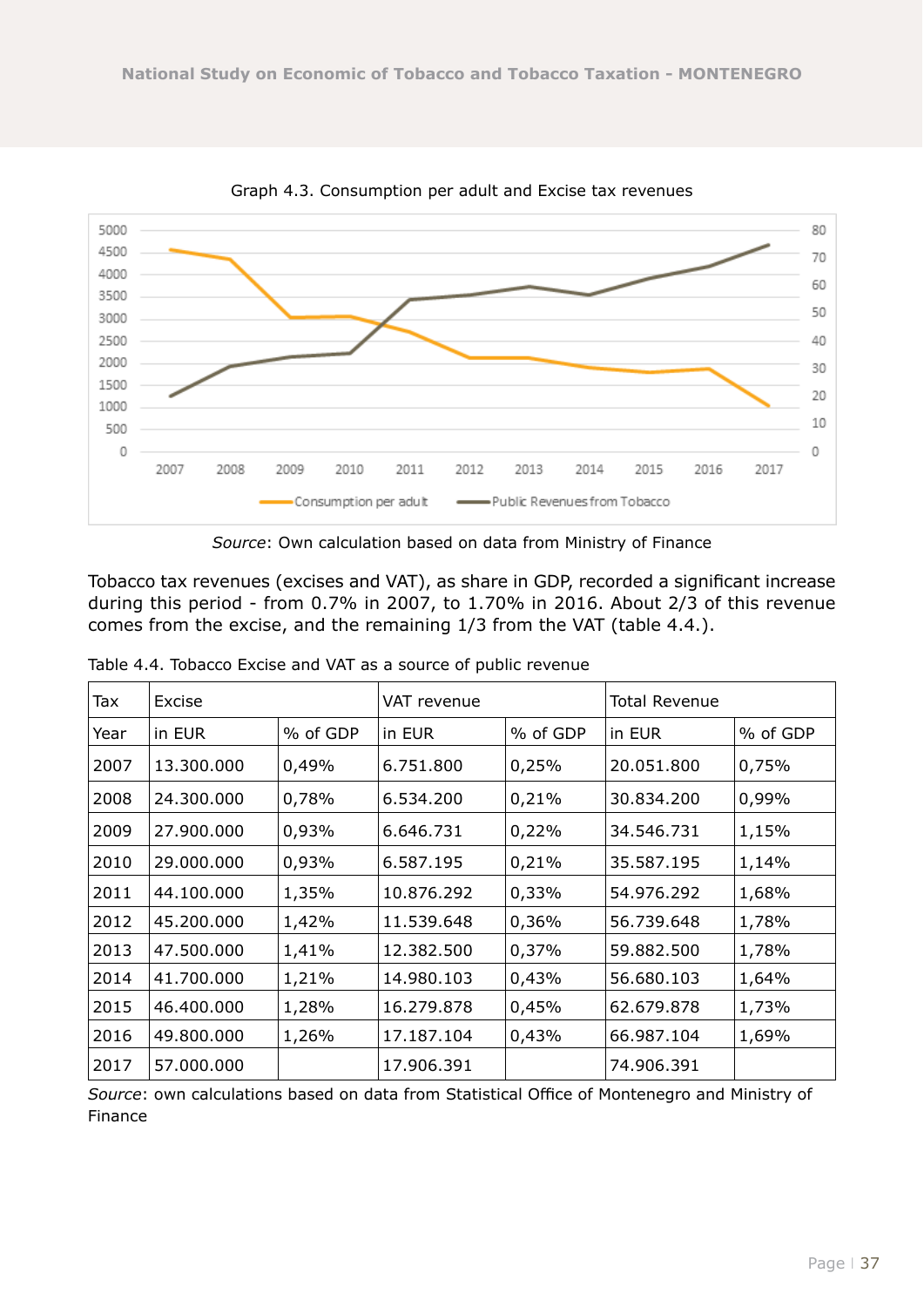Graph 4.3. Consumption per adult and Excise tax revenues

*Source*: Own calculation based on data from Ministry of Finance

Tobacco tax revenues (excises and VAT), as share in GDP, recorded a significant increase during this period - from 0.7% in 2007, to 1.70% in 2016. About 2/3 of this revenue comes from the excise, and the remaining 1/3 from the VAT (table 4.4.).

Table 4.4. Tobacco Excise and VAT as a source of public revenue

| Tax | Excise | | VAT revenue | | Total Revenue | |
|---|---|---|---|---|---|---|
| Year | in EUR | % of GDP | in EUR | % of GDP | in EUR | % of GDP |
| 2007 | 13.300.000 | 0,49% | 6.751.800 | 0,25% | 20.051.800 | 0,75% |
| 2008 | 24.300.000 | 0,78% | 6.534.200 | 0,21% | 30.834.200 | 0,99% |
| 2009 | 27.900.000 | 0,93% | 6.646.731 | 0,22% | 34.546.731 | 1,15% |
| 2010 | 29.000.000 | 0,93% | 6.587.195 | 0,21% | 35.587.195 | 1,14% |
| 2011 | 44.100.000 | 1,35% | 10.876.292 | 0,33% | 54.976.292 | 1,68% |
| 2012 | 45.200.000 | 1,42% | 11.539.648 | 0,36% | 56.739.648 | 1,78% |
| 2013 | 47.500.000 | 1,41% | 12.382.500 | 0,37% | 59.882.500 | 1,78% |
| 2014 | 41.700.000 | 1,21% | 14.980.103 | 0,43% | 56.680.103 | 1,64% |
| 2015 | 46.400.000 | 1,28% | 16.279.878 | 0,45% | 62.679.878 | 1,73% |
| 2016 | 49.800.000 | 1,26% | 17.187.104 | 0,43% | 66.987.104 | 1,69% |
| 2017 | 57.000.000 | | 17.906.391 | | 74.906.391 | |

*Source*: own calculations based on data from Statistical Office of Montenegro and Ministry of Finance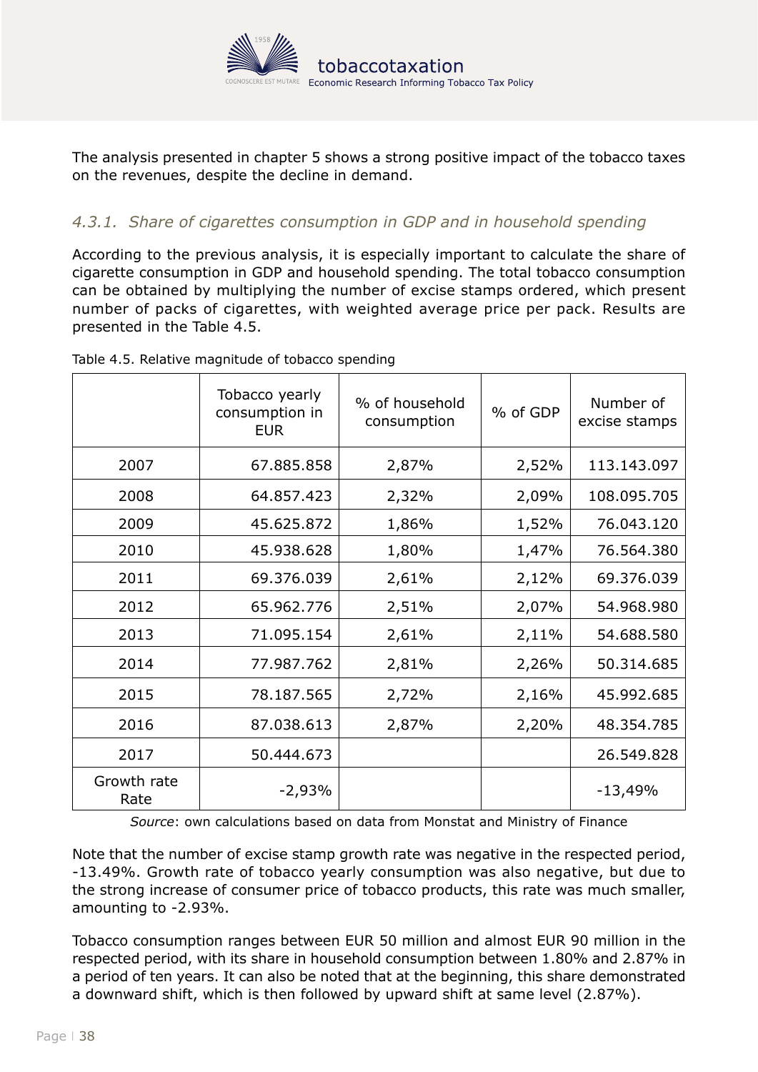The analysis presented in chapter 5 shows a strong positive impact of the tobacco taxes on the revenues, despite the decline in demand.

### *4.3.1. Share of cigarettes consumption in GDP and in household spending*

According to the previous analysis, it is especially important to calculate the share of cigarette consumption in GDP and household spending. The total tobacco consumption can be obtained by multiplying the number of excise stamps ordered, which present number of packs of cigarettes, with weighted average price per pack. Results are presented in the Table 4.5.

Table 4.5. Relative magnitude of tobacco spending

| | Tobacco yearly consumption in EUR | % of household consumption | % of GDP | Number of excise stamps |
|---|---|---|---|---|
| 2007 | 67.885.858 | 2,87% | 2,52% | 113.143.097 |
| 2008 | 64.857.423 | 2,32% | 2,09% | 108.095.705 |
| 2009 | 45.625.872 | 1,86% | 1,52% | 76.043.120 |
| 2010 | 45.938.628 | 1,80% | 1,47% | 76.564.380 |
| 2011 | 69.376.039 | 2,61% | 2,12% | 69.376.039 |
| 2012 | 65.962.776 | 2,51% | 2,07% | 54.968.980 |
| 2013 | 71.095.154 | 2,61% | 2,11% | 54.688.580 |
| 2014 | 77.987.762 | 2,81% | 2,26% | 50.314.685 |
| 2015 | 78.187.565 | 2,72% | 2,16% | 45.992.685 |
| 2016 | 87.038.613 | 2,87% | 2,20% | 48.354.785 |
| 2017 | 50.444.673 | | | 26.549.828 |
| Growth rate Rate | -2,93% | | | -13,49% |

*Source*: own calculations based on data from Monstat and Ministry of Finance

Note that the number of excise stamp growth rate was negative in the respected period, -13.49%. Growth rate of tobacco yearly consumption was also negative, but due to the strong increase of consumer price of tobacco products, this rate was much smaller, amounting to -2.93%.

Tobacco consumption ranges between EUR 50 million and almost EUR 90 million in the respected period, with its share in household consumption between 1.80% and 2.87% in a period of ten years. It can also be noted that at the beginning, this share demonstrated a downward shift, which is then followed by upward shift at same level (2.87%).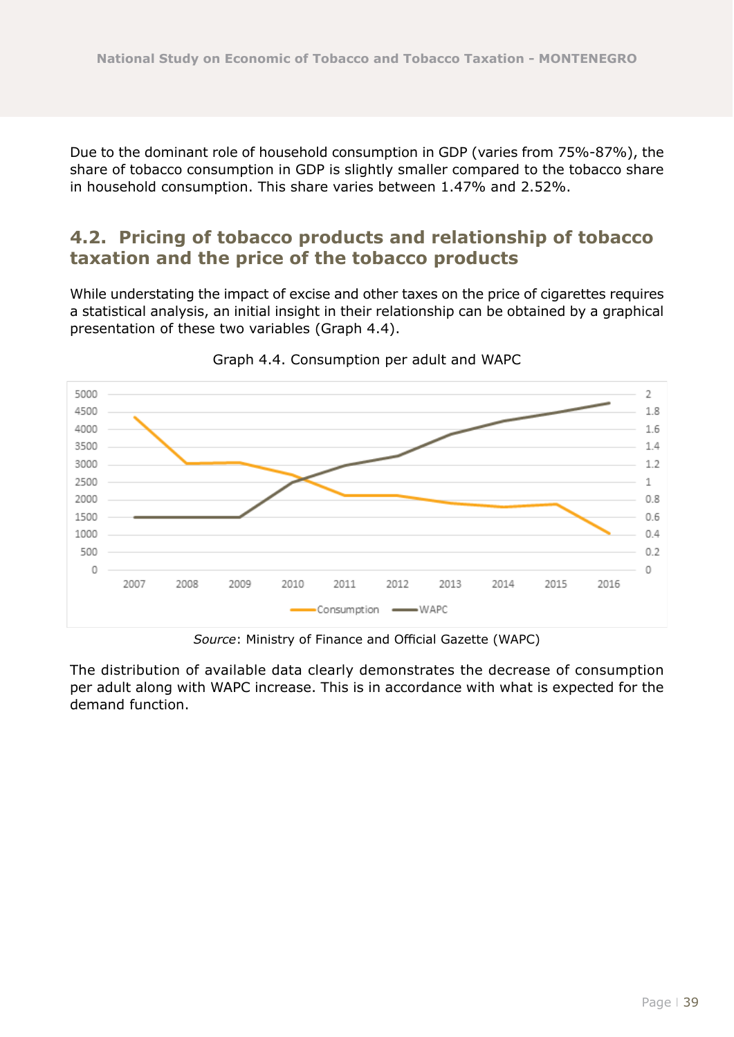Due to the dominant role of household consumption in GDP (varies from 75%-87%), the share of tobacco consumption in GDP is slightly smaller compared to the tobacco share in household consumption. This share varies between 1.47% and 2.52%.

## 4.2. Pricing of tobacco products and relationship of tobacco taxation and the price of the tobacco products

While understating the impact of excise and other taxes on the price of cigarettes requires a statistical analysis, an initial insight in their relationship can be obtained by a graphical presentation of these two variables (Graph 4.4).

Graph 4.4. Consumption per adult and WAPC

*Source*: Ministry of Finance and Official Gazette (WAPC)

The distribution of available data clearly demonstrates the decrease of consumption per adult along with WAPC increase. This is in accordance with what is expected for the demand function.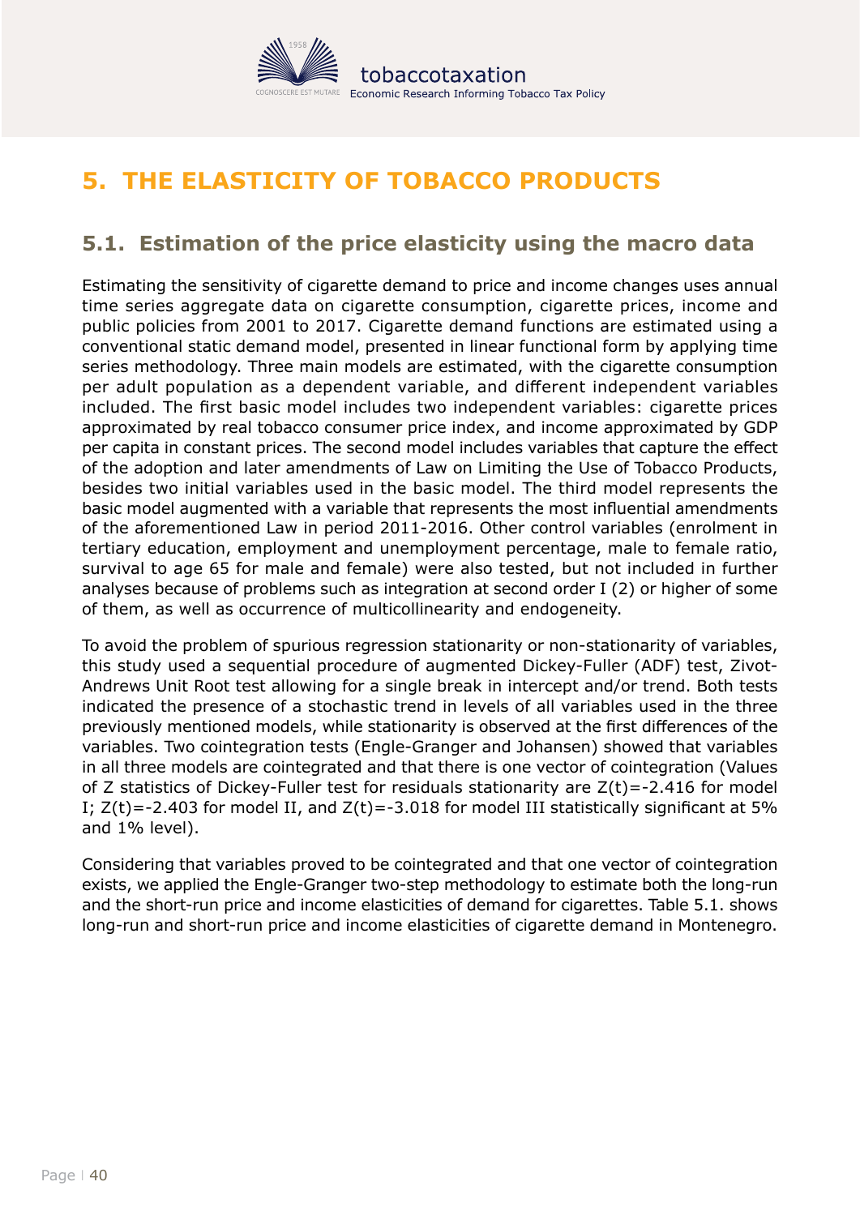# 5. THE ELASTICITY OF TOBACCO PRODUCTS

## 5.1. Estimation of the price elasticity using the macro data

Estimating the sensitivity of cigarette demand to price and income changes uses annual time series aggregate data on cigarette consumption, cigarette prices, income and public policies from 2001 to 2017. Cigarette demand functions are estimated using a conventional static demand model, presented in linear functional form by applying time series methodology. Three main models are estimated, with the cigarette consumption per adult population as a dependent variable, and different independent variables included. The first basic model includes two independent variables: cigarette prices approximated by real tobacco consumer price index, and income approximated by GDP per capita in constant prices. The second model includes variables that capture the effect of the adoption and later amendments of Law on Limiting the Use of Tobacco Products, besides two initial variables used in the basic model. The third model represents the basic model augmented with a variable that represents the most influential amendments of the aforementioned Law in period 2011-2016. Other control variables (enrolment in tertiary education, employment and unemployment percentage, male to female ratio, survival to age 65 for male and female) were also tested, but not included in further analyses because of problems such as integration at second order I (2) or higher of some of them, as well as occurrence of multicollinearity and endogeneity.

To avoid the problem of spurious regression stationarity or non-stationarity of variables, this study used a sequential procedure of augmented Dickey-Fuller (ADF) test, Zivot-Andrews Unit Root test allowing for a single break in intercept and/or trend. Both tests indicated the presence of a stochastic trend in levels of all variables used in the three previously mentioned models, while stationarity is observed at the first differences of the variables. Two cointegration tests (Engle-Granger and Johansen) showed that variables in all three models are cointegrated and that there is one vector of cointegration (Values of Z statistics of Dickey-Fuller test for residuals stationarity are $Z(t)=-2.416$ for model I; $Z(t)=-2.403$ for model II, and $Z(t)=-3.018$ for model III statistically significant at 5% and 1% level).

Considering that variables proved to be cointegrated and that one vector of cointegration exists, we applied the Engle-Granger two-step methodology to estimate both the long-run and the short-run price and income elasticities of demand for cigarettes. Table 5.1. shows long-run and short-run price and income elasticities of cigarette demand in Montenegro.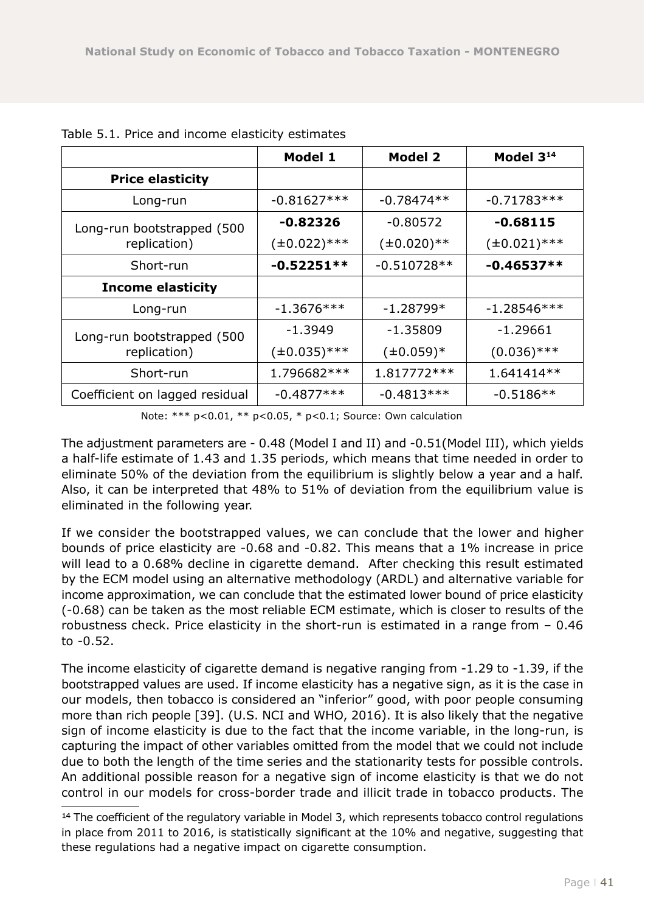Table 5.1. Price and income elasticity estimates

| | Model 1 | Model 2 | Model 3[14] |
|---|---|---|---|
| **Price elasticity** | | | |
| Long-run | -0.81627*** | -0.78474** | -0.71783*** |
| Long-run bootstrapped (500 replication) | **-0.82326** (±0.022)*** | -0.80572 (±0.020)** | **-0.68115** (±0.021)*** |
| Short-run | **-0.52251**** | -0.510728** | **-0.46537**** |
| **Income elasticity** | | | |
| Long-run | -1.3676*** | -1.28799* | -1.28546*** |
| Long-run bootstrapped (500 replication) | -1.3949 (±0.035)*** | -1.35809 (±0.059)* | -1.29661 (0.036)*** |
| Short-run | 1.796682*** | 1.817772*** | 1.641414** |
| Coefficient on lagged residual | -0.4877*** | -0.4813*** | -0.5186** |

Note: *** p<0.01, ** p<0.05, * p<0.1; Source: Own calculation

The adjustment parameters are - 0.48 (Model I and II) and -0.51(Model III), which yields a half-life estimate of 1.43 and 1.35 periods, which means that time needed in order to eliminate 50% of the deviation from the equilibrium is slightly below a year and a half. Also, it can be interpreted that 48% to 51% of deviation from the equilibrium value is eliminated in the following year.

If we consider the bootstrapped values, we can conclude that the lower and higher bounds of price elasticity are -0.68 and -0.82. This means that a 1% increase in price will lead to a 0.68% decline in cigarette demand. After checking this result estimated by the ECM model using an alternative methodology (ARDL) and alternative variable for income approximation, we can conclude that the estimated lower bound of price elasticity (-0.68) can be taken as the most reliable ECM estimate, which is closer to results of the robustness check. Price elasticity in the short-run is estimated in a range from – 0.46 to -0.52.

The income elasticity of cigarette demand is negative ranging from -1.29 to -1.39, if the bootstrapped values are used. If income elasticity has a negative sign, as it is the case in our models, then tobacco is considered an "inferior" good, with poor people consuming more than rich people [39]. (U.S. NCI and WHO, 2016). It is also likely that the negative sign of income elasticity is due to the fact that the income variable, in the long-run, is capturing the impact of other variables omitted from the model that we could not include due to both the length of the time series and the stationarity tests for possible controls. An additional possible reason for a negative sign of income elasticity is that we do not control in our models for cross-border trade and illicit trade in tobacco products. The

[14] The coefficient of the regulatory variable in Model 3, which represents tobacco control regulations in place from 2011 to 2016, is statistically significant at the 10% and negative, suggesting that these regulations had a negative impact on cigarette consumption.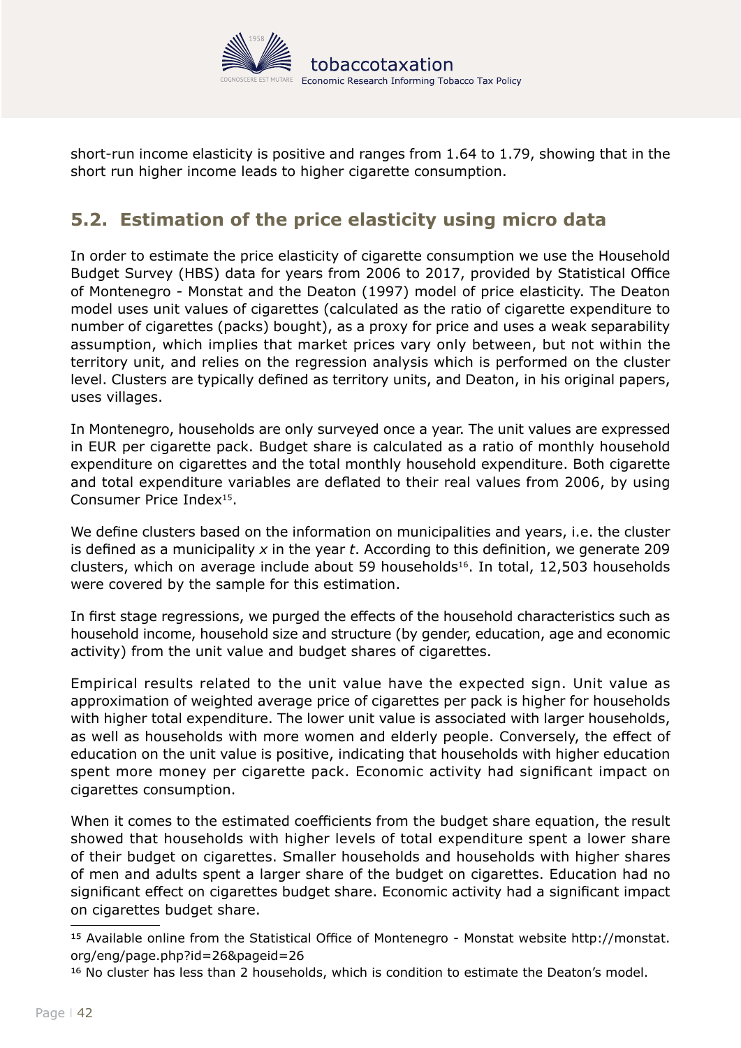short-run income elasticity is positive and ranges from 1.64 to 1.79, showing that in the short run higher income leads to higher cigarette consumption.

## 5.2. Estimation of the price elasticity using micro data

In order to estimate the price elasticity of cigarette consumption we use the Household Budget Survey (HBS) data for years from 2006 to 2017, provided by Statistical Office of Montenegro - Monstat and the Deaton (1997) model of price elasticity. The Deaton model uses unit values of cigarettes (calculated as the ratio of cigarette expenditure to number of cigarettes (packs) bought), as a proxy for price and uses a weak separability assumption, which implies that market prices vary only between, but not within the territory unit, and relies on the regression analysis which is performed on the cluster level. Clusters are typically defined as territory units, and Deaton, in his original papers, uses villages.

In Montenegro, households are only surveyed once a year. The unit values are expressed in EUR per cigarette pack. Budget share is calculated as a ratio of monthly household expenditure on cigarettes and the total monthly household expenditure. Both cigarette and total expenditure variables are deflated to their real values from 2006, by using Consumer Price Index[15].

We define clusters based on the information on municipalities and years, i.e. the cluster is defined as a municipality *x* in the year *t*. According to this definition, we generate 209 clusters, which on average include about 59 households[16]. In total, 12,503 households were covered by the sample for this estimation.

In first stage regressions, we purged the effects of the household characteristics such as household income, household size and structure (by gender, education, age and economic activity) from the unit value and budget shares of cigarettes.

Empirical results related to the unit value have the expected sign. Unit value as approximation of weighted average price of cigarettes per pack is higher for households with higher total expenditure. The lower unit value is associated with larger households, as well as households with more women and elderly people. Conversely, the effect of education on the unit value is positive, indicating that households with higher education spent more money per cigarette pack. Economic activity had significant impact on cigarettes consumption.

When it comes to the estimated coefficients from the budget share equation, the result showed that households with higher levels of total expenditure spent a lower share of their budget on cigarettes. Smaller households and households with higher shares of men and adults spent a larger share of the budget on cigarettes. Education had no significant effect on cigarettes budget share. Economic activity had a significant impact on cigarettes budget share.

---

[15] Available online from the Statistical Office of Montenegro - Monstat website http://monstat.org/eng/page.php?id=26&pageid=26

[16] No cluster has less than 2 households, which is condition to estimate the Deaton's model.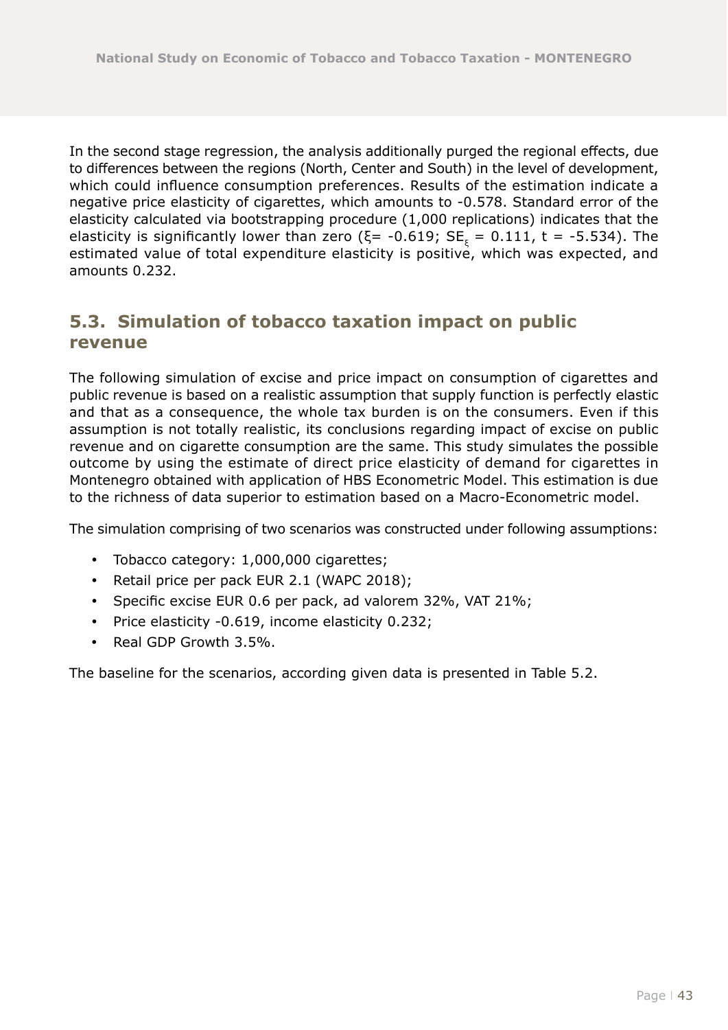In the second stage regression, the analysis additionally purged the regional effects, due to differences between the regions (North, Center and South) in the level of development, which could influence consumption preferences. Results of the estimation indicate a negative price elasticity of cigarettes, which amounts to -0.578. Standard error of the elasticity calculated via bootstrapping procedure (1,000 replications) indicates that the elasticity is significantly lower than zero ($\xi = -0.619$; $SE_{\xi} = 0.111$, $t = -5.534$). The estimated value of total expenditure elasticity is positive, which was expected, and amounts 0.232.

## 5.3. Simulation of tobacco taxation impact on public revenue

The following simulation of excise and price impact on consumption of cigarettes and public revenue is based on a realistic assumption that supply function is perfectly elastic and that as a consequence, the whole tax burden is on the consumers. Even if this assumption is not totally realistic, its conclusions regarding impact of excise on public revenue and on cigarette consumption are the same. This study simulates the possible outcome by using the estimate of direct price elasticity of demand for cigarettes in Montenegro obtained with application of HBS Econometric Model. This estimation is due to the richness of data superior to estimation based on a Macro-Econometric model.

The simulation comprising of two scenarios was constructed under following assumptions:

- Tobacco category: 1,000,000 cigarettes;
- Retail price per pack EUR 2.1 (WAPC 2018);
- Specific excise EUR 0.6 per pack, ad valorem 32%, VAT 21%;
- Price elasticity -0.619, income elasticity 0.232;
- Real GDP Growth 3.5%.

The baseline for the scenarios, according given data is presented in Table 5.2.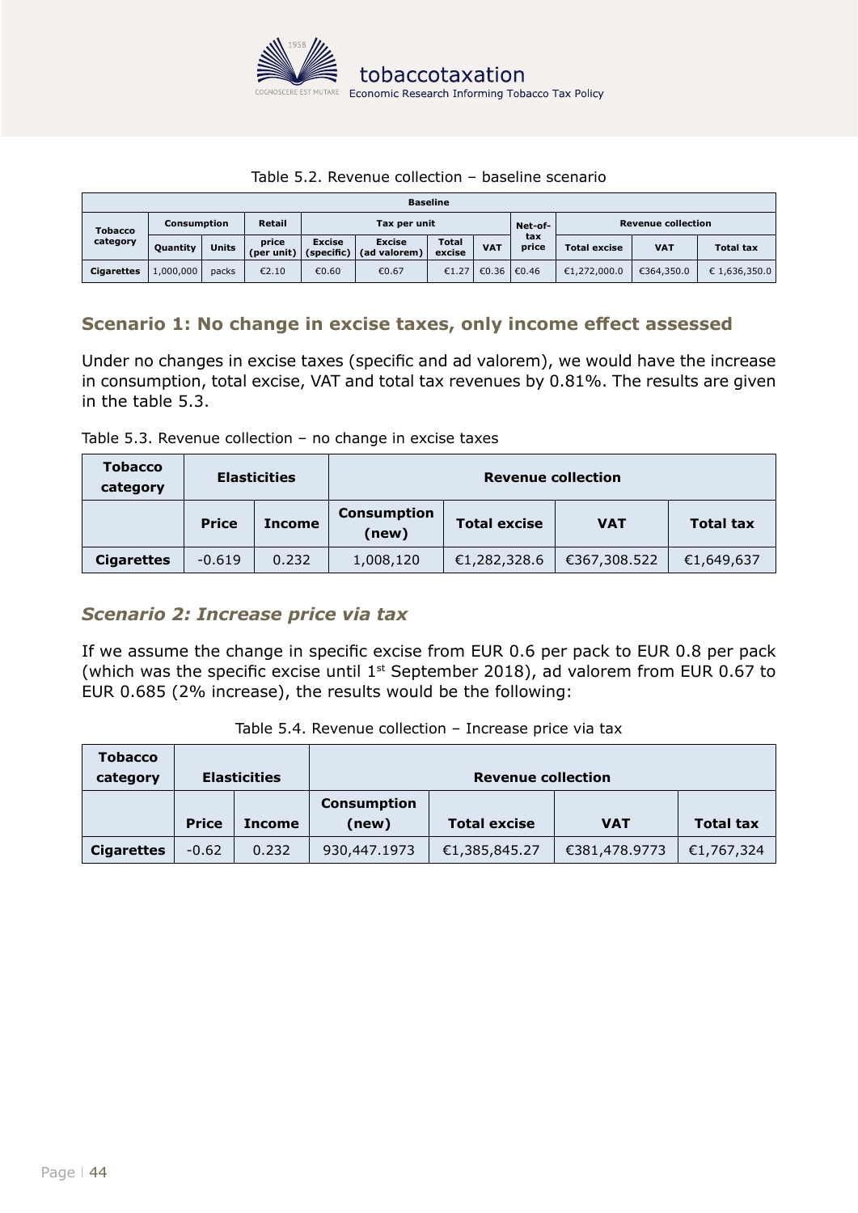Table 5.2. Revenue collection – baseline scenario

| Baseline | | | | | | | | | | | | |
|---|---|---|---|---|---|---|---|---|---|---|---|---|
| Tobacco category | Consumption | | Retail | Tax per unit | | | | Net-of-tax price | Revenue collection | | |
| | Quantity | Units | price (per unit) | Excise (specific) | Excise (ad valorem) | Total excise | VAT | | Total excise | VAT | Total tax |
| Cigarettes | 1,000,000 | packs | €2.10 | €0.60 | €0.67 | €1.27 | €0.36 | €0.46 | €1,272,000.0 | €364,350.0 | € 1,636,350.0 |

## Scenario 1: No change in excise taxes, only income effect assessed

Under no changes in excise taxes (specific and ad valorem), we would have the increase in consumption, total excise, VAT and total tax revenues by 0.81%. The results are given in the table 5.3.

Table 5.3. Revenue collection – no change in excise taxes

| Tobacco category | Elasticities | | Revenue collection | | | |
|---|---|---|---|---|---|---|
| | Price | Income | Consumption (new) | Total excise | VAT | Total tax |
| Cigarettes | -0.619 | 0.232 | 1,008,120 | €1,282,328.6 | €367,308.522 | €1,649,637 |

## *Scenario 2: Increase price via tax*

If we assume the change in specific excise from EUR 0.6 per pack to EUR 0.8 per pack (which was the specific excise until 1st September 2018), ad valorem from EUR 0.67 to EUR 0.685 (2% increase), the results would be the following:

Table 5.4. Revenue collection – Increase price via tax

| Tobacco category | Elasticities | | Revenue collection | | | |
|---|---|---|---|---|---|---|
| | Price | Income | Consumption (new) | Total excise | VAT | Total tax |
| Cigarettes | -0.62 | 0.232 | 930,447.1973 | €1,385,845.27 | €381,478.9773 | €1,767,324 |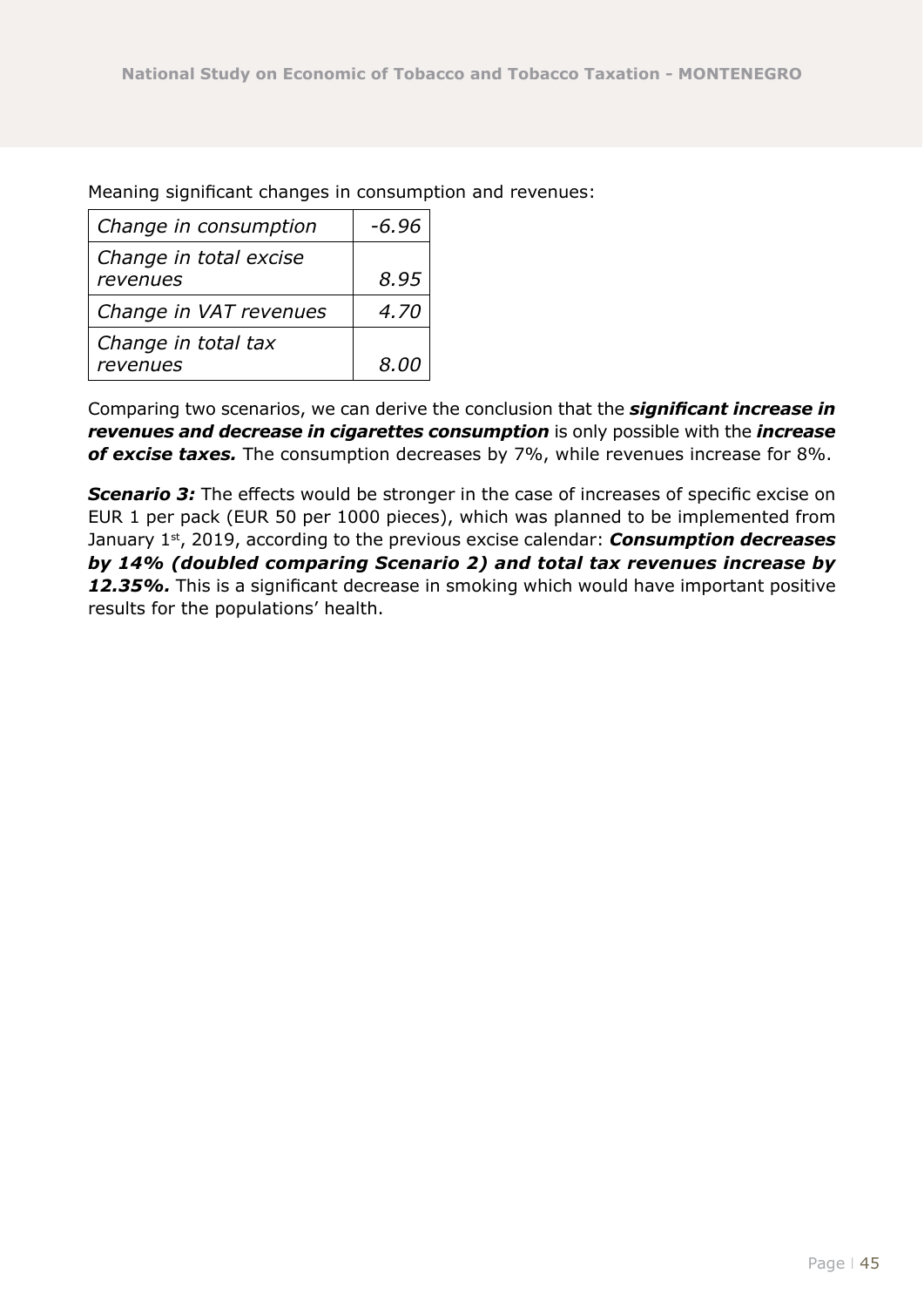Meaning significant changes in consumption and revenues:

| | |
|---|---|
| *Change in consumption* | *-6.96* |
| *Change in total excise revenues* | *8.95* |
| *Change in VAT revenues* | *4.70* |
| *Change in total tax revenues* | *8.00* |

Comparing two scenarios, we can derive the conclusion that the ***significant increase in revenues and decrease in cigarettes consumption*** is only possible with the ***increase of excise taxes.*** The consumption decreases by 7%, while revenues increase for 8%.

***Scenario 3:*** The effects would be stronger in the case of increases of specific excise on EUR 1 per pack (EUR 50 per 1000 pieces), which was planned to be implemented from January 1st, 2019, according to the previous excise calendar: ***Consumption decreases by 14% (doubled comparing Scenario 2) and total tax revenues increase by 12.35%.*** This is a significant decrease in smoking which would have important positive results for the populations' health.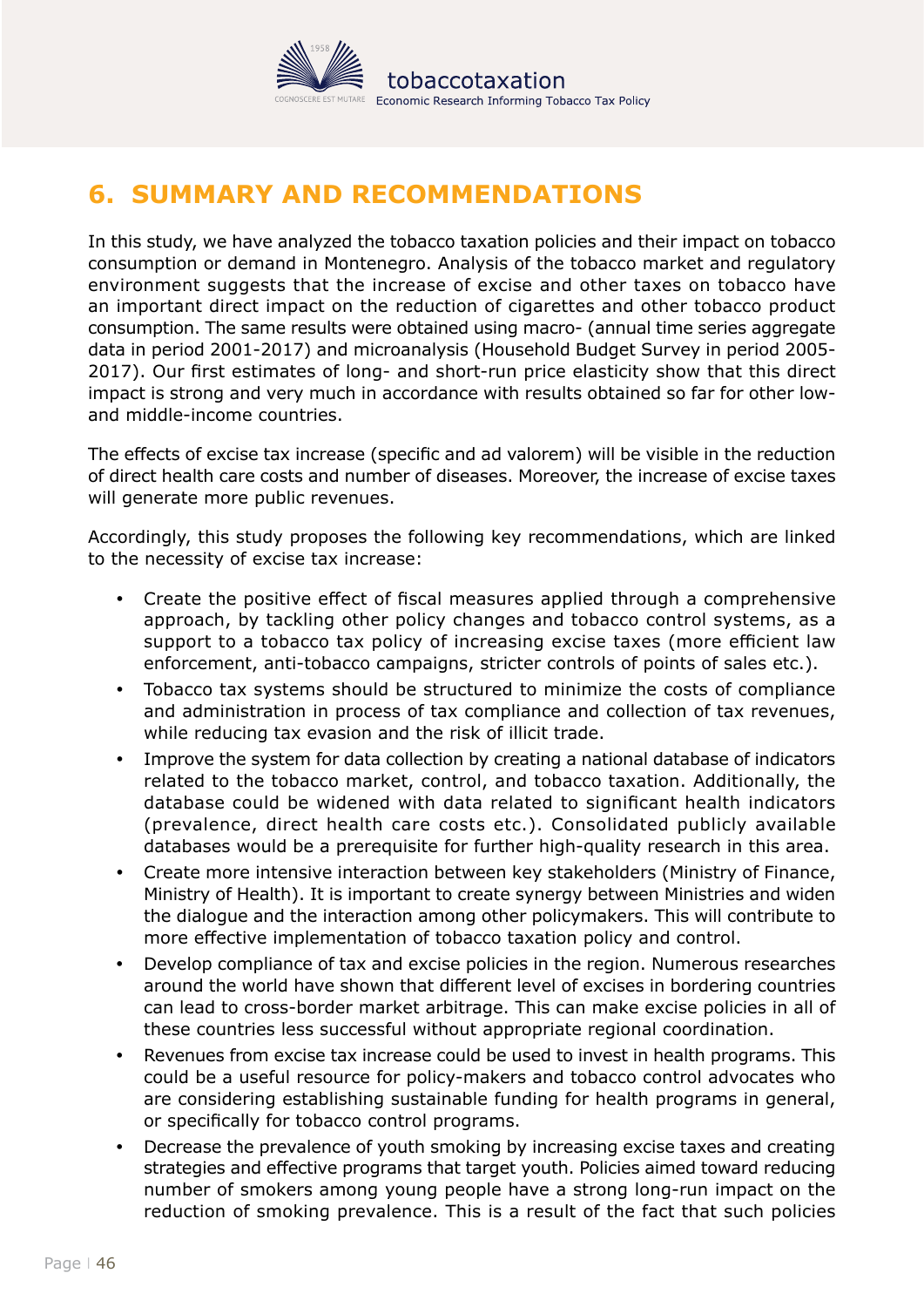# 6. SUMMARY AND RECOMMENDATIONS

In this study, we have analyzed the tobacco taxation policies and their impact on tobacco consumption or demand in Montenegro. Analysis of the tobacco market and regulatory environment suggests that the increase of excise and other taxes on tobacco have an important direct impact on the reduction of cigarettes and other tobacco product consumption. The same results were obtained using macro- (annual time series aggregate data in period 2001-2017) and microanalysis (Household Budget Survey in period 2005-2017). Our first estimates of long- and short-run price elasticity show that this direct impact is strong and very much in accordance with results obtained so far for other low- and middle-income countries.

The effects of excise tax increase (specific and ad valorem) will be visible in the reduction of direct health care costs and number of diseases. Moreover, the increase of excise taxes will generate more public revenues.

Accordingly, this study proposes the following key recommendations, which are linked to the necessity of excise tax increase:

- Create the positive effect of fiscal measures applied through a comprehensive approach, by tackling other policy changes and tobacco control systems, as a support to a tobacco tax policy of increasing excise taxes (more efficient law enforcement, anti-tobacco campaigns, stricter controls of points of sales etc.).
- Tobacco tax systems should be structured to minimize the costs of compliance and administration in process of tax compliance and collection of tax revenues, while reducing tax evasion and the risk of illicit trade.
- Improve the system for data collection by creating a national database of indicators related to the tobacco market, control, and tobacco taxation. Additionally, the database could be widened with data related to significant health indicators (prevalence, direct health care costs etc.). Consolidated publicly available databases would be a prerequisite for further high-quality research in this area.
- Create more intensive interaction between key stakeholders (Ministry of Finance, Ministry of Health). It is important to create synergy between Ministries and widen the dialogue and the interaction among other policymakers. This will contribute to more effective implementation of tobacco taxation policy and control.
- Develop compliance of tax and excise policies in the region. Numerous researches around the world have shown that different level of excises in bordering countries can lead to cross-border market arbitrage. This can make excise policies in all of these countries less successful without appropriate regional coordination.
- Revenues from excise tax increase could be used to invest in health programs. This could be a useful resource for policy-makers and tobacco control advocates who are considering establishing sustainable funding for health programs in general, or specifically for tobacco control programs.
- Decrease the prevalence of youth smoking by increasing excise taxes and creating strategies and effective programs that target youth. Policies aimed toward reducing number of smokers among young people have a strong long-run impact on the reduction of smoking prevalence. This is a result of the fact that such policies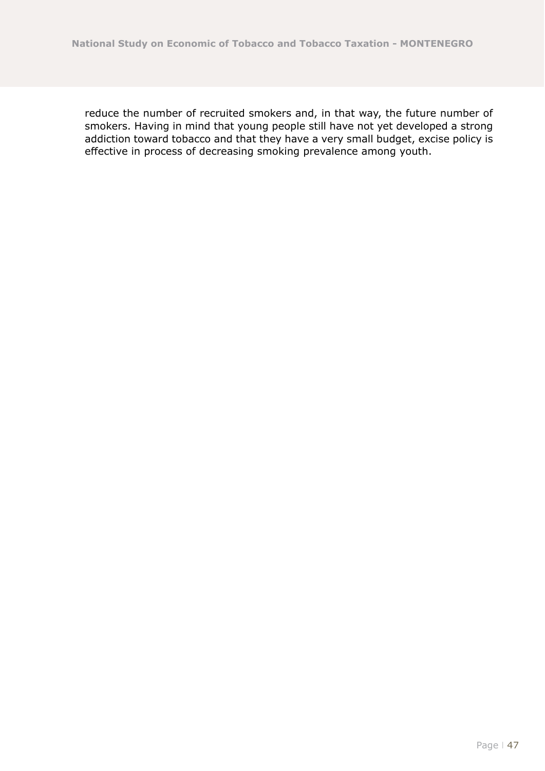reduce the number of recruited smokers and, in that way, the future number of smokers. Having in mind that young people still have not yet developed a strong addiction toward tobacco and that they have a very small budget, excise policy is effective in process of decreasing smoking prevalence among youth.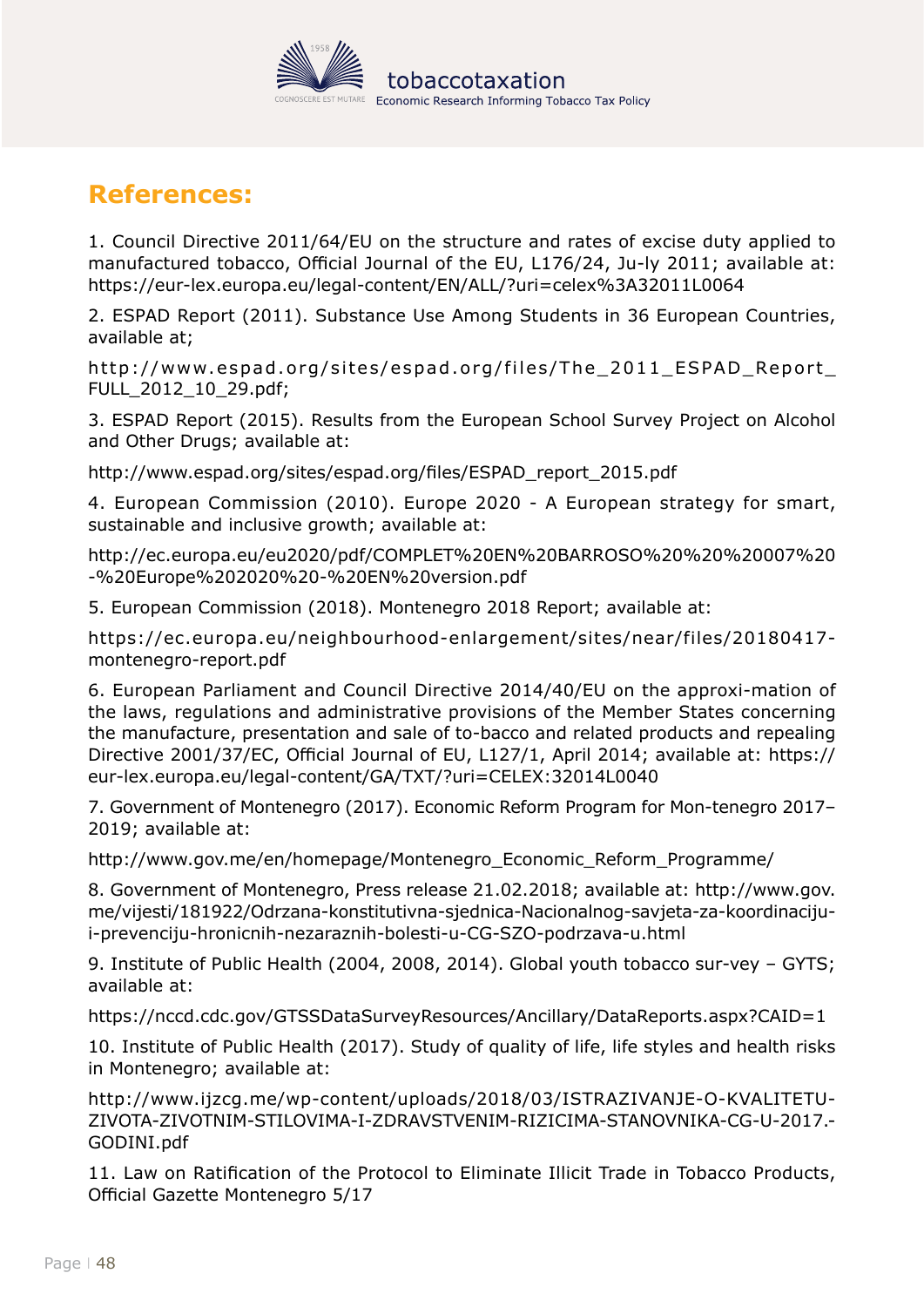## References:

1. Council Directive 2011/64/EU on the structure and rates of excise duty applied to manufactured tobacco, Official Journal of the EU, L176/24, Ju-ly 2011; available at: https://eur-lex.europa.eu/legal-content/EN/ALL/?uri=celex%3A32011L0064

2. ESPAD Report (2011). Substance Use Among Students in 36 European Countries, available at;

http://www.espad.org/sites/espad.org/files/The_2011_ESPAD_Report_FULL_2012_10_29.pdf;

3. ESPAD Report (2015). Results from the European School Survey Project on Alcohol and Other Drugs; available at:

http://www.espad.org/sites/espad.org/files/ESPAD_report_2015.pdf

4. European Commission (2010). Europe 2020 - A European strategy for smart, sustainable and inclusive growth; available at:

http://ec.europa.eu/eu2020/pdf/COMPLET%20EN%20BARROSO%20%20%20007%20-%20Europe%202020%20-%20EN%20version.pdf

5. European Commission (2018). Montenegro 2018 Report; available at:

https://ec.europa.eu/neighbourhood-enlargement/sites/near/files/20180417-montenegro-report.pdf

6. European Parliament and Council Directive 2014/40/EU on the approxi-mation of the laws, regulations and administrative provisions of the Member States concerning the manufacture, presentation and sale of to-bacco and related products and repealing Directive 2001/37/EC, Official Journal of EU, L127/1, April 2014; available at: https://eur-lex.europa.eu/legal-content/GA/TXT/?uri=CELEX:32014L0040

7. Government of Montenegro (2017). Economic Reform Program for Mon-tenegro 2017–2019; available at:

http://www.gov.me/en/homepage/Montenegro_Economic_Reform_Programme/

8. Government of Montenegro, Press release 21.02.2018; available at: http://www.gov.me/vijesti/181922/Odrzana-konstitutivna-sjednica-Nacionalnog-savjeta-za-koordinaciju-i-prevenciju-hronicnih-nezaraznih-bolesti-u-CG-SZO-podrzava-u.html

9. Institute of Public Health (2004, 2008, 2014). Global youth tobacco sur-vey – GYTS; available at:

https://nccd.cdc.gov/GTSSDataSurveyResources/Ancillary/DataReports.aspx?CAID=1

10. Institute of Public Health (2017). Study of quality of life, life styles and health risks in Montenegro; available at:

http://www.ijzcg.me/wp-content/uploads/2018/03/ISTRAZIVANJE-O-KVALITETU-ZIVOTA-ZIVOTNIM-STILOVIMA-I-ZDRAVSTVENIM-RIZICIMA-STANOVNIKA-CG-U-2017.-GODINI.pdf

11. Law on Ratification of the Protocol to Eliminate Illicit Trade in Tobacco Products, Official Gazette Montenegro 5/17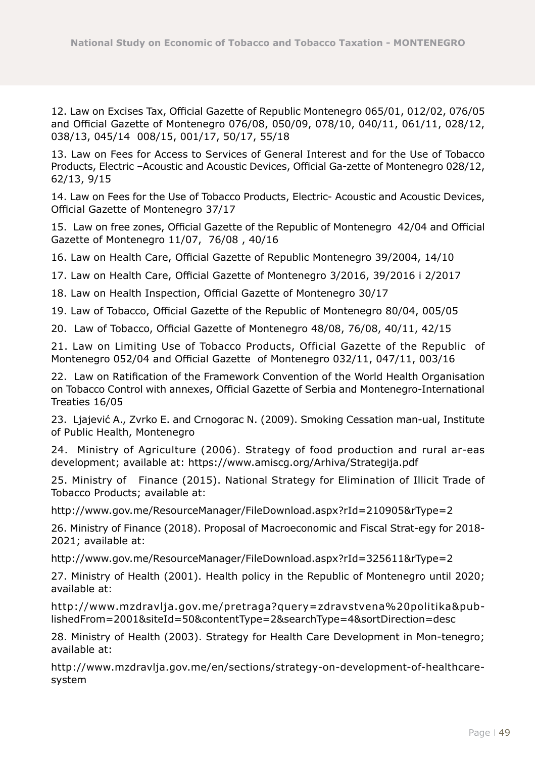12. Law on Excises Tax, Official Gazette of Republic Montenegro 065/01, 012/02, 076/05 and Official Gazette of Montenegro 076/08, 050/09, 078/10, 040/11, 061/11, 028/12, 038/13, 045/14 008/15, 001/17, 50/17, 55/18

13. Law on Fees for Access to Services of General Interest and for the Use of Tobacco Products, Electric –Acoustic and Acoustic Devices, Official Ga-zette of Montenegro 028/12, 62/13, 9/15

14. Law on Fees for the Use of Tobacco Products, Electric- Acoustic and Acoustic Devices, Official Gazette of Montenegro 37/17

15. Law on free zones, Official Gazette of the Republic of Montenegro 42/04 and Official Gazette of Montenegro 11/07, 76/08 , 40/16

16. Law on Health Care, Official Gazette of Republic Montenegro 39/2004, 14/10

17. Law on Health Care, Official Gazette of Montenegro 3/2016, 39/2016 i 2/2017

18. Law on Health Inspection, Official Gazette of Montenegro 30/17

19. Law of Tobacco, Official Gazette of the Republic of Montenegro 80/04, 005/05

20. Law of Tobacco, Official Gazette of Montenegro 48/08, 76/08, 40/11, 42/15

21. Law on Limiting Use of Tobacco Products, Official Gazette of the Republic of Montenegro 052/04 and Official Gazette of Montenegro 032/11, 047/11, 003/16

22. Law on Ratification of the Framework Convention of the World Health Organisation on Tobacco Control with annexes, Official Gazette of Serbia and Montenegro-International Treaties 16/05

23. Ljajević A., Zvrko E. and Crnogorac N. (2009). Smoking Cessation man-ual, Institute of Public Health, Montenegro

24. Ministry of Agriculture (2006). Strategy of food production and rural ar-eas development; available at: https://www.amiscg.org/Arhiva/Strategija.pdf

25. Ministry of Finance (2015). National Strategy for Elimination of Illicit Trade of Tobacco Products; available at:

http://www.gov.me/ResourceManager/FileDownload.aspx?rId=210905&rType=2

26. Ministry of Finance (2018). Proposal of Macroeconomic and Fiscal Strat-egy for 2018-2021; available at:

http://www.gov.me/ResourceManager/FileDownload.aspx?rId=325611&rType=2

27. Ministry of Health (2001). Health policy in the Republic of Montenegro until 2020; available at:

http://www.mzdravlja.gov.me/pretraga?query=zdravstvena%20politika&pub-lishedFrom=2001&siteId=50&contentType=2&searchType=4&sortDirection=desc

28. Ministry of Health (2003). Strategy for Health Care Development in Mon-tenegro; available at:

http://www.mzdravlja.gov.me/en/sections/strategy-on-development-of-healthcare-system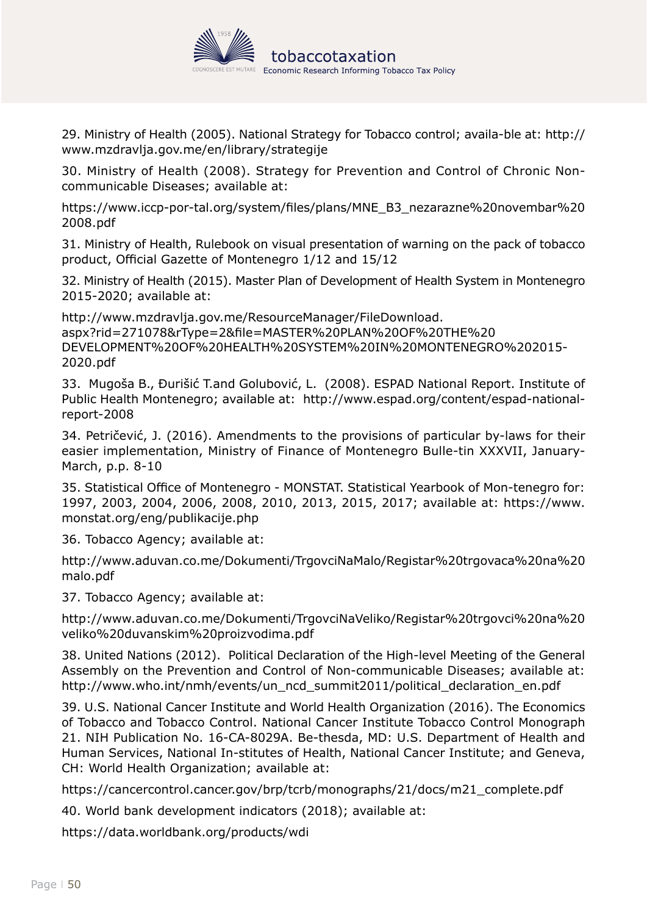29. Ministry of Health (2005). National Strategy for Tobacco control; availa-ble at: http://www.mzdravlja.gov.me/en/library/strategije

30. Ministry of Health (2008). Strategy for Prevention and Control of Chronic Non-communicable Diseases; available at:

https://www.iccp-por-tal.org/system/files/plans/MNE_B3_nezarazne%20novembar%202008.pdf

31. Ministry of Health, Rulebook on visual presentation of warning on the pack of tobacco product, Official Gazette of Montenegro 1/12 and 15/12

32. Ministry of Health (2015). Master Plan of Development of Health System in Montenegro 2015-2020; available at:

http://www.mzdravlja.gov.me/ResourceManager/FileDownload.aspx?rid=271078&rType=2&file=MASTER%20PLAN%20OF%20THE%20DEVELOPMENT%20OF%20HEALTH%20SYSTEM%20IN%20MONTENEGRO%202015-2020.pdf

33. Mugoša B., Đurišić T.and Golubović, L. (2008). ESPAD National Report. Institute of Public Health Montenegro; available at: http://www.espad.org/content/espad-national-report-2008

34. Petričević, J. (2016). Amendments to the provisions of particular by-laws for their easier implementation, Ministry of Finance of Montenegro Bulle-tin XXXVII, January-March, p.p. 8-10

35. Statistical Office of Montenegro - MONSTAT. Statistical Yearbook of Mon-tenegro for: 1997, 2003, 2004, 2006, 2008, 2010, 2013, 2015, 2017; available at: https://www.monstat.org/eng/publikacije.php

36. Tobacco Agency; available at:

http://www.aduvan.co.me/Dokumenti/TrgovciNaMalo/Registar%20trgovaca%20na%20malo.pdf

37. Tobacco Agency; available at:

http://www.aduvan.co.me/Dokumenti/TrgovciNaVeliko/Registar%20trgovci%20na%20veliko%20duvanskim%20proizvodima.pdf

38. United Nations (2012). Political Declaration of the High-level Meeting of the General Assembly on the Prevention and Control of Non-communicable Diseases; available at: http://www.who.int/nmh/events/un_ncd_summit2011/political_declaration_en.pdf

39. U.S. National Cancer Institute and World Health Organization (2016). The Economics of Tobacco and Tobacco Control. National Cancer Institute Tobacco Control Monograph 21. NIH Publication No. 16-CA-8029A. Be-thesda, MD: U.S. Department of Health and Human Services, National In-stitutes of Health, National Cancer Institute; and Geneva, CH: World Health Organization; available at:

https://cancercontrol.cancer.gov/brp/tcrb/monographs/21/docs/m21_complete.pdf

40. World bank development indicators (2018); available at:

https://data.worldbank.org/products/wdi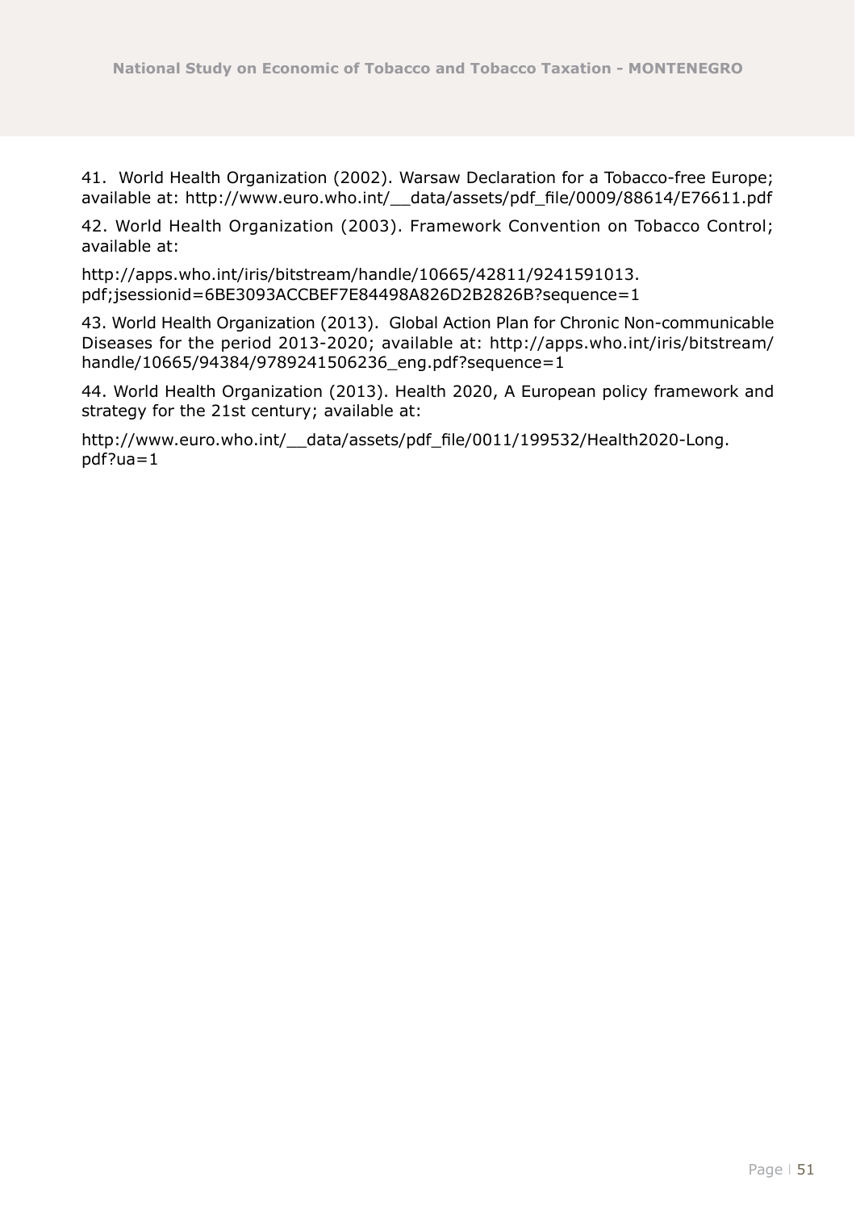41. World Health Organization (2002). Warsaw Declaration for a Tobacco-free Europe; available at: http://www.euro.who.int/__data/assets/pdf_file/0009/88614/E76611.pdf

42. World Health Organization (2003). Framework Convention on Tobacco Control; available at:

http://apps.who.int/iris/bitstream/handle/10665/42811/9241591013.pdf;jsessionid=6BE3093ACCBEF7E84498A826D2B2826B?sequence=1

43. World Health Organization (2013). Global Action Plan for Chronic Non-communicable Diseases for the period 2013-2020; available at: http://apps.who.int/iris/bitstream/handle/10665/94384/9789241506236_eng.pdf?sequence=1

44. World Health Organization (2013). Health 2020, A European policy framework and strategy for the 21st century; available at:

http://www.euro.who.int/__data/assets/pdf_file/0011/199532/Health2020-Long.pdf?ua=1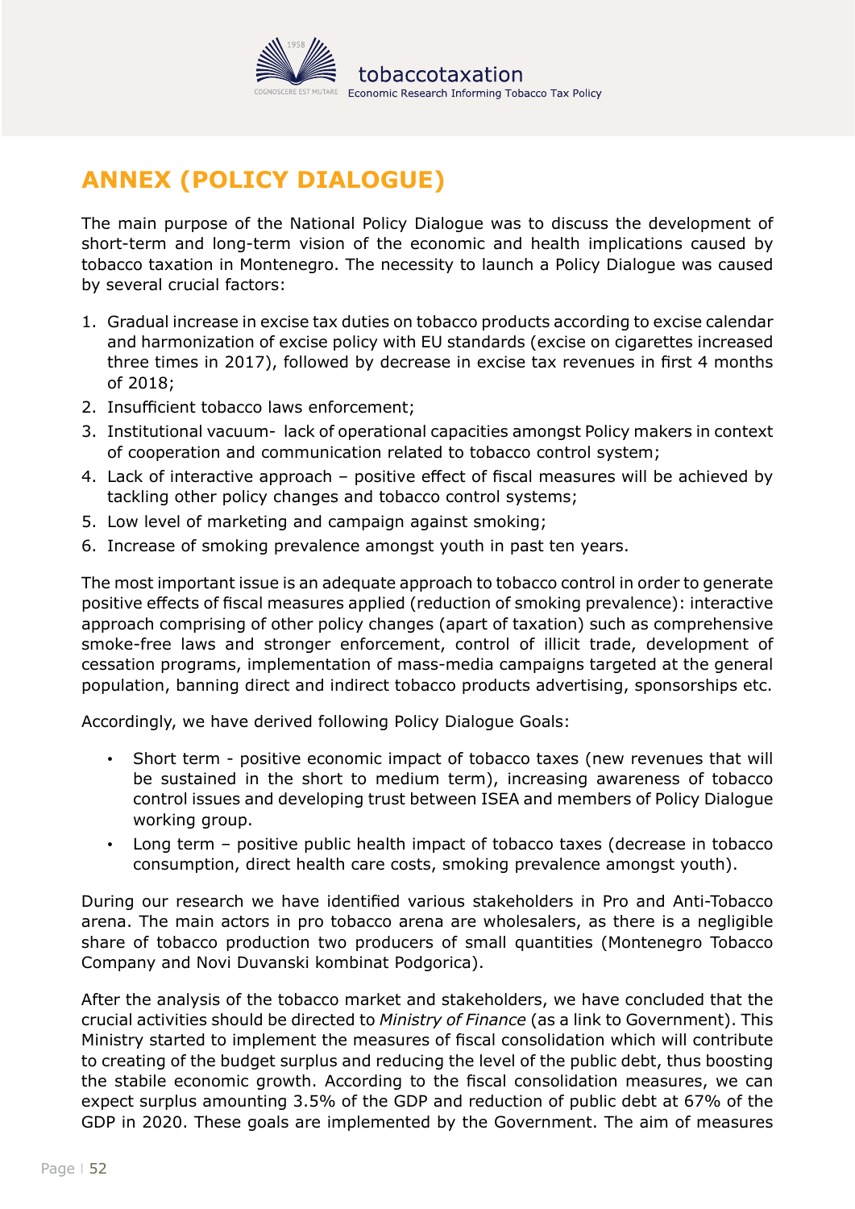# ANNEX (POLICY DIALOGUE)

The main purpose of the National Policy Dialogue was to discuss the development of short-term and long-term vision of the economic and health implications caused by tobacco taxation in Montenegro. The necessity to launch a Policy Dialogue was caused by several crucial factors:

1. Gradual increase in excise tax duties on tobacco products according to excise calendar and harmonization of excise policy with EU standards (excise on cigarettes increased three times in 2017), followed by decrease in excise tax revenues in first 4 months of 2018;
2. Insufficient tobacco laws enforcement;
3. Institutional vacuum- lack of operational capacities amongst Policy makers in context of cooperation and communication related to tobacco control system;
4. Lack of interactive approach – positive effect of fiscal measures will be achieved by tackling other policy changes and tobacco control systems;
5. Low level of marketing and campaign against smoking;
6. Increase of smoking prevalence amongst youth in past ten years.

The most important issue is an adequate approach to tobacco control in order to generate positive effects of fiscal measures applied (reduction of smoking prevalence): interactive approach comprising of other policy changes (apart of taxation) such as comprehensive smoke-free laws and stronger enforcement, control of illicit trade, development of cessation programs, implementation of mass-media campaigns targeted at the general population, banning direct and indirect tobacco products advertising, sponsorships etc.

Accordingly, we have derived following Policy Dialogue Goals:

- Short term - positive economic impact of tobacco taxes (new revenues that will be sustained in the short to medium term), increasing awareness of tobacco control issues and developing trust between ISEA and members of Policy Dialogue working group.
- Long term – positive public health impact of tobacco taxes (decrease in tobacco consumption, direct health care costs, smoking prevalence amongst youth).

During our research we have identified various stakeholders in Pro and Anti-Tobacco arena. The main actors in pro tobacco arena are wholesalers, as there is a negligible share of tobacco production two producers of small quantities (Montenegro Tobacco Company and Novi Duvanski kombinat Podgorica).

After the analysis of the tobacco market and stakeholders, we have concluded that the crucial activities should be directed to *Ministry of Finance* (as a link to Government). This Ministry started to implement the measures of fiscal consolidation which will contribute to creating of the budget surplus and reducing the level of the public debt, thus boosting the stabile economic growth. According to the fiscal consolidation measures, we can expect surplus amounting 3.5% of the GDP and reduction of public debt at 67% of the GDP in 2020. These goals are implemented by the Government. The aim of measures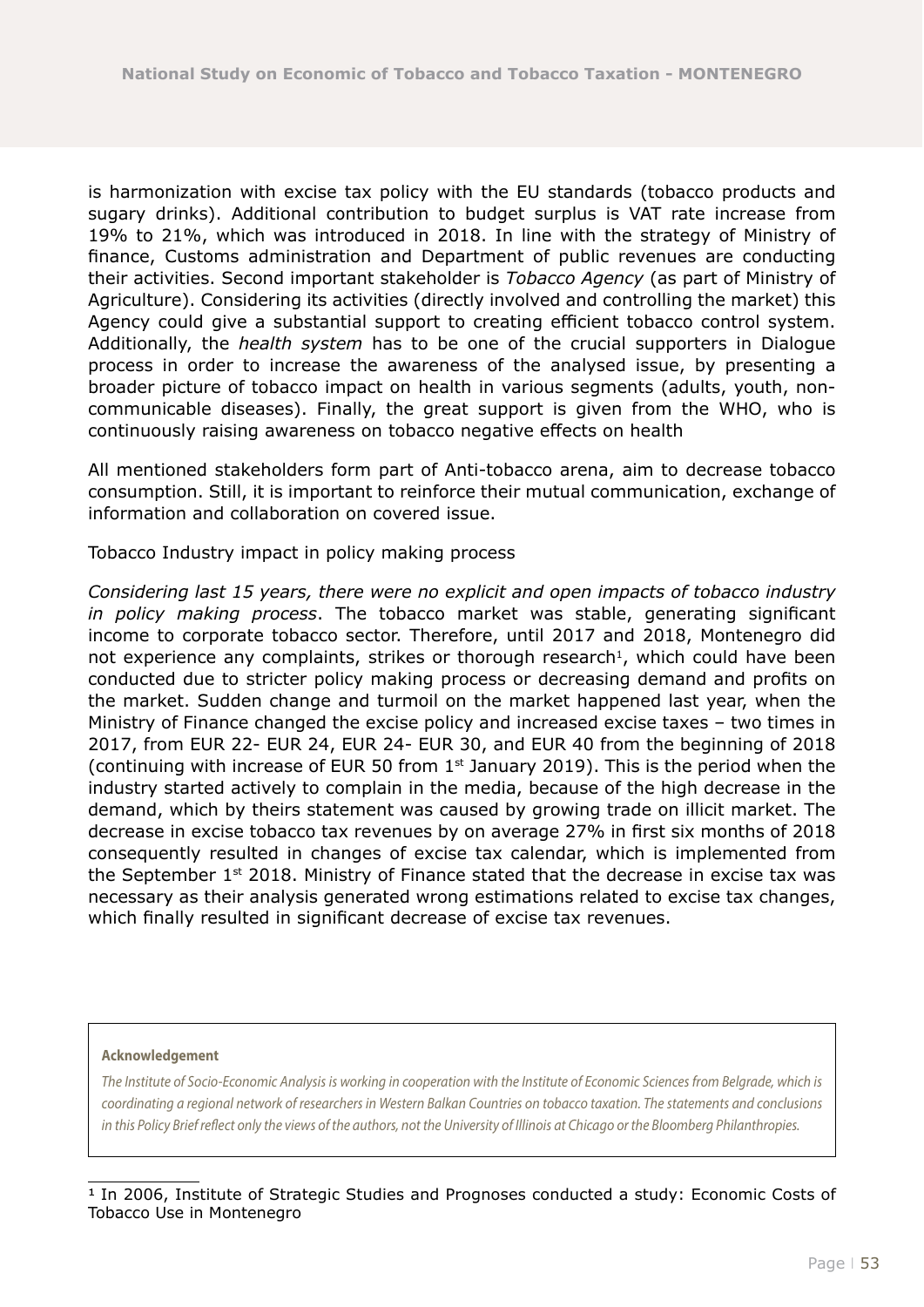is harmonization with excise tax policy with the EU standards (tobacco products and sugary drinks). Additional contribution to budget surplus is VAT rate increase from 19% to 21%, which was introduced in 2018. In line with the strategy of Ministry of finance, Customs administration and Department of public revenues are conducting their activities. Second important stakeholder is *Tobacco Agency* (as part of Ministry of Agriculture). Considering its activities (directly involved and controlling the market) this Agency could give a substantial support to creating efficient tobacco control system. Additionally, the *health system* has to be one of the crucial supporters in Dialogue process in order to increase the awareness of the analysed issue, by presenting a broader picture of tobacco impact on health in various segments (adults, youth, non-communicable diseases). Finally, the great support is given from the WHO, who is continuously raising awareness on tobacco negative effects on health

All mentioned stakeholders form part of Anti-tobacco arena, aim to decrease tobacco consumption. Still, it is important to reinforce their mutual communication, exchange of information and collaboration on covered issue.

Tobacco Industry impact in policy making process

*Considering last 15 years, there were no explicit and open impacts of tobacco industry in policy making process*. The tobacco market was stable, generating significant income to corporate tobacco sector. Therefore, until 2017 and 2018, Montenegro did not experience any complaints, strikes or thorough research[1], which could have been conducted due to stricter policy making process or decreasing demand and profits on the market. Sudden change and turmoil on the market happened last year, when the Ministry of Finance changed the excise policy and increased excise taxes – two times in 2017, from EUR 22- EUR 24, EUR 24- EUR 30, and EUR 40 from the beginning of 2018 (continuing with increase of EUR 50 from 1st January 2019). This is the period when the industry started actively to complain in the media, because of the high decrease in the demand, which by theirs statement was caused by growing trade on illicit market. The decrease in excise tobacco tax revenues by on average 27% in first six months of 2018 consequently resulted in changes of excise tax calendar, which is implemented from the September 1st 2018. Ministry of Finance stated that the decrease in excise tax was necessary as their analysis generated wrong estimations related to excise tax changes, which finally resulted in significant decrease of excise tax revenues.

**Acknowledgement**

*The Institute of Socio-Economic Analysis is working in cooperation with the Institute of Economic Sciences from Belgrade, which is coordinating a regional network of researchers in Western Balkan Countries on tobacco taxation. The statements and conclusions in this Policy Brief reflect only the views of the authors, not the University of Illinois at Chicago or the Bloomberg Philanthropies.*

[1] In 2006, Institute of Strategic Studies and Prognoses conducted a study: Economic Costs of Tobacco Use in Montenegro